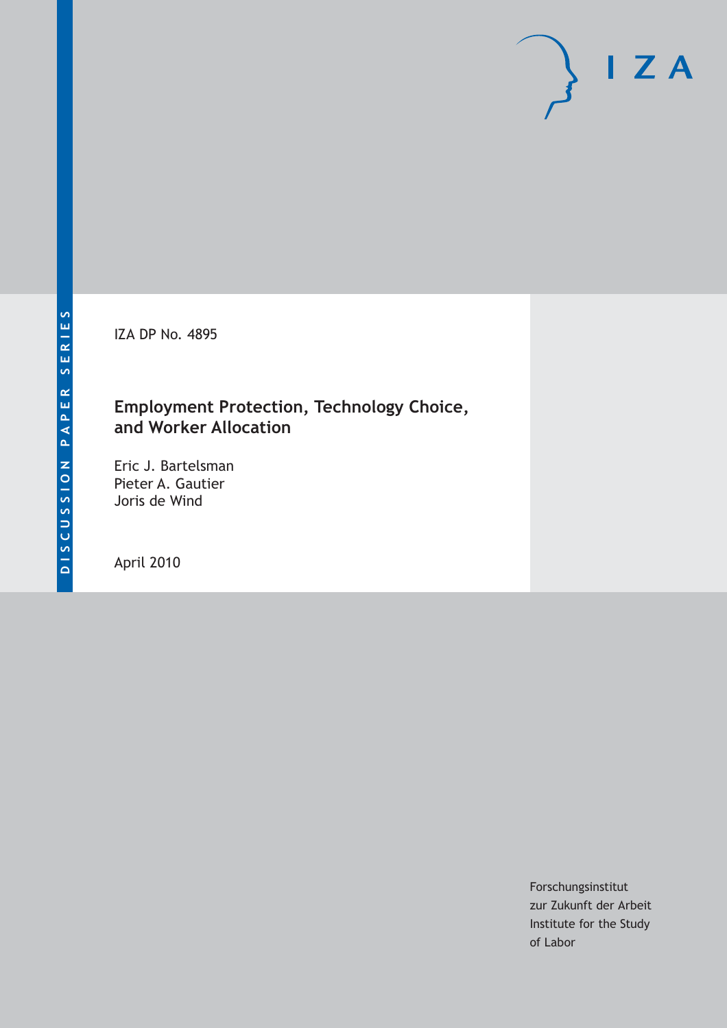DISCUSSION PAPER SERIES

IZA

IZA DP No. 4895

# Employment Protection, Technology Choice, and Worker Allocation

Eric J. Bartelsman
Pieter A. Gautier
Joris de Wind

April 2010

Forschungsinstitut
zur Zukunft der Arbeit
Institute for the Study
of Labor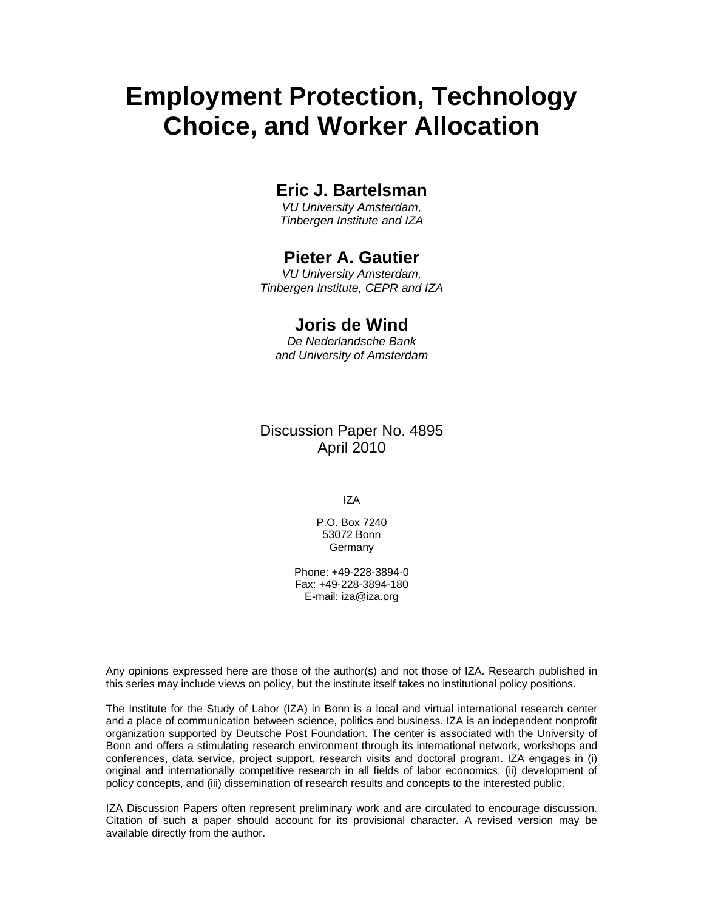# Employment Protection, Technology Choice, and Worker Allocation

**Eric J. Bartelsman**

*VU University Amsterdam, Tinbergen Institute and IZA*

**Pieter A. Gautier**

*VU University Amsterdam, Tinbergen Institute, CEPR and IZA*

**Joris de Wind**

*De Nederlandsche Bank and University of Amsterdam*

Discussion Paper No. 4895
April 2010

IZA

P.O. Box 7240
53072 Bonn
Germany

Phone: +49-228-3894-0
Fax: +49-228-3894-180
E-mail: iza@iza.org

Any opinions expressed here are those of the author(s) and not those of IZA. Research published in this series may include views on policy, but the institute itself takes no institutional policy positions.

The Institute for the Study of Labor (IZA) in Bonn is a local and virtual international research center and a place of communication between science, politics and business. IZA is an independent nonprofit organization supported by Deutsche Post Foundation. The center is associated with the University of Bonn and offers a stimulating research environment through its international network, workshops and conferences, data service, project support, research visits and doctoral program. IZA engages in (i) original and internationally competitive research in all fields of labor economics, (ii) development of policy concepts, and (iii) dissemination of research results and concepts to the interested public.

IZA Discussion Papers often represent preliminary work and are circulated to encourage discussion. Citation of such a paper should account for its provisional character. A revised version may be available directly from the author.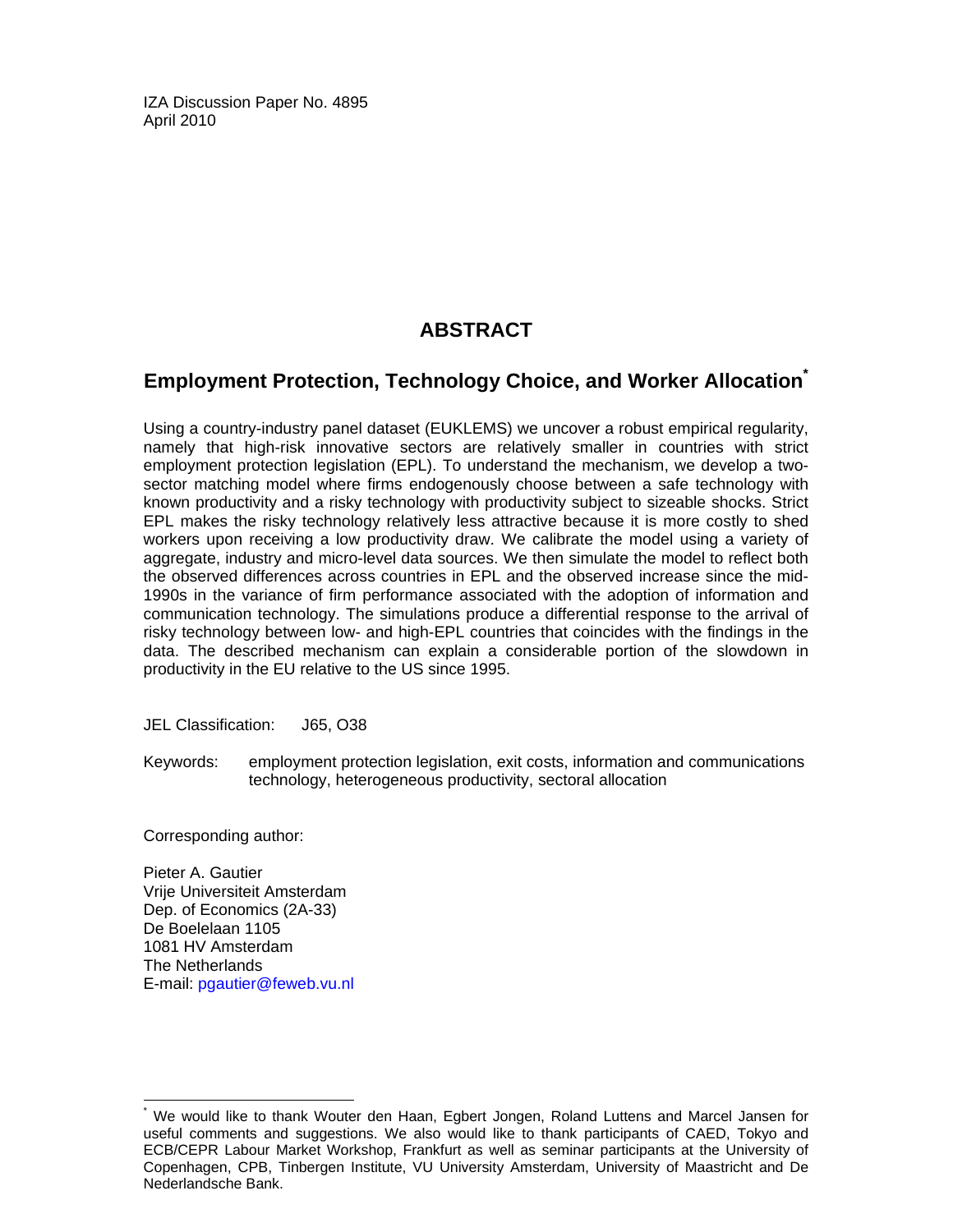IZA Discussion Paper No. 4895
April 2010

# ABSTRACT

## Employment Protection, Technology Choice, and Worker Allocation[*]

Using a country-industry panel dataset (EUKLEMS) we uncover a robust empirical regularity, namely that high-risk innovative sectors are relatively smaller in countries with strict employment protection legislation (EPL). To understand the mechanism, we develop a two-sector matching model where firms endogenously choose between a safe technology with known productivity and a risky technology with productivity subject to sizeable shocks. Strict EPL makes the risky technology relatively less attractive because it is more costly to shed workers upon receiving a low productivity draw. We calibrate the model using a variety of aggregate, industry and micro-level data sources. We then simulate the model to reflect both the observed differences across countries in EPL and the observed increase since the mid-1990s in the variance of firm performance associated with the adoption of information and communication technology. The simulations produce a differential response to the arrival of risky technology between low- and high-EPL countries that coincides with the findings in the data. The described mechanism can explain a considerable portion of the slowdown in productivity in the EU relative to the US since 1995.

JEL Classification: J65, O38

Keywords: employment protection legislation, exit costs, information and communications technology, heterogeneous productivity, sectoral allocation

Corresponding author:

Pieter A. Gautier
Vrije Universiteit Amsterdam
Dep. of Economics (2A-33)
De Boelelaan 1105
1081 HV Amsterdam
The Netherlands
E-mail: pgautier@feweb.vu.nl

[*] We would like to thank Wouter den Haan, Egbert Jongen, Roland Luttens and Marcel Jansen for useful comments and suggestions. We also would like to thank participants of CAED, Tokyo and ECB/CEPR Labour Market Workshop, Frankfurt as well as seminar participants at the University of Copenhagen, CPB, Tinbergen Institute, VU University Amsterdam, University of Maastricht and De Nederlandsche Bank.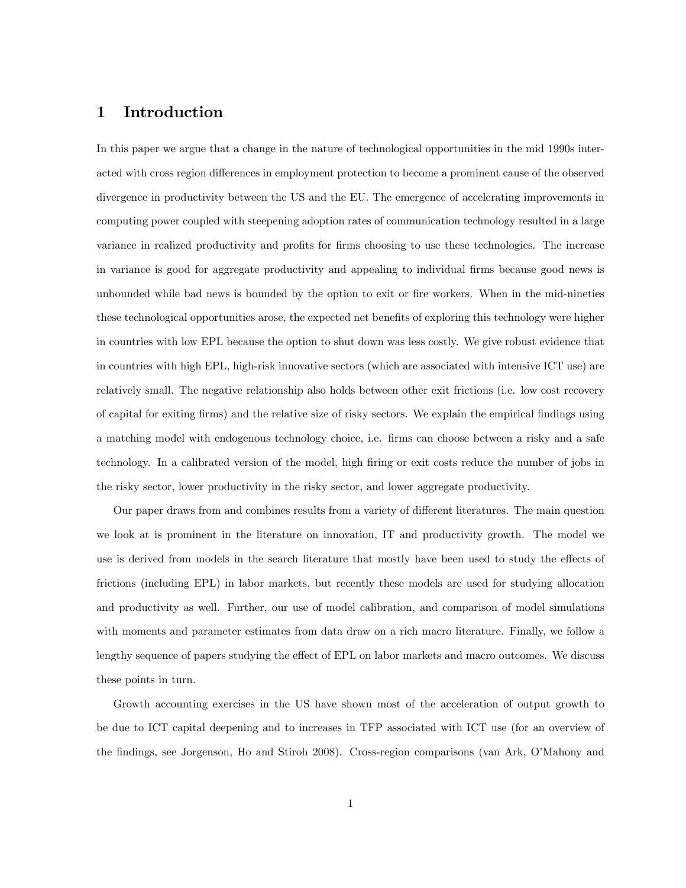# 1 Introduction

In this paper we argue that a change in the nature of technological opportunities in the mid 1990s interacted with cross region differences in employment protection to become a prominent cause of the observed divergence in productivity between the US and the EU. The emergence of accelerating improvements in computing power coupled with steepening adoption rates of communication technology resulted in a large variance in realized productivity and profits for firms choosing to use these technologies. The increase in variance is good for aggregate productivity and appealing to individual firms because good news is unbounded while bad news is bounded by the option to exit or fire workers. When in the mid-nineties these technological opportunities arose, the expected net benefits of exploring this technology were higher in countries with low EPL because the option to shut down was less costly. We give robust evidence that in countries with high EPL, high-risk innovative sectors (which are associated with intensive ICT use) are relatively small. The negative relationship also holds between other exit frictions (i.e. low cost recovery of capital for exiting firms) and the relative size of risky sectors. We explain the empirical findings using a matching model with endogenous technology choice, i.e. firms can choose between a risky and a safe technology. In a calibrated version of the model, high firing or exit costs reduce the number of jobs in the risky sector, lower productivity in the risky sector, and lower aggregate productivity.

Our paper draws from and combines results from a variety of different literatures. The main question we look at is prominent in the literature on innovation, IT and productivity growth. The model we use is derived from models in the search literature that mostly have been used to study the effects of frictions (including EPL) in labor markets, but recently these models are used for studying allocation and productivity as well. Further, our use of model calibration, and comparison of model simulations with moments and parameter estimates from data draw on a rich macro literature. Finally, we follow a lengthy sequence of papers studying the effect of EPL on labor markets and macro outcomes. We discuss these points in turn.

Growth accounting exercises in the US have shown most of the acceleration of output growth to be due to ICT capital deepening and to increases in TFP associated with ICT use (for an overview of the findings, see Jorgenson, Ho and Stiroh 2008). Cross-region comparisons (van Ark, O'Mahony and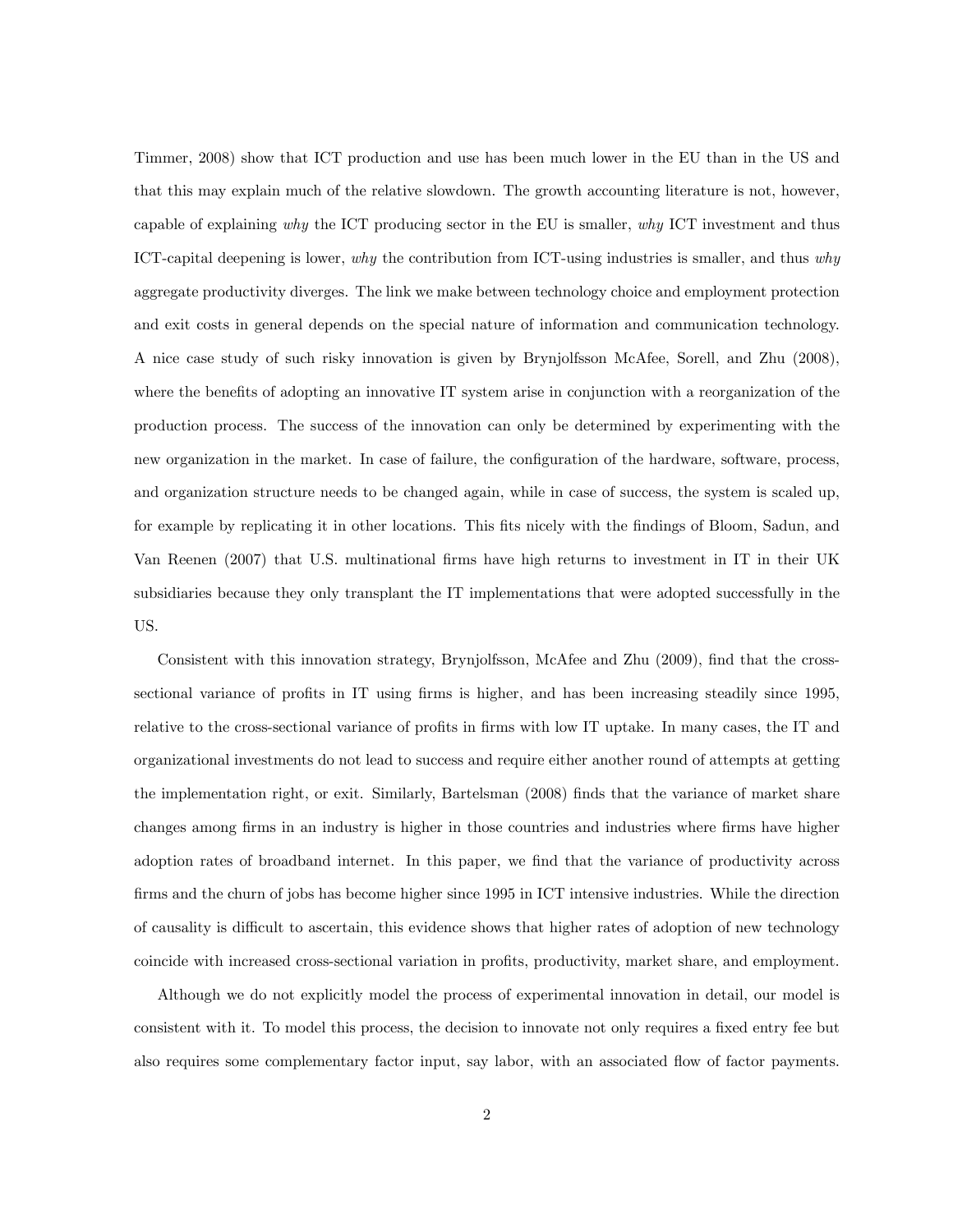Timmer, 2008) show that ICT production and use has been much lower in the EU than in the US and that this may explain much of the relative slowdown. The growth accounting literature is not, however, capable of explaining *why* the ICT producing sector in the EU is smaller, *why* ICT investment and thus ICT-capital deepening is lower, *why* the contribution from ICT-using industries is smaller, and thus *why* aggregate productivity diverges. The link we make between technology choice and employment protection and exit costs in general depends on the special nature of information and communication technology. A nice case study of such risky innovation is given by Brynjolfsson McAfee, Sorell, and Zhu (2008), where the benefits of adopting an innovative IT system arise in conjunction with a reorganization of the production process. The success of the innovation can only be determined by experimenting with the new organization in the market. In case of failure, the configuration of the hardware, software, process, and organization structure needs to be changed again, while in case of success, the system is scaled up, for example by replicating it in other locations. This fits nicely with the findings of Bloom, Sadun, and Van Reenen (2007) that U.S. multinational firms have high returns to investment in IT in their UK subsidiaries because they only transplant the IT implementations that were adopted successfully in the US.

Consistent with this innovation strategy, Brynjolfsson, McAfee and Zhu (2009), find that the cross-sectional variance of profits in IT using firms is higher, and has been increasing steadily since 1995, relative to the cross-sectional variance of profits in firms with low IT uptake. In many cases, the IT and organizational investments do not lead to success and require either another round of attempts at getting the implementation right, or exit. Similarly, Bartelsman (2008) finds that the variance of market share changes among firms in an industry is higher in those countries and industries where firms have higher adoption rates of broadband internet. In this paper, we find that the variance of productivity across firms and the churn of jobs has become higher since 1995 in ICT intensive industries. While the direction of causality is difficult to ascertain, this evidence shows that higher rates of adoption of new technology coincide with increased cross-sectional variation in profits, productivity, market share, and employment.

Although we do not explicitly model the process of experimental innovation in detail, our model is consistent with it. To model this process, the decision to innovate not only requires a fixed entry fee but also requires some complementary factor input, say labor, with an associated flow of factor payments.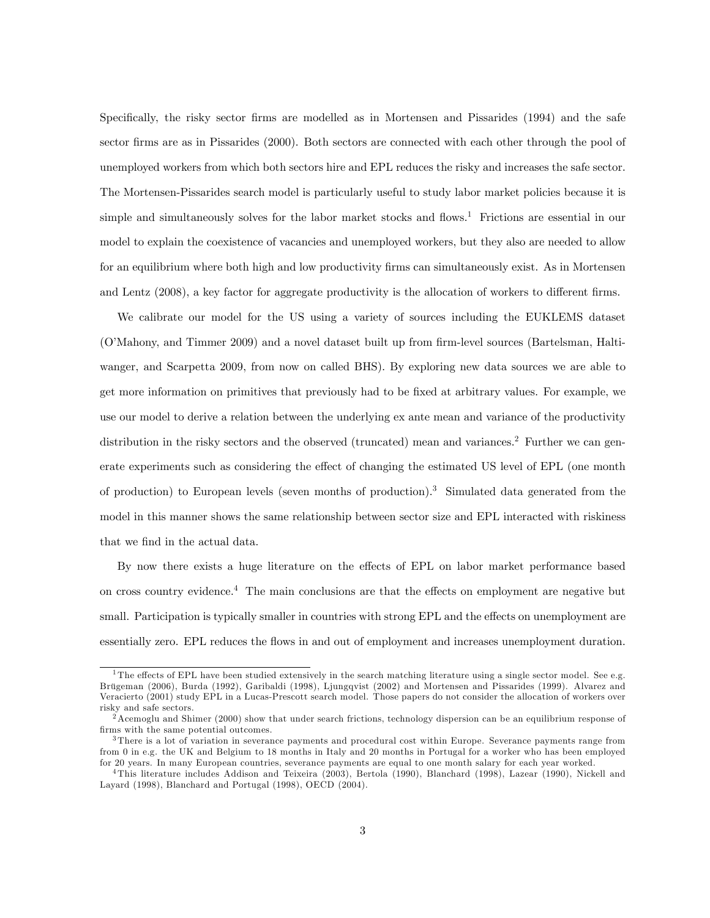Specifically, the risky sector firms are modelled as in Mortensen and Pissarides (1994) and the safe sector firms are as in Pissarides (2000). Both sectors are connected with each other through the pool of unemployed workers from which both sectors hire and EPL reduces the risky and increases the safe sector. The Mortensen-Pissarides search model is particularly useful to study labor market policies because it is simple and simultaneously solves for the labor market stocks and flows.[1] Frictions are essential in our model to explain the coexistence of vacancies and unemployed workers, but they also are needed to allow for an equilibrium where both high and low productivity firms can simultaneously exist. As in Mortensen and Lentz (2008), a key factor for aggregate productivity is the allocation of workers to different firms.

We calibrate our model for the US using a variety of sources including the EUKLEMS dataset (O'Mahony, and Timmer 2009) and a novel dataset built up from firm-level sources (Bartelsman, Haltiwanger, and Scarpetta 2009, from now on called BHS). By exploring new data sources we are able to get more information on primitives that previously had to be fixed at arbitrary values. For example, we use our model to derive a relation between the underlying ex ante mean and variance of the productivity distribution in the risky sectors and the observed (truncated) mean and variances.[2] Further we can generate experiments such as considering the effect of changing the estimated US level of EPL (one month of production) to European levels (seven months of production).[3] Simulated data generated from the model in this manner shows the same relationship between sector size and EPL interacted with riskiness that we find in the actual data.

By now there exists a huge literature on the effects of EPL on labor market performance based on cross country evidence.[4] The main conclusions are that the effects on employment are negative but small. Participation is typically smaller in countries with strong EPL and the effects on unemployment are essentially zero. EPL reduces the flows in and out of employment and increases unemployment duration.

---

[1] The effects of EPL have been studied extensively in the search matching literature using a single sector model. See e.g. Brügeman (2006), Burda (1992), Garibaldi (1998), Ljungqvist (2002) and Mortensen and Pissarides (1999). Alvarez and Veracierto (2001) study EPL in a Lucas-Prescott search model. Those papers do not consider the allocation of workers over risky and safe sectors.

[2] Acemoglu and Shimer (2000) show that under search frictions, technology dispersion can be an equilibrium response of firms with the same potential outcomes.

[3] There is a lot of variation in severance payments and procedural cost within Europe. Severance payments range from from 0 in e.g. the UK and Belgium to 18 months in Italy and 20 months in Portugal for a worker who has been employed for 20 years. In many European countries, severance payments are equal to one month salary for each year worked.

[4] This literature includes Addison and Teixeira (2003), Bertola (1990), Blanchard (1998), Lazear (1990), Nickell and Layard (1998), Blanchard and Portugal (1998), OECD (2004).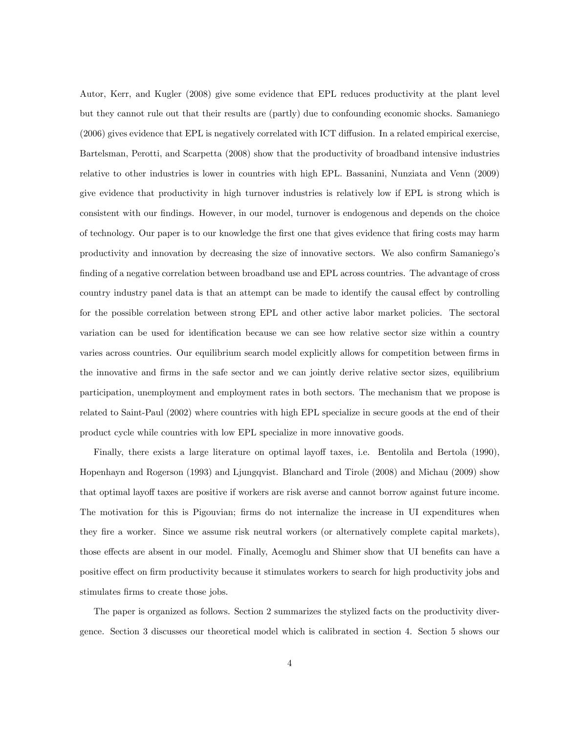Autor, Kerr, and Kugler (2008) give some evidence that EPL reduces productivity at the plant level but they cannot rule out that their results are (partly) due to confounding economic shocks. Samaniego (2006) gives evidence that EPL is negatively correlated with ICT diffusion. In a related empirical exercise, Bartelsman, Perotti, and Scarpetta (2008) show that the productivity of broadband intensive industries relative to other industries is lower in countries with high EPL. Bassanini, Nunziata and Venn (2009) give evidence that productivity in high turnover industries is relatively low if EPL is strong which is consistent with our findings. However, in our model, turnover is endogenous and depends on the choice of technology. Our paper is to our knowledge the first one that gives evidence that firing costs may harm productivity and innovation by decreasing the size of innovative sectors. We also confirm Samaniego's finding of a negative correlation between broadband use and EPL across countries. The advantage of cross country industry panel data is that an attempt can be made to identify the causal effect by controlling for the possible correlation between strong EPL and other active labor market policies. The sectoral variation can be used for identification because we can see how relative sector size within a country varies across countries. Our equilibrium search model explicitly allows for competition between firms in the innovative and firms in the safe sector and we can jointly derive relative sector sizes, equilibrium participation, unemployment and employment rates in both sectors. The mechanism that we propose is related to Saint-Paul (2002) where countries with high EPL specialize in secure goods at the end of their product cycle while countries with low EPL specialize in more innovative goods.

Finally, there exists a large literature on optimal layoff taxes, i.e. Bentolila and Bertola (1990), Hopenhayn and Rogerson (1993) and Ljungqvist. Blanchard and Tirole (2008) and Michau (2009) show that optimal layoff taxes are positive if workers are risk averse and cannot borrow against future income. The motivation for this is Pigouvian; firms do not internalize the increase in UI expenditures when they fire a worker. Since we assume risk neutral workers (or alternatively complete capital markets), those effects are absent in our model. Finally, Acemoglu and Shimer show that UI benefits can have a positive effect on firm productivity because it stimulates workers to search for high productivity jobs and stimulates firms to create those jobs.

The paper is organized as follows. Section 2 summarizes the stylized facts on the productivity divergence. Section 3 discusses our theoretical model which is calibrated in section 4. Section 5 shows our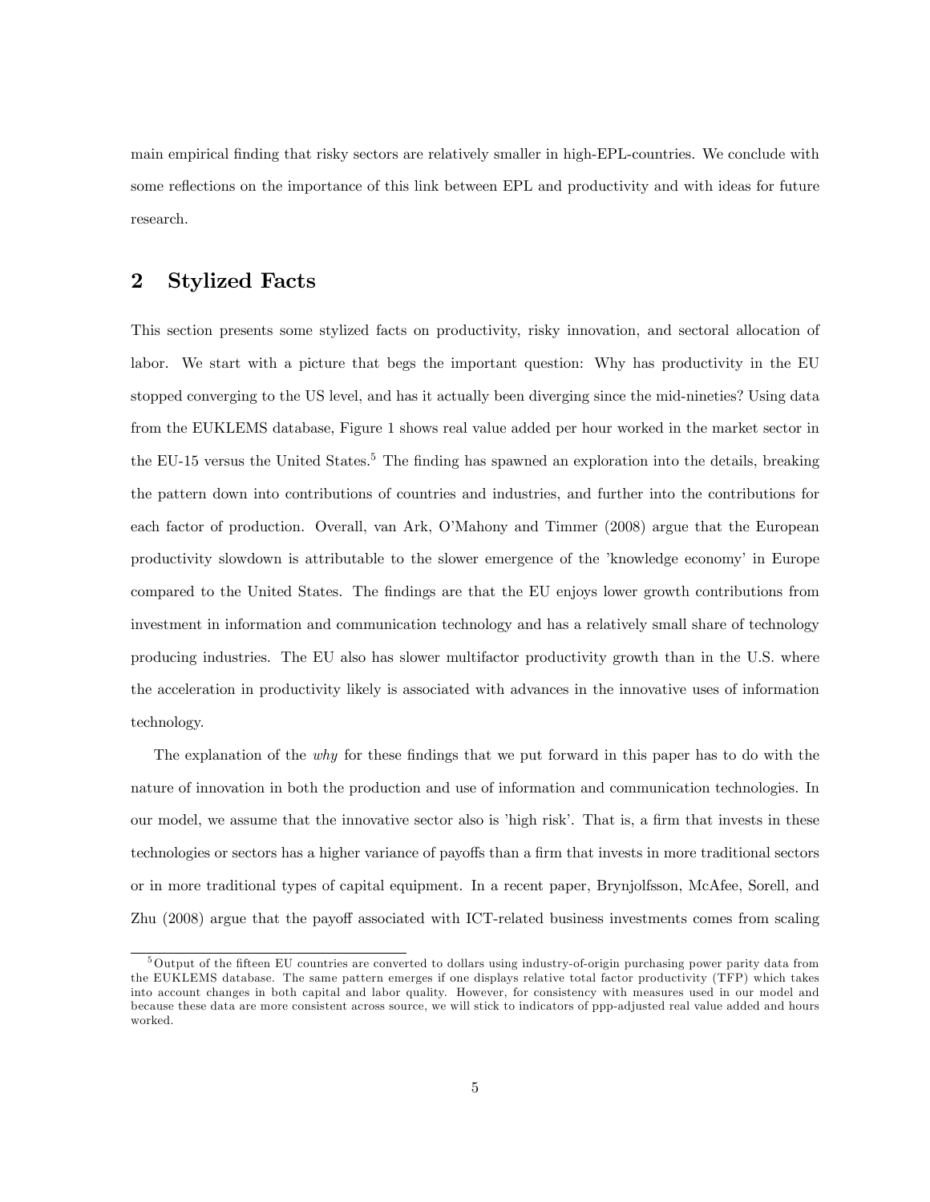main empirical finding that risky sectors are relatively smaller in high-EPL-countries. We conclude with some reflections on the importance of this link between EPL and productivity and with ideas for future research.

## 2 Stylized Facts

This section presents some stylized facts on productivity, risky innovation, and sectoral allocation of labor. We start with a picture that begs the important question: Why has productivity in the EU stopped converging to the US level, and has it actually been diverging since the mid-nineties? Using data from the EUKLEMS database, Figure 1 shows real value added per hour worked in the market sector in the EU-15 versus the United States.[5] The finding has spawned an exploration into the details, breaking the pattern down into contributions of countries and industries, and further into the contributions for each factor of production. Overall, van Ark, O'Mahony and Timmer (2008) argue that the European productivity slowdown is attributable to the slower emergence of the 'knowledge economy' in Europe compared to the United States. The findings are that the EU enjoys lower growth contributions from investment in information and communication technology and has a relatively small share of technology producing industries. The EU also has slower multifactor productivity growth than in the U.S. where the acceleration in productivity likely is associated with advances in the innovative uses of information technology.

The explanation of the *why* for these findings that we put forward in this paper has to do with the nature of innovation in both the production and use of information and communication technologies. In our model, we assume that the innovative sector also is 'high risk'. That is, a firm that invests in these technologies or sectors has a higher variance of payoffs than a firm that invests in more traditional sectors or in more traditional types of capital equipment. In a recent paper, Brynjolfsson, McAfee, Sorell, and Zhu (2008) argue that the payoff associated with ICT-related business investments comes from scaling

[5] Output of the fifteen EU countries are converted to dollars using industry-of-origin purchasing power parity data from the EUKLEMS database. The same pattern emerges if one displays relative total factor productivity (TFP) which takes into account changes in both capital and labor quality. However, for consistency with measures used in our model and because these data are more consistent across source, we will stick to indicators of ppp-adjusted real value added and hours worked.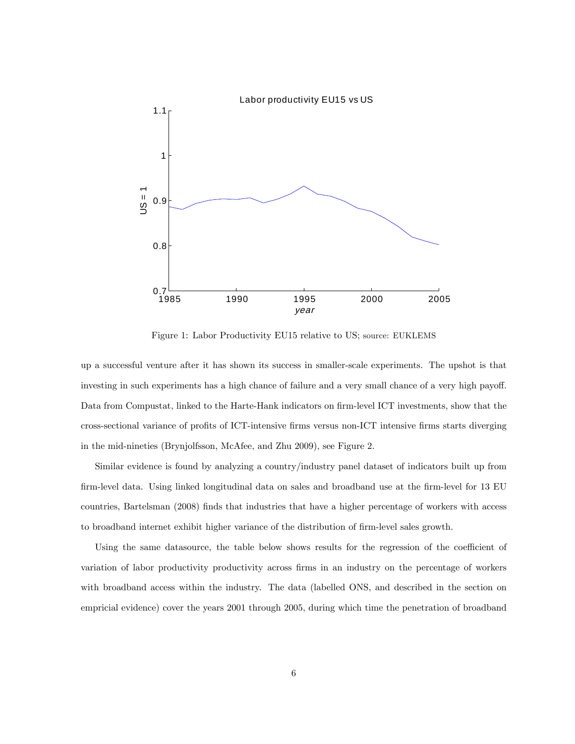Figure 1: Labor Productivity EU15 relative to US; source: EUKLEMS

up a successful venture after it has shown its success in smaller-scale experiments. The upshot is that investing in such experiments has a high chance of failure and a very small chance of a very high payoff. Data from Compustat, linked to the Harte-Hank indicators on firm-level ICT investments, show that the cross-sectional variance of profits of ICT-intensive firms versus non-ICT intensive firms starts diverging in the mid-nineties (Brynjolfsson, McAfee, and Zhu 2009), see Figure 2.

Similar evidence is found by analyzing a country/industry panel dataset of indicators built up from firm-level data. Using linked longitudinal data on sales and broadband use at the firm-level for 13 EU countries, Bartelsman (2008) finds that industries that have a higher percentage of workers with access to broadband internet exhibit higher variance of the distribution of firm-level sales growth.

Using the same datasource, the table below shows results for the regression of the coefficient of variation of labor productivity productivity across firms in an industry on the percentage of workers with broadband access within the industry. The data (labelled ONS, and described in the section on empricial evidence) cover the years 2001 through 2005, during which time the penetration of broadband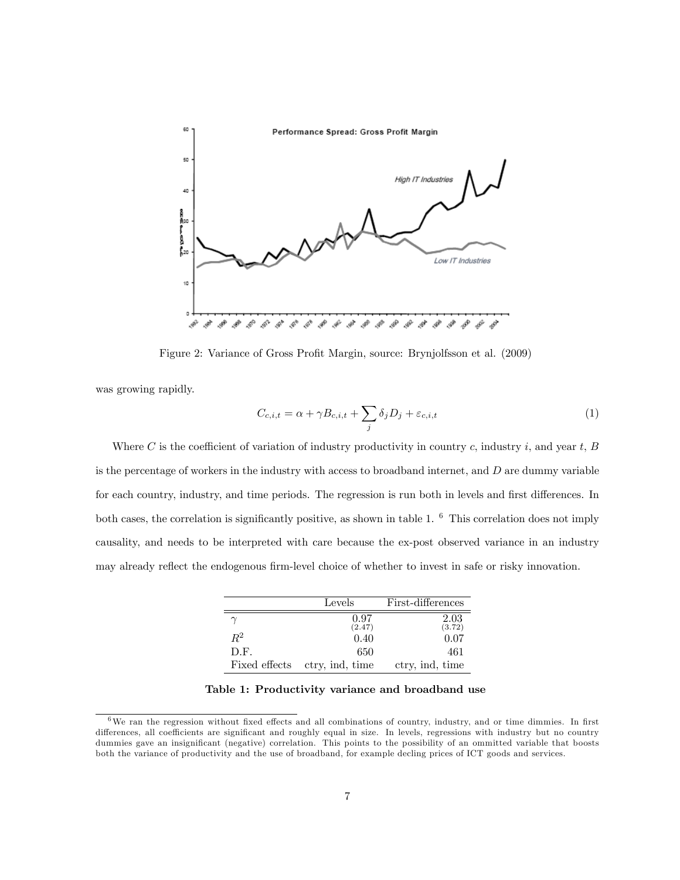Figure 2: Variance of Gross Profit Margin, source: Brynjolfsson et al. (2009)

was growing rapidly.

$$C_{c,i,t} = \alpha + \gamma B_{c,i,t} + \sum_j \delta_j D_j + \varepsilon_{c,i,t} \tag{1}$$

Where $C$ is the coefficient of variation of industry productivity in country $c$, industry $i$, and year $t$, $B$ is the percentage of workers in the industry with access to broadband internet, and $D$ are dummy variable for each country, industry, and time periods. The regression is run both in levels and first differences. In both cases, the correlation is significantly positive, as shown in table 1. [6] This correlation does not imply causality, and needs to be interpreted with care because the ex-post observed variance in an industry may already reflect the endogenous firm-level choice of whether to invest in safe or risky innovation.

| | Levels | First-differences |
|---|---|---|
| $\gamma$ | 0.97 (2.47) | 2.03 (3.72) |
| $R^2$ | 0.40 | 0.07 |
| D.F. | 650 | 461 |
| Fixed effects | ctry, ind, time | ctry, ind, time |

**Table 1: Productivity variance and broadband use**

[6] We ran the regression without fixed effects and all combinations of country, industry, and or time dimmies. In first differences, all coefficients are significant and roughly equal in size. In levels, regressions with industry but no country dummies gave an insignificant (negative) correlation. This points to the possibility of an ommitted variable that boosts both the variance of productivity and the use of broadband, for example decling prices of ICT goods and services.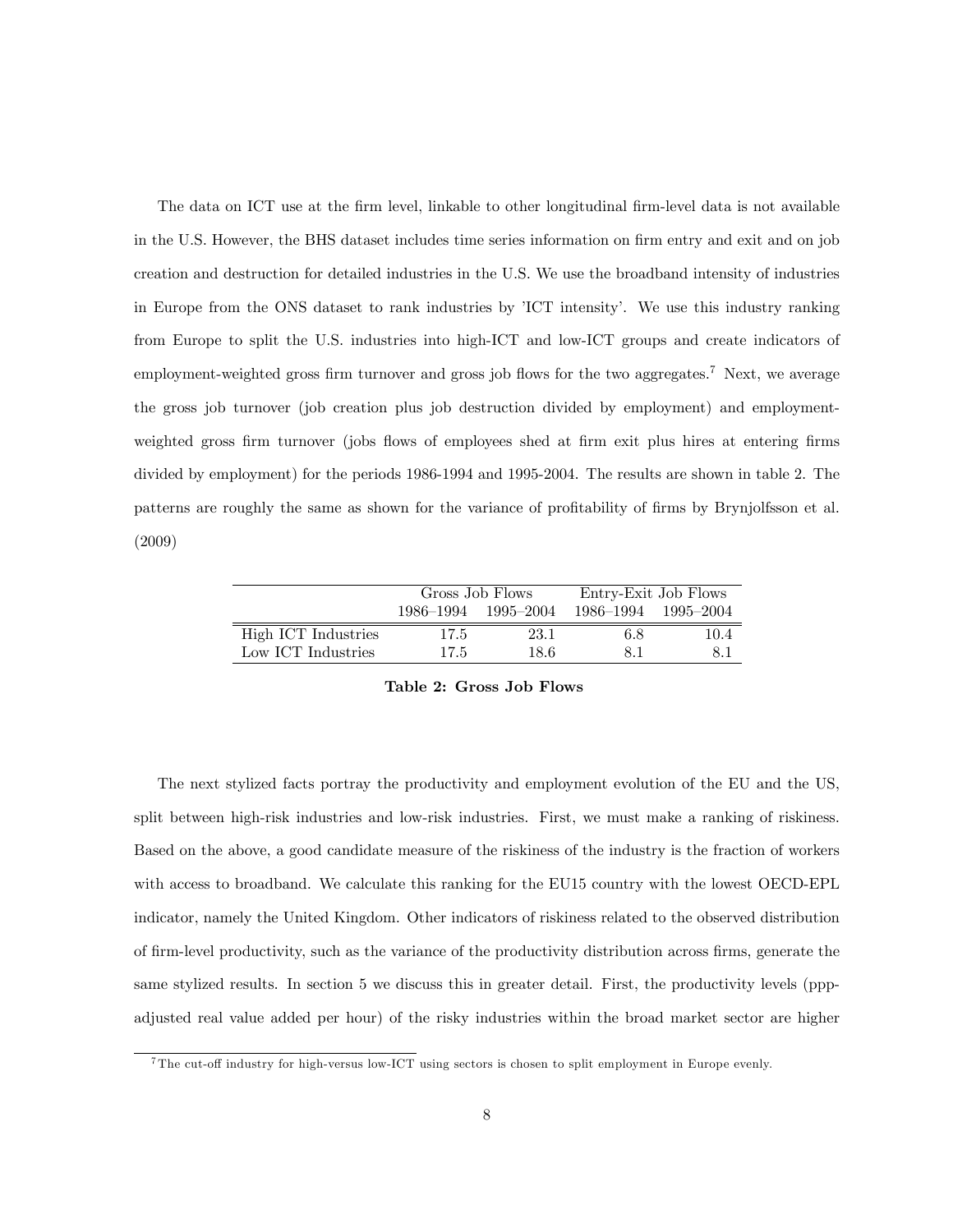The data on ICT use at the firm level, linkable to other longitudinal firm-level data is not available in the U.S. However, the BHS dataset includes time series information on firm entry and exit and on job creation and destruction for detailed industries in the U.S. We use the broadband intensity of industries in Europe from the ONS dataset to rank industries by 'ICT intensity'. We use this industry ranking from Europe to split the U.S. industries into high-ICT and low-ICT groups and create indicators of employment-weighted gross firm turnover and gross job flows for the two aggregates.[7] Next, we average the gross job turnover (job creation plus job destruction divided by employment) and employment-weighted gross firm turnover (jobs flows of employees shed at firm exit plus hires at entering firms divided by employment) for the periods 1986-1994 and 1995-2004. The results are shown in table 2. The patterns are roughly the same as shown for the variance of profitability of firms by Brynjolfsson et al. (2009)

| | Gross Job Flows | | Entry-Exit Job Flows | |
|---|---|---|---|---|
| | 1986–1994 | 1995–2004 | 1986–1994 | 1995–2004 |
| High ICT Industries | 17.5 | 23.1 | 6.8 | 10.4 |
| Low ICT Industries | 17.5 | 18.6 | 8.1 | 8.1 |

**Table 2: Gross Job Flows**

The next stylized facts portray the productivity and employment evolution of the EU and the US, split between high-risk industries and low-risk industries. First, we must make a ranking of riskiness. Based on the above, a good candidate measure of the riskiness of the industry is the fraction of workers with access to broadband. We calculate this ranking for the EU15 country with the lowest OECD-EPL indicator, namely the United Kingdom. Other indicators of riskiness related to the observed distribution of firm-level productivity, such as the variance of the productivity distribution across firms, generate the same stylized results. In section 5 we discuss this in greater detail. First, the productivity levels (ppp-adjusted real value added per hour) of the risky industries within the broad market sector are higher

[7] The cut-off industry for high-versus low-ICT using sectors is chosen to split employment in Europe evenly.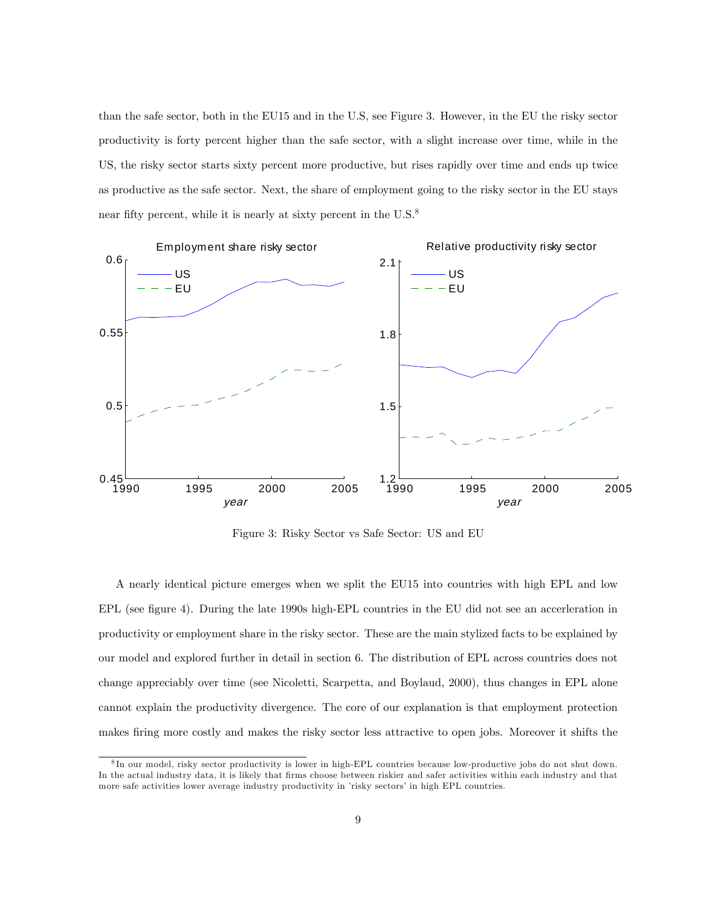than the safe sector, both in the EU15 and in the U.S, see Figure 3. However, in the EU the risky sector productivity is forty percent higher than the safe sector, with a slight increase over time, while in the US, the risky sector starts sixty percent more productive, but rises rapidly over time and ends up twice as productive as the safe sector. Next, the share of employment going to the risky sector in the EU stays near fifty percent, while it is nearly at sixty percent in the U.S.[8]

Figure 3: Risky Sector vs Safe Sector: US and EU

A nearly identical picture emerges when we split the EU15 into countries with high EPL and low EPL (see figure 4). During the late 1990s high-EPL countries in the EU did not see an accerleration in productivity or employment share in the risky sector. These are the main stylized facts to be explained by our model and explored further in detail in section 6. The distribution of EPL across countries does not change appreciably over time (see Nicoletti, Scarpetta, and Boylaud, 2000), thus changes in EPL alone cannot explain the productivity divergence. The core of our explanation is that employment protection makes firing more costly and makes the risky sector less attractive to open jobs. Moreover it shifts the

[8] In our model, risky sector productivity is lower in high-EPL countries because low-productive jobs do not shut down. In the actual industry data, it is likely that firms choose between riskier and safer activities within each industry and that more safe activities lower average industry productivity in 'risky sectors' in high EPL countries.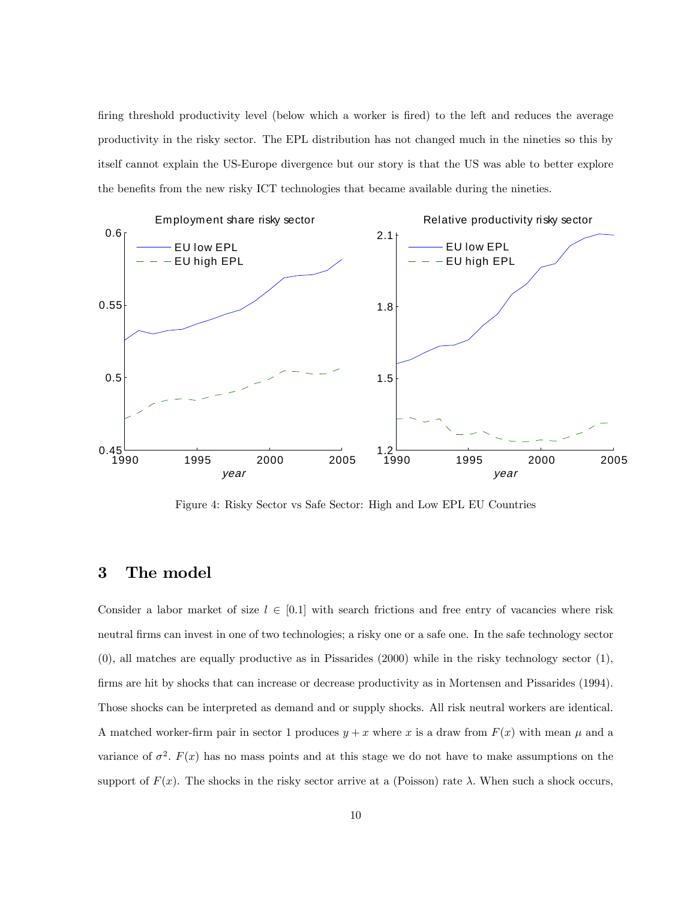firing threshold productivity level (below which a worker is fired) to the left and reduces the average productivity in the risky sector. The EPL distribution has not changed much in the nineties so this by itself cannot explain the US-Europe divergence but our story is that the US was able to better explore the benefits from the new risky ICT technologies that became available during the nineties.

Figure 4: Risky Sector vs Safe Sector: High and Low EPL EU Countries

## 3 The model

Consider a labor market of size $l \in [0.1]$ with search frictions and free entry of vacancies where risk neutral firms can invest in one of two technologies; a risky one or a safe one. In the safe technology sector (0), all matches are equally productive as in Pissarides (2000) while in the risky technology sector (1), firms are hit by shocks that can increase or decrease productivity as in Mortensen and Pissarides (1994). Those shocks can be interpreted as demand and or supply shocks. All risk neutral workers are identical. A matched worker-firm pair in sector 1 produces $y + x$ where $x$ is a draw from $F(x)$ with mean $\mu$ and a variance of $\sigma^2$. $F(x)$ has no mass points and at this stage we do not have to make assumptions on the support of $F(x)$. The shocks in the risky sector arrive at a (Poisson) rate $\lambda$. When such a shock occurs,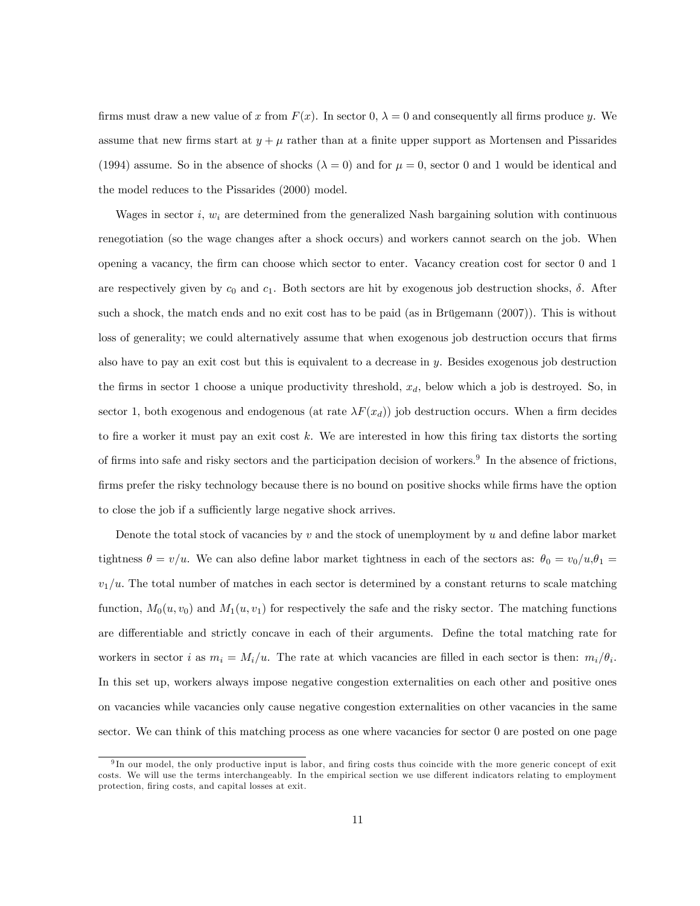firms must draw a new value of $x$ from $F(x)$. In sector 0, $\lambda = 0$ and consequently all firms produce $y$. We assume that new firms start at $y + \mu$ rather than at a finite upper support as Mortensen and Pissarides (1994) assume. So in the absence of shocks ($\lambda = 0$) and for $\mu = 0$, sector 0 and 1 would be identical and the model reduces to the Pissarides (2000) model.

Wages in sector $i$, $w_i$ are determined from the generalized Nash bargaining solution with continuous renegotiation (so the wage changes after a shock occurs) and workers cannot search on the job. When opening a vacancy, the firm can choose which sector to enter. Vacancy creation cost for sector 0 and 1 are respectively given by $c_0$ and $c_1$. Both sectors are hit by exogenous job destruction shocks, $\delta$. After such a shock, the match ends and no exit cost has to be paid (as in Brügemann (2007)). This is without loss of generality; we could alternatively assume that when exogenous job destruction occurs that firms also have to pay an exit cost but this is equivalent to a decrease in $y$. Besides exogenous job destruction the firms in sector 1 choose a unique productivity threshold, $x_d$, below which a job is destroyed. So, in sector 1, both exogenous and endogenous (at rate $\lambda F(x_d)$) job destruction occurs. When a firm decides to fire a worker it must pay an exit cost $k$. We are interested in how this firing tax distorts the sorting of firms into safe and risky sectors and the participation decision of workers.[9] In the absence of frictions, firms prefer the risky technology because there is no bound on positive shocks while firms have the option to close the job if a sufficiently large negative shock arrives.

Denote the total stock of vacancies by $v$ and the stock of unemployment by $u$ and define labor market tightness $\theta = v/u$. We can also define labor market tightness in each of the sectors as: $\theta_0 = v_0/u, \theta_1 = v_1/u$. The total number of matches in each sector is determined by a constant returns to scale matching function, $M_0(u, v_0)$ and $M_1(u, v_1)$ for respectively the safe and the risky sector. The matching functions are differentiable and strictly concave in each of their arguments. Define the total matching rate for workers in sector $i$ as $m_i = M_i/u$. The rate at which vacancies are filled in each sector is then: $m_i/\theta_i$. In this set up, workers always impose negative congestion externalities on each other and positive ones on vacancies while vacancies only cause negative congestion externalities on other vacancies in the same sector. We can think of this matching process as one where vacancies for sector 0 are posted on one page

[9] In our model, the only productive input is labor, and firing costs thus coincide with the more generic concept of exit costs. We will use the terms interchangeably. In the empirical section we use different indicators relating to employment protection, firing costs, and capital losses at exit.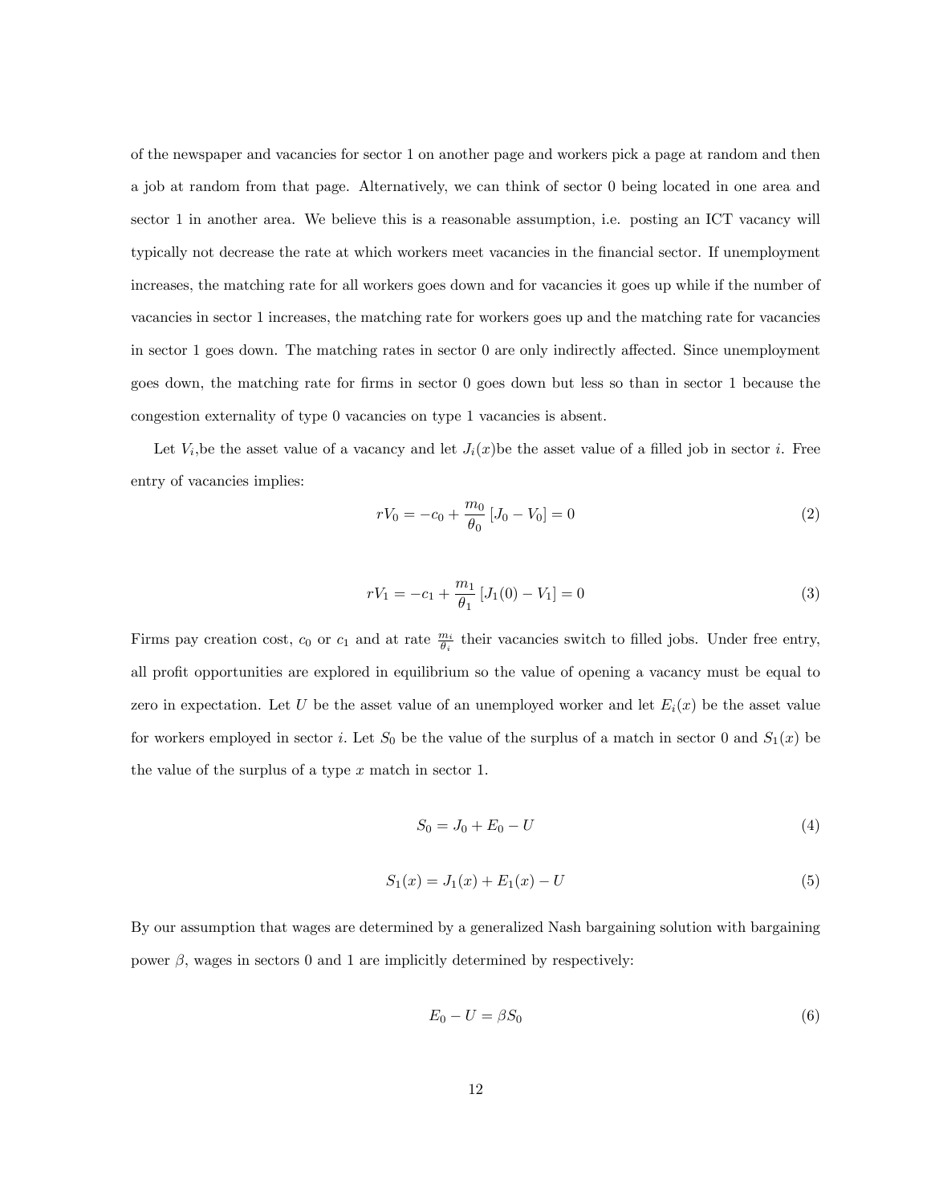of the newspaper and vacancies for sector 1 on another page and workers pick a page at random and then a job at random from that page. Alternatively, we can think of sector 0 being located in one area and sector 1 in another area. We believe this is a reasonable assumption, i.e. posting an ICT vacancy will typically not decrease the rate at which workers meet vacancies in the financial sector. If unemployment increases, the matching rate for all workers goes down and for vacancies it goes up while if the number of vacancies in sector 1 increases, the matching rate for workers goes up and the matching rate for vacancies in sector 1 goes down. The matching rates in sector 0 are only indirectly affected. Since unemployment goes down, the matching rate for firms in sector 0 goes down but less so than in sector 1 because the congestion externality of type 0 vacancies on type 1 vacancies is absent.

Let $V_i$,be the asset value of a vacancy and let $J_i(x)$be the asset value of a filled job in sector $i$. Free entry of vacancies implies:

$$rV_0 = -c_0 + \frac{m_0}{\theta_0}\left[J_0 - V_0\right] = 0 \tag{2}$$

$$rV_1 = -c_1 + \frac{m_1}{\theta_1}\left[J_1(0) - V_1\right] = 0 \tag{3}$$

Firms pay creation cost, $c_0$ or $c_1$ and at rate $\frac{m_i}{\theta_i}$ their vacancies switch to filled jobs. Under free entry, all profit opportunities are explored in equilibrium so the value of opening a vacancy must be equal to zero in expectation. Let $U$ be the asset value of an unemployed worker and let $E_i(x)$ be the asset value for workers employed in sector $i$. Let $S_0$ be the value of the surplus of a match in sector 0 and $S_1(x)$ be the value of the surplus of a type $x$ match in sector 1.

$$S_0 = J_0 + E_0 - U \tag{4}$$

$$S_1(x) = J_1(x) + E_1(x) - U \tag{5}$$

By our assumption that wages are determined by a generalized Nash bargaining solution with bargaining power $\beta$, wages in sectors 0 and 1 are implicitly determined by respectively:

$$E_0 - U = \beta S_0 \tag{6}$$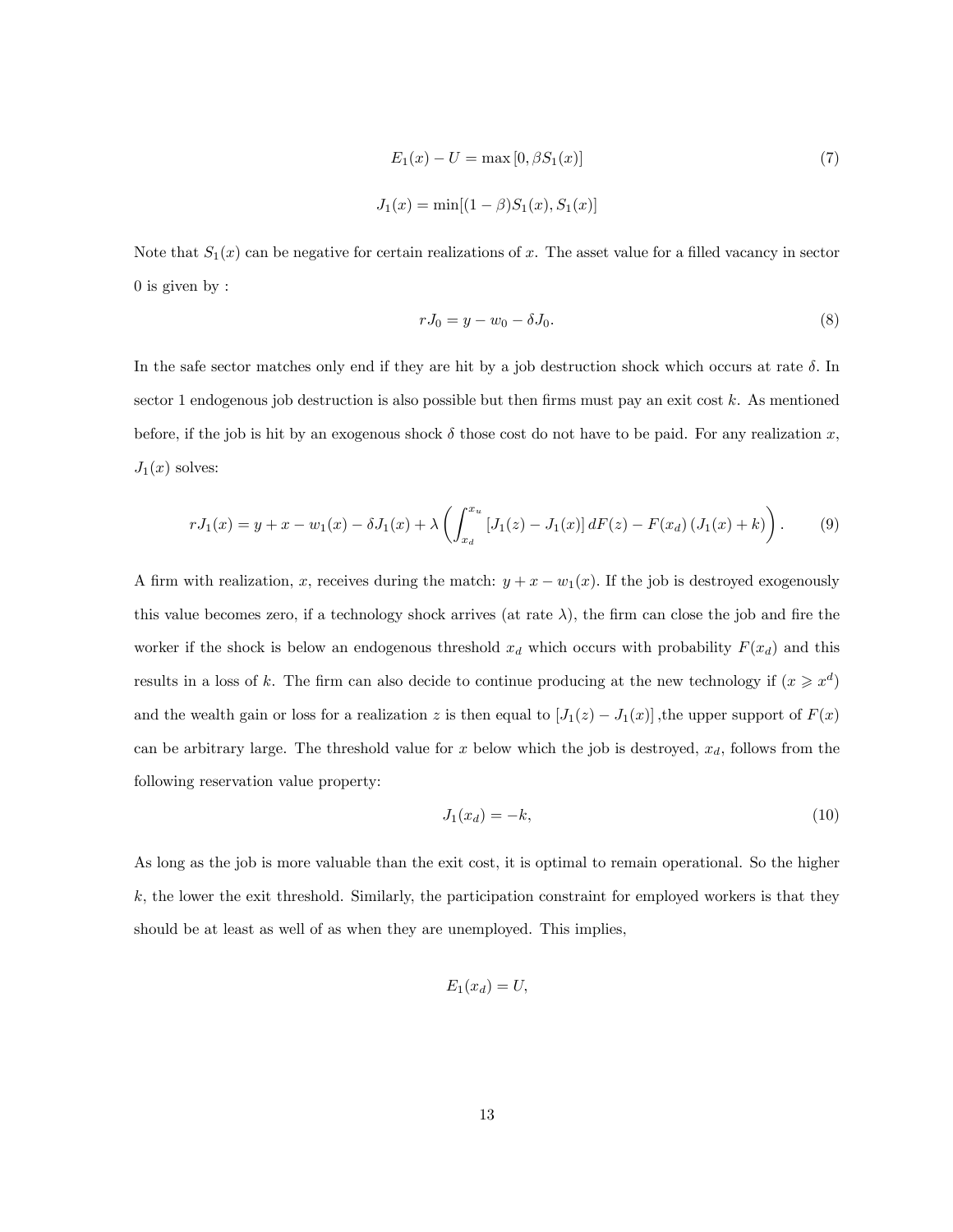$$E_1(x) - U = \max\left[0, \beta S_1(x)\right] \tag{7}$$

$$J_1(x) = \min[(1-\beta)S_1(x), S_1(x)]$$

Note that $S_1(x)$ can be negative for certain realizations of $x$. The asset value for a filled vacancy in sector 0 is given by :

$$rJ_0 = y - w_0 - \delta J_0. \tag{8}$$

In the safe sector matches only end if they are hit by a job destruction shock which occurs at rate $\delta$. In sector 1 endogenous job destruction is also possible but then firms must pay an exit cost $k$. As mentioned before, if the job is hit by an exogenous shock $\delta$ those cost do not have to be paid. For any realization $x$, $J_1(x)$ solves:

$$rJ_1(x) = y + x - w_1(x) - \delta J_1(x) + \lambda \left( \int_{x_d}^{x_u} \left[J_1(z) - J_1(x)\right] dF(z) - F(x_d)\left(J_1(x) + k\right) \right). \tag{9}$$

A firm with realization, $x$, receives during the match: $y + x - w_1(x)$. If the job is destroyed exogenously this value becomes zero, if a technology shock arrives (at rate $\lambda$), the firm can close the job and fire the worker if the shock is below an endogenous threshold $x_d$ which occurs with probability $F(x_d)$ and this results in a loss of $k$. The firm can also decide to continue producing at the new technology if ($x \geqslant x^d$) and the wealth gain or loss for a realization $z$ is then equal to $[J_1(z) - J_1(x)]$ ,the upper support of $F(x)$ can be arbitrary large. The threshold value for $x$ below which the job is destroyed, $x_d$, follows from the following reservation value property:

$$J_1(x_d) = -k, \tag{10}$$

As long as the job is more valuable than the exit cost, it is optimal to remain operational. So the higher $k$, the lower the exit threshold. Similarly, the participation constraint for employed workers is that they should be at least as well of as when they are unemployed. This implies,

$$E_1(x_d) = U,$$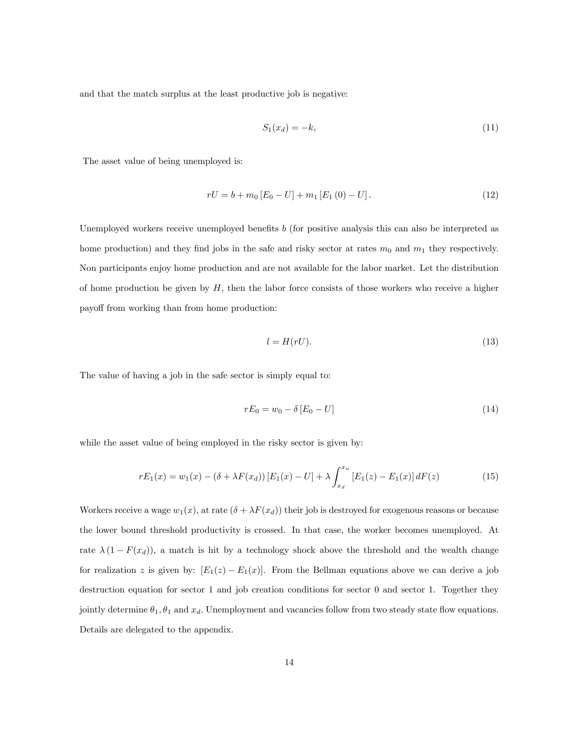and that the match surplus at the least productive job is negative:

$$S_1(x_d) = -k, \tag{11}$$

The asset value of being unemployed is:

$$rU = b + m_0 \left[E_0 - U\right] + m_1 \left[E_1\left(0\right) - U\right]. \tag{12}$$

Unemployed workers receive unemployed benefits $b$ (for positive analysis this can also be interpreted as home production) and they find jobs in the safe and risky sector at rates $m_0$ and $m_1$ they respectively. Non participants enjoy home production and are not available for the labor market. Let the distribution of home production be given by $H$, then the labor force consists of those workers who receive a higher payoff from working than from home production:

$$l = H(rU). \tag{13}$$

The value of having a job in the safe sector is simply equal to:

$$rE_0 = w_0 - \delta \left[E_0 - U\right] \tag{14}$$

while the asset value of being employed in the risky sector is given by:

$$rE_1(x) = w_1(x) - (\delta + \lambda F(x_d)) \left[E_1(x) - U\right] + \lambda \int_{x_d}^{x_u} \left[E_1(z) - E_1(x)\right] dF(z) \tag{15}$$

Workers receive a wage $w_1(x)$, at rate $(\delta + \lambda F(x_d))$ their job is destroyed for exogenous reasons or because the lower bound threshold productivity is crossed. In that case, the worker becomes unemployed. At rate $\lambda\left(1 - F(x_d)\right)$, a match is hit by a technology shock above the threshold and the wealth change for realization $z$ is given by: $\left[E_1(z) - E_1(x)\right]$. From the Bellman equations above we can derive a job destruction equation for sector 1 and job creation conditions for sector 0 and sector 1. Together they jointly determine $\theta_1, \theta_1$ and $x_d$. Unemployment and vacancies follow from two steady state flow equations. Details are delegated to the appendix.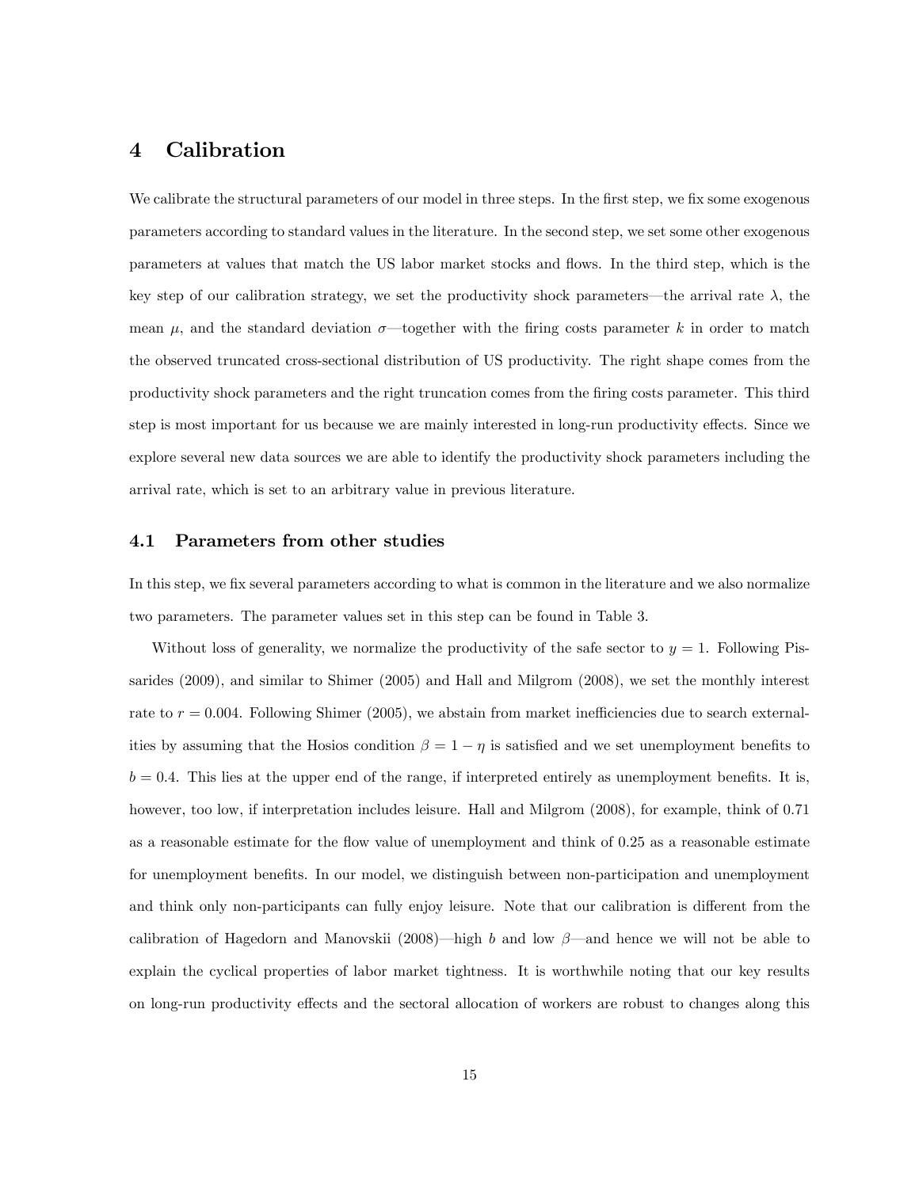# 4 Calibration

We calibrate the structural parameters of our model in three steps. In the first step, we fix some exogenous parameters according to standard values in the literature. In the second step, we set some other exogenous parameters at values that match the US labor market stocks and flows. In the third step, which is the key step of our calibration strategy, we set the productivity shock parameters—the arrival rate $\lambda$, the mean $\mu$, and the standard deviation $\sigma$—together with the firing costs parameter $k$ in order to match the observed truncated cross-sectional distribution of US productivity. The right shape comes from the productivity shock parameters and the right truncation comes from the firing costs parameter. This third step is most important for us because we are mainly interested in long-run productivity effects. Since we explore several new data sources we are able to identify the productivity shock parameters including the arrival rate, which is set to an arbitrary value in previous literature.

## 4.1 Parameters from other studies

In this step, we fix several parameters according to what is common in the literature and we also normalize two parameters. The parameter values set in this step can be found in Table 3.

Without loss of generality, we normalize the productivity of the safe sector to $y = 1$. Following Pissarides (2009), and similar to Shimer (2005) and Hall and Milgrom (2008), we set the monthly interest rate to $r = 0.004$. Following Shimer (2005), we abstain from market inefficiencies due to search externalities by assuming that the Hosios condition $\beta = 1 - \eta$ is satisfied and we set unemployment benefits to $b = 0.4$. This lies at the upper end of the range, if interpreted entirely as unemployment benefits. It is, however, too low, if interpretation includes leisure. Hall and Milgrom (2008), for example, think of 0.71 as a reasonable estimate for the flow value of unemployment and think of 0.25 as a reasonable estimate for unemployment benefits. In our model, we distinguish between non-participation and unemployment and think only non-participants can fully enjoy leisure. Note that our calibration is different from the calibration of Hagedorn and Manovskii (2008)—high $b$ and low $\beta$—and hence we will not be able to explain the cyclical properties of labor market tightness. It is worthwhile noting that our key results on long-run productivity effects and the sectoral allocation of workers are robust to changes along this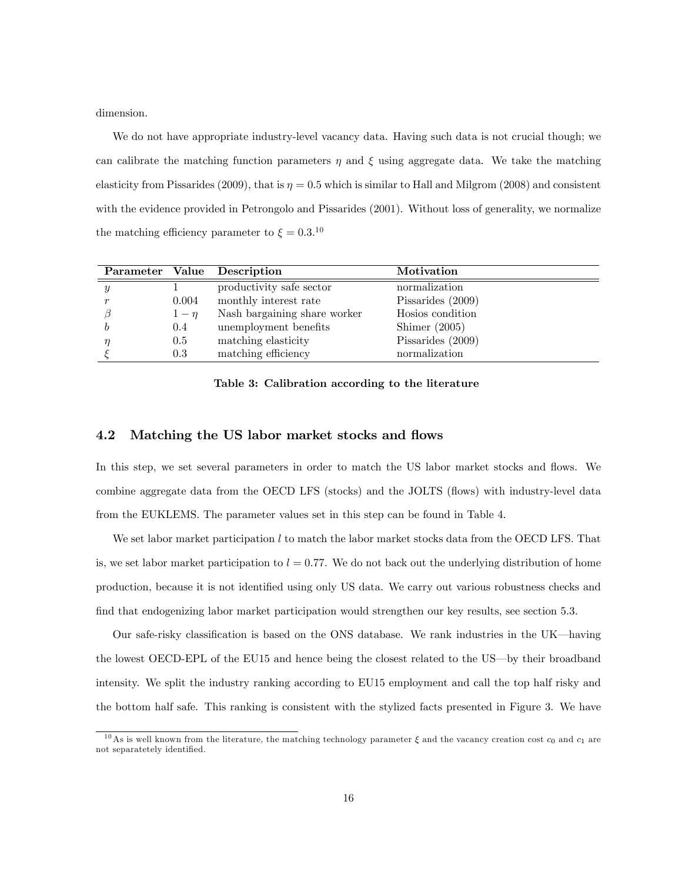dimension.

We do not have appropriate industry-level vacancy data. Having such data is not crucial though; we can calibrate the matching function parameters $\eta$ and $\xi$ using aggregate data. We take the matching elasticity from Pissarides (2009), that is $\eta = 0.5$ which is similar to Hall and Milgrom (2008) and consistent with the evidence provided in Petrongolo and Pissarides (2001). Without loss of generality, we normalize the matching efficiency parameter to $\xi = 0.3$.[10]

| Parameter | Value | Description | Motivation |
|---|---|---|---|
| $y$ | 1 | productivity safe sector | normalization |
| $r$ | 0.004 | monthly interest rate | Pissarides (2009) |
| $\beta$ | $1-\eta$ | Nash bargaining share worker | Hosios condition |
| $b$ | 0.4 | unemployment benefits | Shimer (2005) |
| $\eta$ | 0.5 | matching elasticity | Pissarides (2009) |
| $\xi$ | 0.3 | matching efficiency | normalization |

**Table 3: Calibration according to the literature**

## 4.2 Matching the US labor market stocks and flows

In this step, we set several parameters in order to match the US labor market stocks and flows. We combine aggregate data from the OECD LFS (stocks) and the JOLTS (flows) with industry-level data from the EUKLEMS. The parameter values set in this step can be found in Table 4.

We set labor market participation $l$ to match the labor market stocks data from the OECD LFS. That is, we set labor market participation to $l = 0.77$. We do not back out the underlying distribution of home production, because it is not identified using only US data. We carry out various robustness checks and find that endogenizing labor market participation would strengthen our key results, see section 5.3.

Our safe-risky classification is based on the ONS database. We rank industries in the UK—having the lowest OECD-EPL of the EU15 and hence being the closest related to the US—by their broadband intensity. We split the industry ranking according to EU15 employment and call the top half risky and the bottom half safe. This ranking is consistent with the stylized facts presented in Figure 3. We have

[10] As is well known from the literature, the matching technology parameter $\xi$ and the vacancy creation cost $c_0$ and $c_1$ are not separatetely identified.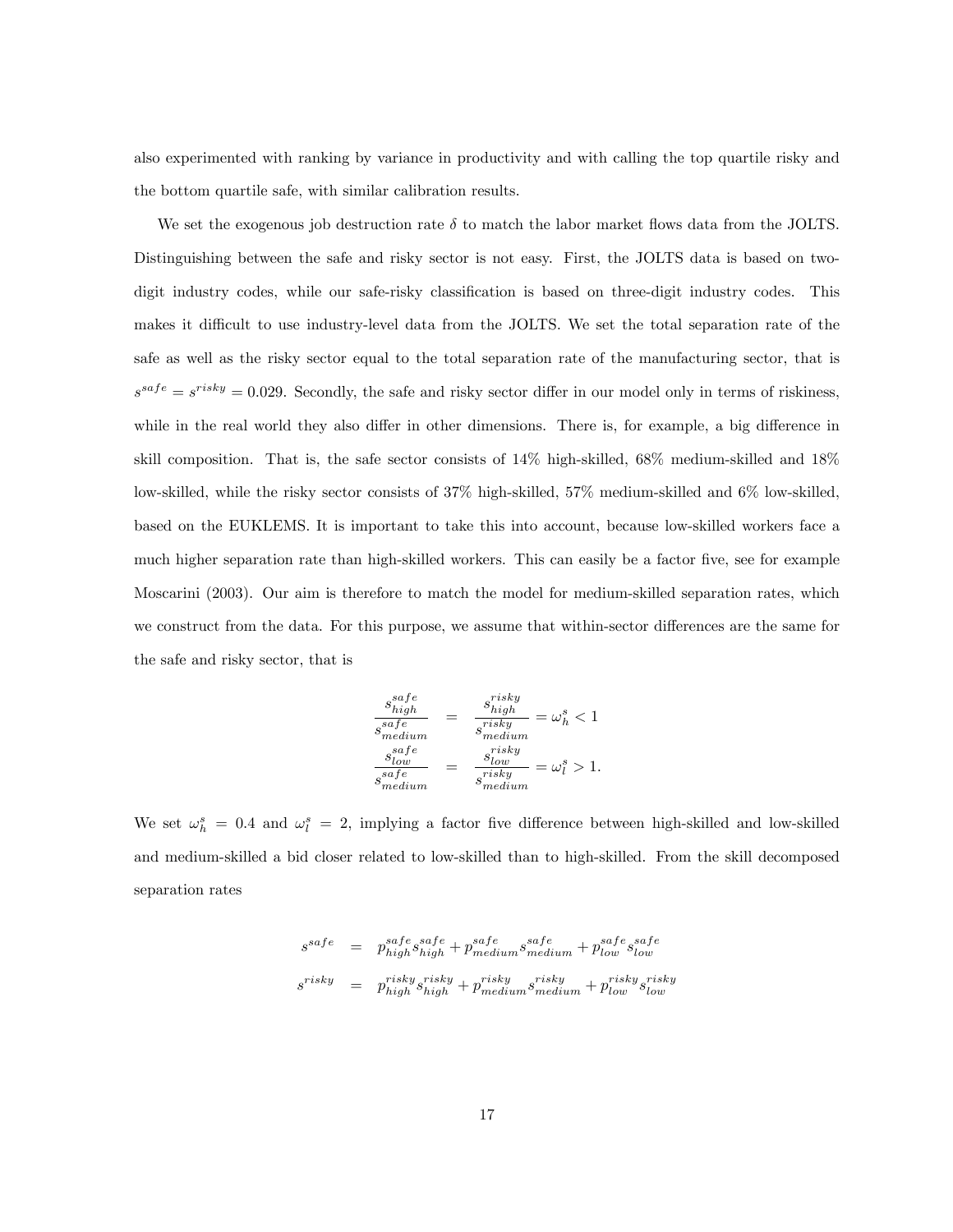also experimented with ranking by variance in productivity and with calling the top quartile risky and the bottom quartile safe, with similar calibration results.

We set the exogenous job destruction rate $\delta$ to match the labor market flows data from the JOLTS. Distinguishing between the safe and risky sector is not easy. First, the JOLTS data is based on two-digit industry codes, while our safe-risky classification is based on three-digit industry codes. This makes it difficult to use industry-level data from the JOLTS. We set the total separation rate of the safe as well as the risky sector equal to the total separation rate of the manufacturing sector, that is $s^{safe} = s^{risky} = 0.029$. Secondly, the safe and risky sector differ in our model only in terms of riskiness, while in the real world they also differ in other dimensions. There is, for example, a big difference in skill composition. That is, the safe sector consists of 14% high-skilled, 68% medium-skilled and 18% low-skilled, while the risky sector consists of 37% high-skilled, 57% medium-skilled and 6% low-skilled, based on the EUKLEMS. It is important to take this into account, because low-skilled workers face a much higher separation rate than high-skilled workers. This can easily be a factor five, see for example Moscarini (2003). Our aim is therefore to match the model for medium-skilled separation rates, which we construct from the data. For this purpose, we assume that within-sector differences are the same for the safe and risky sector, that is

$$
\begin{aligned}
\frac{s_{high}^{safe}}{s_{medium}^{safe}} &= \frac{s_{high}^{risky}}{s_{medium}^{risky}} = \omega_h^s < 1 \\
\frac{s_{low}^{safe}}{s_{medium}^{safe}} &= \frac{s_{low}^{risky}}{s_{medium}^{risky}} = \omega_l^s > 1.
\end{aligned}
$$

We set $\omega_h^s = 0.4$ and $\omega_l^s = 2$, implying a factor five difference between high-skilled and low-skilled and medium-skilled a bid closer related to low-skilled than to high-skilled. From the skill decomposed separation rates

$$
\begin{aligned}
s^{safe} &= p_{high}^{safe} s_{high}^{safe} + p_{medium}^{safe} s_{medium}^{safe} + p_{low}^{safe} s_{low}^{safe} \\
s^{risky} &= p_{high}^{risky} s_{high}^{risky} + p_{medium}^{risky} s_{medium}^{risky} + p_{low}^{risky} s_{low}^{risky}
\end{aligned}
$$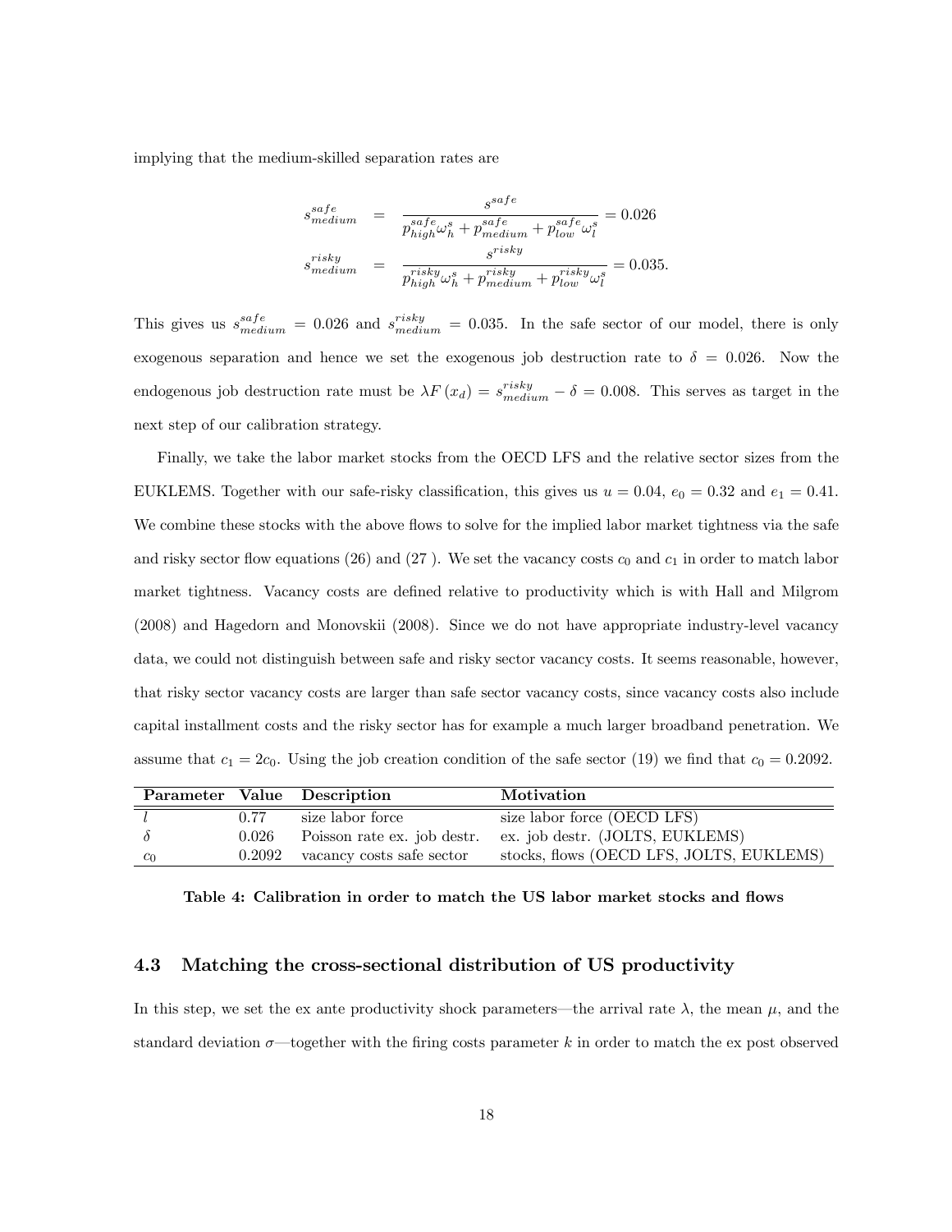implying that the medium-skilled separation rates are

$$
\begin{aligned}
s_{medium}^{safe} &= \frac{s^{safe}}{p_{high}^{safe}\omega_h^s + p_{medium}^{safe} + p_{low}^{safe}\omega_l^s} = 0.026 \\
s_{medium}^{risky} &= \frac{s^{risky}}{p_{high}^{risky}\omega_h^s + p_{medium}^{risky} + p_{low}^{risky}\omega_l^s} = 0.035.
\end{aligned}
$$

This gives us $s_{medium}^{safe} = 0.026$ and $s_{medium}^{risky} = 0.035$. In the safe sector of our model, there is only exogenous separation and hence we set the exogenous job destruction rate to $\delta = 0.026$. Now the endogenous job destruction rate must be $\lambda F(x_d) = s_{medium}^{risky} - \delta = 0.008$. This serves as target in the next step of our calibration strategy.

Finally, we take the labor market stocks from the OECD LFS and the relative sector sizes from the EUKLEMS. Together with our safe-risky classification, this gives us $u = 0.04$, $e_0 = 0.32$ and $e_1 = 0.41$. We combine these stocks with the above flows to solve for the implied labor market tightness via the safe and risky sector flow equations (26) and (27 ). We set the vacancy costs $c_0$ and $c_1$ in order to match labor market tightness. Vacancy costs are defined relative to productivity which is with Hall and Milgrom (2008) and Hagedorn and Monovskii (2008). Since we do not have appropriate industry-level vacancy data, we could not distinguish between safe and risky sector vacancy costs. It seems reasonable, however, that risky sector vacancy costs are larger than safe sector vacancy costs, since vacancy costs also include capital installment costs and the risky sector has for example a much larger broadband penetration. We assume that $c_1 = 2c_0$. Using the job creation condition of the safe sector (19) we find that $c_0 = 0.2092$.

| Parameter | Value | Description | Motivation |
|---|---|---|---|
| $l$ | 0.77 | size labor force | size labor force (OECD LFS) |
| $\delta$ | 0.026 | Poisson rate ex. job destr. | ex. job destr. (JOLTS, EUKLEMS) |
| $c_0$ | 0.2092 | vacancy costs safe sector | stocks, flows (OECD LFS, JOLTS, EUKLEMS) |

**Table 4: Calibration in order to match the US labor market stocks and flows**

### 4.3 Matching the cross-sectional distribution of US productivity

In this step, we set the ex ante productivity shock parameters—the arrival rate $\lambda$, the mean $\mu$, and the standard deviation $\sigma$—together with the firing costs parameter $k$ in order to match the ex post observed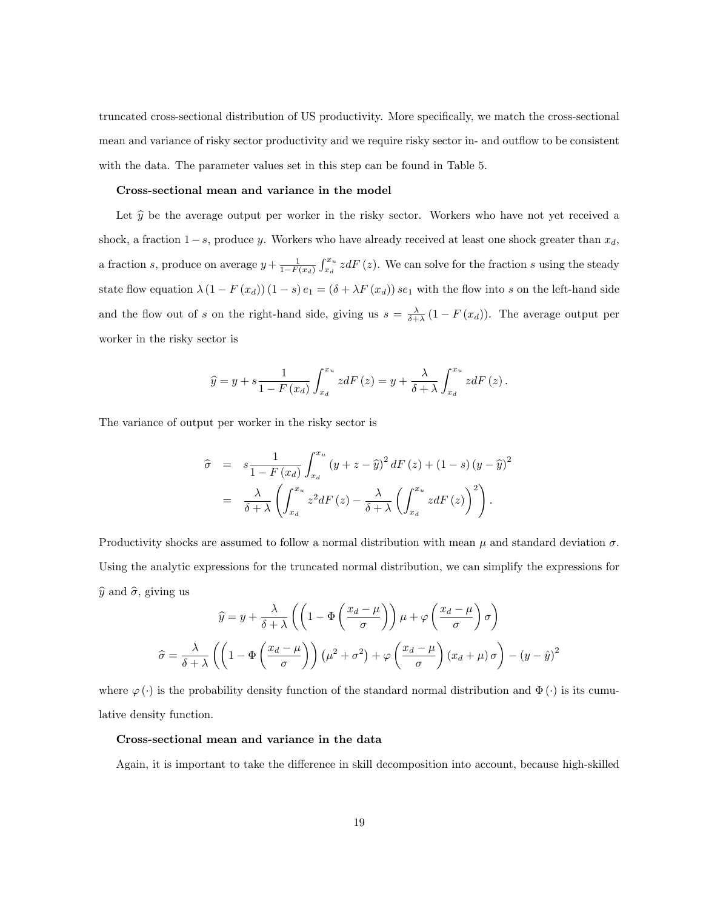truncated cross-sectional distribution of US productivity. More specifically, we match the cross-sectional mean and variance of risky sector productivity and we require risky sector in- and outflow to be consistent with the data. The parameter values set in this step can be found in Table 5.

**Cross-sectional mean and variance in the model**

Let $\widehat{y}$ be the average output per worker in the risky sector. Workers who have not yet received a shock, a fraction $1-s$, produce $y$. Workers who have already received at least one shock greater than $x_d$, a fraction $s$, produce on average $y+\frac{1}{1-F(x_d)}\int_{x_d}^{x_u} zdF(z)$. We can solve for the fraction $s$ using the steady state flow equation $\lambda(1-F(x_d))(1-s)e_1 = (\delta+\lambda F(x_d))se_1$ with the flow into $s$ on the left-hand side and the flow out of $s$ on the right-hand side, giving us $s=\frac{\lambda}{\delta+\lambda}(1-F(x_d))$. The average output per worker in the risky sector is

$$\widehat{y} = y + s\frac{1}{1-F(x_d)}\int_{x_d}^{x_u} zdF(z) = y + \frac{\lambda}{\delta+\lambda}\int_{x_d}^{x_u} zdF(z).$$

The variance of output per worker in the risky sector is

$$\begin{aligned}
\widehat{\sigma} &= s\frac{1}{1-F(x_d)}\int_{x_d}^{x_u}(y+z-\widehat{y})^2 dF(z) + (1-s)(y-\widehat{y})^2 \\
&= \frac{\lambda}{\delta+\lambda}\left(\int_{x_d}^{x_u} z^2 dF(z) - \frac{\lambda}{\delta+\lambda}\left(\int_{x_d}^{x_u} zdF(z)\right)^2\right).
\end{aligned}$$

Productivity shocks are assumed to follow a normal distribution with mean $\mu$ and standard deviation $\sigma$. Using the analytic expressions for the truncated normal distribution, we can simplify the expressions for $\widehat{y}$ and $\widehat{\sigma}$, giving us

$$\widehat{y} = y + \frac{\lambda}{\delta+\lambda}\left(\left(1-\Phi\left(\frac{x_d-\mu}{\sigma}\right)\right)\mu + \varphi\left(\frac{x_d-\mu}{\sigma}\right)\sigma\right)$$

$$\widehat{\sigma} = \frac{\lambda}{\delta+\lambda}\left(\left(1-\Phi\left(\frac{x_d-\mu}{\sigma}\right)\right)\left(\mu^2+\sigma^2\right) + \varphi\left(\frac{x_d-\mu}{\sigma}\right)(x_d+\mu)\sigma\right) - (y-\hat{y})^2$$

where $\varphi(\cdot)$ is the probability density function of the standard normal distribution and $\Phi(\cdot)$ is its cumulative density function.

**Cross-sectional mean and variance in the data**

Again, it is important to take the difference in skill decomposition into account, because high-skilled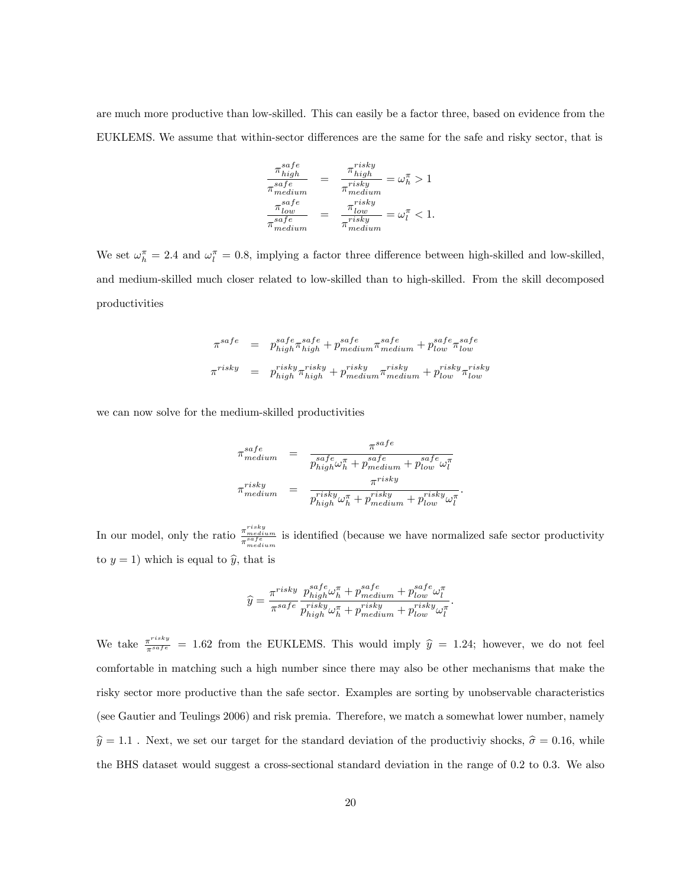are much more productive than low-skilled. This can easily be a factor three, based on evidence from the EUKLEMS. We assume that within-sector differences are the same for the safe and risky sector, that is

$$
\begin{aligned}
\frac{\pi_{high}^{safe}}{\pi_{medium}^{safe}} &= \frac{\pi_{high}^{risky}}{\pi_{medium}^{risky}} = \omega_h^{\pi} > 1 \\
\frac{\pi_{low}^{safe}}{\pi_{medium}^{safe}} &= \frac{\pi_{low}^{risky}}{\pi_{medium}^{risky}} = \omega_l^{\pi} < 1.
\end{aligned}
$$

We set $\omega_h^{\pi} = 2.4$ and $\omega_l^{\pi} = 0.8$, implying a factor three difference between high-skilled and low-skilled, and medium-skilled much closer related to low-skilled than to high-skilled. From the skill decomposed productivities

$$
\begin{aligned}
\pi^{safe} &= p_{high}^{safe}\pi_{high}^{safe} + p_{medium}^{safe}\pi_{medium}^{safe} + p_{low}^{safe}\pi_{low}^{safe} \\
\pi^{risky} &= p_{high}^{risky}\pi_{high}^{risky} + p_{medium}^{risky}\pi_{medium}^{risky} + p_{low}^{risky}\pi_{low}^{risky}
\end{aligned}
$$

we can now solve for the medium-skilled productivities

$$
\begin{aligned}
\pi_{medium}^{safe} &= \frac{\pi^{safe}}{p_{high}^{safe}\omega_h^{\pi} + p_{medium}^{safe} + p_{low}^{safe}\omega_l^{\pi}} \\
\pi_{medium}^{risky} &= \frac{\pi^{risky}}{p_{high}^{risky}\omega_h^{\pi} + p_{medium}^{risky} + p_{low}^{risky}\omega_l^{\pi}}.
\end{aligned}
$$

In our model, only the ratio $\frac{\pi_{medium}^{risky}}{\pi_{medium}^{safe}}$ is identified (because we have normalized safe sector productivity to $y = 1$) which is equal to $\widehat{y}$, that is

$$
\widehat{y} = \frac{\pi^{risky}}{\pi^{safe}} \frac{p_{high}^{safe}\omega_h^{\pi} + p_{medium}^{safe} + p_{low}^{safe}\omega_l^{\pi}}{p_{high}^{risky}\omega_h^{\pi} + p_{medium}^{risky} + p_{low}^{risky}\omega_l^{\pi}}.
$$

We take $\frac{\pi^{risky}}{\pi^{safe}} = 1.62$ from the EUKLEMS. This would imply $\widehat{y} = 1.24$; however, we do not feel comfortable in matching such a high number since there may also be other mechanisms that make the risky sector more productive than the safe sector. Examples are sorting by unobservable characteristics (see Gautier and Teulings 2006) and risk premia. Therefore, we match a somewhat lower number, namely $\widehat{y} = 1.1$ . Next, we set our target for the standard deviation of the productiviy shocks, $\widehat{\sigma} = 0.16$, while the BHS dataset would suggest a cross-sectional standard deviation in the range of 0.2 to 0.3. We also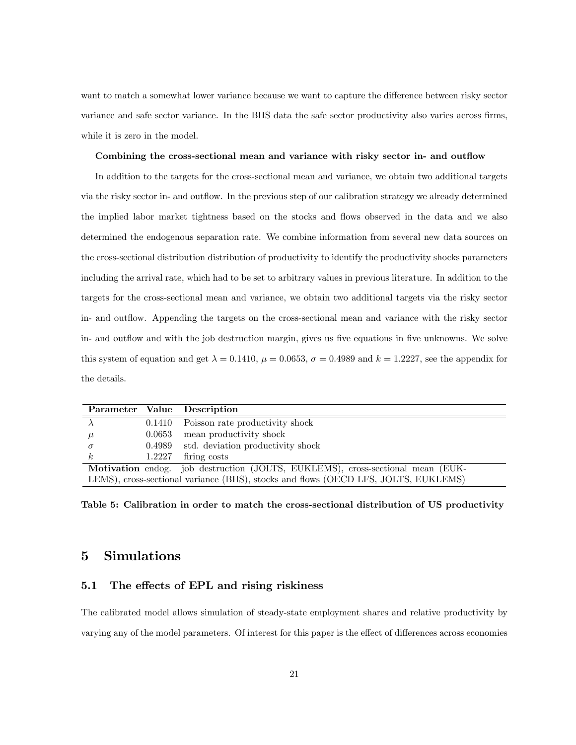want to match a somewhat lower variance because we want to capture the difference between risky sector variance and safe sector variance. In the BHS data the safe sector productivity also varies across firms, while it is zero in the model.

**Combining the cross-sectional mean and variance with risky sector in- and outflow**

In addition to the targets for the cross-sectional mean and variance, we obtain two additional targets via the risky sector in- and outflow. In the previous step of our calibration strategy we already determined the implied labor market tightness based on the stocks and flows observed in the data and we also determined the endogenous separation rate. We combine information from several new data sources on the cross-sectional distribution distribution of productivity to identify the productivity shocks parameters including the arrival rate, which had to be set to arbitrary values in previous literature. In addition to the targets for the cross-sectional mean and variance, we obtain two additional targets via the risky sector in- and outflow. Appending the targets on the cross-sectional mean and variance with the risky sector in- and outflow and with the job destruction margin, gives us five equations in five unknowns. We solve this system of equation and get $\lambda = 0.1410$, $\mu = 0.0653$, $\sigma = 0.4989$ and $k = 1.2227$, see the appendix for the details.

| **Parameter** | **Value** | **Description** |
|---|---|---|
| $\lambda$ | 0.1410 | Poisson rate productivity shock |
| $\mu$ | 0.0653 | mean productivity shock |
| $\sigma$ | 0.4989 | std. deviation productivity shock |
| $k$ | 1.2227 | firing costs |
| **Motivation** endog. job destruction (JOLTS, EUKLEMS), cross-sectional mean (EUKLEMS), cross-sectional variance (BHS), stocks and flows (OECD LFS, JOLTS, EUKLEMS) | | |

**Table 5: Calibration in order to match the cross-sectional distribution of US productivity**

# 5 Simulations

## 5.1 The effects of EPL and rising riskiness

The calibrated model allows simulation of steady-state employment shares and relative productivity by varying any of the model parameters. Of interest for this paper is the effect of differences across economies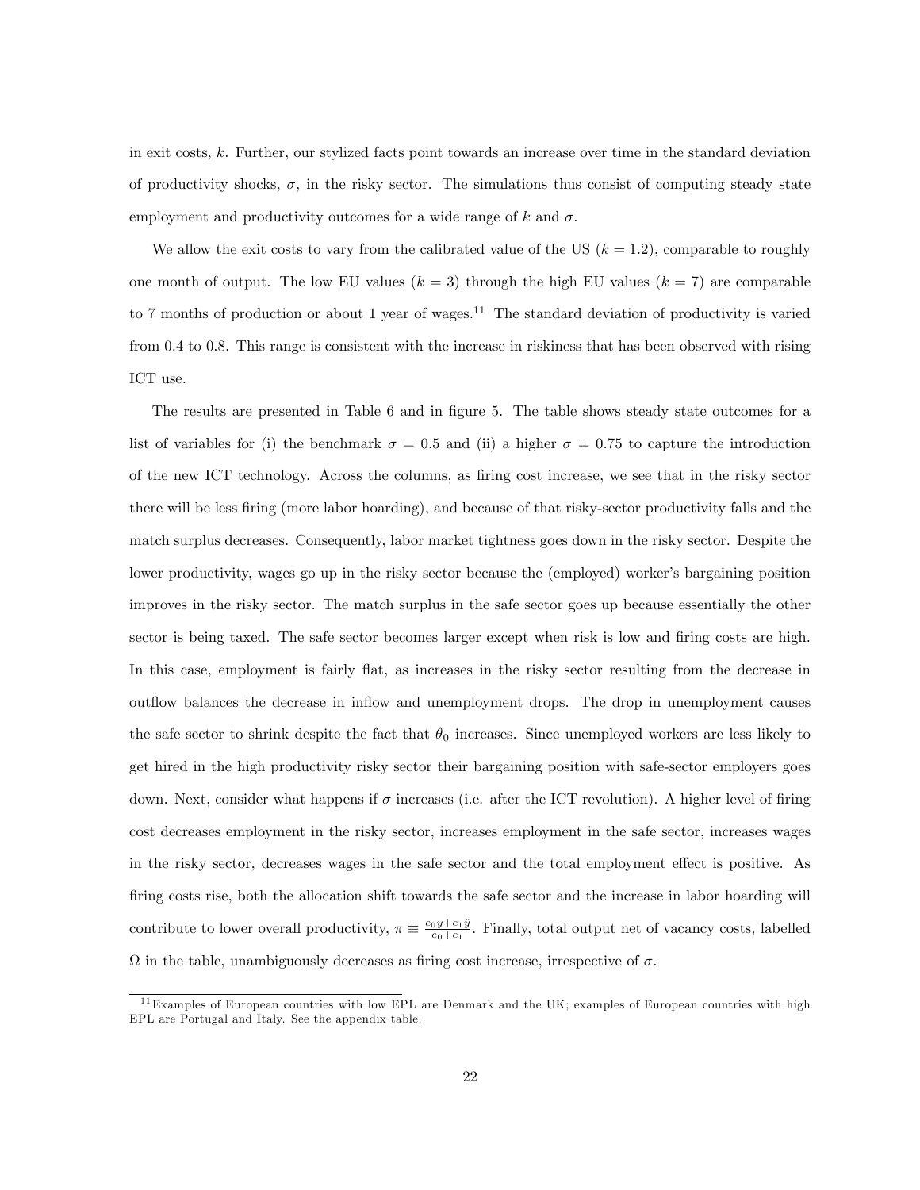in exit costs, $k$. Further, our stylized facts point towards an increase over time in the standard deviation of productivity shocks, $\sigma$, in the risky sector. The simulations thus consist of computing steady state employment and productivity outcomes for a wide range of $k$ and $\sigma$.

We allow the exit costs to vary from the calibrated value of the US ($k = 1.2$), comparable to roughly one month of output. The low EU values ($k = 3$) through the high EU values ($k = 7$) are comparable to 7 months of production or about 1 year of wages.[11] The standard deviation of productivity is varied from 0.4 to 0.8. This range is consistent with the increase in riskiness that has been observed with rising ICT use.

The results are presented in Table 6 and in figure 5. The table shows steady state outcomes for a list of variables for (i) the benchmark $\sigma = 0.5$ and (ii) a higher $\sigma = 0.75$ to capture the introduction of the new ICT technology. Across the columns, as firing cost increase, we see that in the risky sector there will be less firing (more labor hoarding), and because of that risky-sector productivity falls and the match surplus decreases. Consequently, labor market tightness goes down in the risky sector. Despite the lower productivity, wages go up in the risky sector because the (employed) worker's bargaining position improves in the risky sector. The match surplus in the safe sector goes up because essentially the other sector is being taxed. The safe sector becomes larger except when risk is low and firing costs are high. In this case, employment is fairly flat, as increases in the risky sector resulting from the decrease in outflow balances the decrease in inflow and unemployment drops. The drop in unemployment causes the safe sector to shrink despite the fact that $\theta_0$ increases. Since unemployed workers are less likely to get hired in the high productivity risky sector their bargaining position with safe-sector employers goes down. Next, consider what happens if $\sigma$ increases (i.e. after the ICT revolution). A higher level of firing cost decreases employment in the risky sector, increases employment in the safe sector, increases wages in the risky sector, decreases wages in the safe sector and the total employment effect is positive. As firing costs rise, both the allocation shift towards the safe sector and the increase in labor hoarding will contribute to lower overall productivity, $\pi \equiv \frac{e_0 y + e_1 \hat{y}}{e_0 + e_1}$. Finally, total output net of vacancy costs, labelled $\Omega$ in the table, unambiguously decreases as firing cost increase, irrespective of $\sigma$.

[11] Examples of European countries with low EPL are Denmark and the UK; examples of European countries with high EPL are Portugal and Italy. See the appendix table.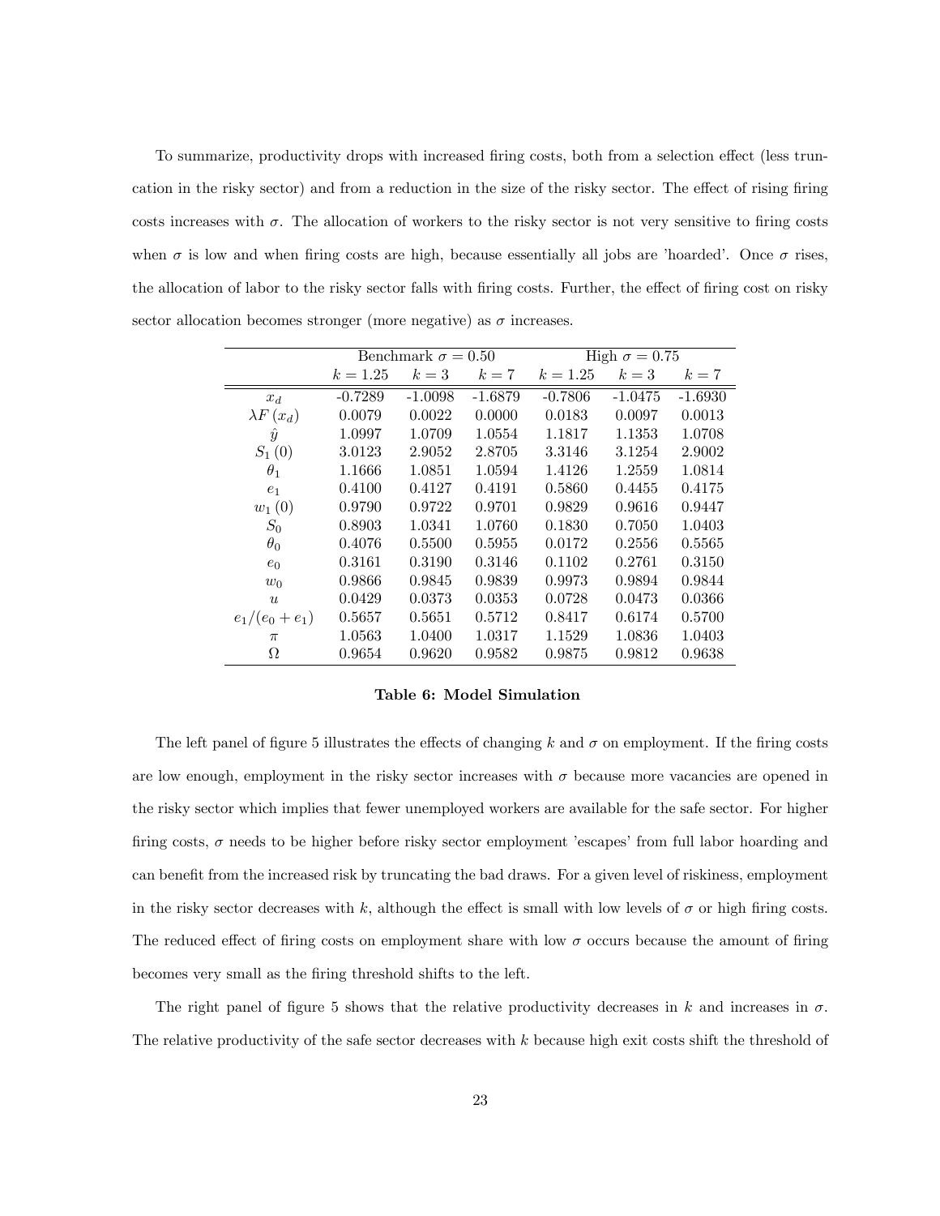To summarize, productivity drops with increased firing costs, both from a selection effect (less truncation in the risky sector) and from a reduction in the size of the risky sector. The effect of rising firing costs increases with $\sigma$. The allocation of workers to the risky sector is not very sensitive to firing costs when $\sigma$ is low and when firing costs are high, because essentially all jobs are 'hoarded'. Once $\sigma$ rises, the allocation of labor to the risky sector falls with firing costs. Further, the effect of firing cost on risky sector allocation becomes stronger (more negative) as $\sigma$ increases.

| | Benchmark $\sigma = 0.50$ | | | High $\sigma = 0.75$ | | |
|---|---|---|---|---|---|---|
| | $k = 1.25$ | $k = 3$ | $k = 7$ | $k = 1.25$ | $k = 3$ | $k = 7$ |
| $x_d$ | -0.7289 | -1.0098 | -1.6879 | -0.7806 | -1.0475 | -1.6930 |
| $\lambda F(x_d)$ | 0.0079 | 0.0022 | 0.0000 | 0.0183 | 0.0097 | 0.0013 |
| $\hat{y}$ | 1.0997 | 1.0709 | 1.0554 | 1.1817 | 1.1353 | 1.0708 |
| $S_1(0)$ | 3.0123 | 2.9052 | 2.8705 | 3.3146 | 3.1254 | 2.9002 |
| $\theta_1$ | 1.1666 | 1.0851 | 1.0594 | 1.4126 | 1.2559 | 1.0814 |
| $e_1$ | 0.4100 | 0.4127 | 0.4191 | 0.5860 | 0.4455 | 0.4175 |
| $w_1(0)$ | 0.9790 | 0.9722 | 0.9701 | 0.9829 | 0.9616 | 0.9447 |
| $S_0$ | 0.8903 | 1.0341 | 1.0760 | 0.1830 | 0.7050 | 1.0403 |
| $\theta_0$ | 0.4076 | 0.5500 | 0.5955 | 0.0172 | 0.2556 | 0.5565 |
| $e_0$ | 0.3161 | 0.3190 | 0.3146 | 0.1102 | 0.2761 | 0.3150 |
| $w_0$ | 0.9866 | 0.9845 | 0.9839 | 0.9973 | 0.9894 | 0.9844 |
| $u$ | 0.0429 | 0.0373 | 0.0353 | 0.0728 | 0.0473 | 0.0366 |
| $e_1/(e_0 + e_1)$ | 0.5657 | 0.5651 | 0.5712 | 0.8417 | 0.6174 | 0.5700 |
| $\pi$ | 1.0563 | 1.0400 | 1.0317 | 1.1529 | 1.0836 | 1.0403 |
| $\Omega$ | 0.9654 | 0.9620 | 0.9582 | 0.9875 | 0.9812 | 0.9638 |

**Table 6: Model Simulation**

The left panel of figure 5 illustrates the effects of changing $k$ and $\sigma$ on employment. If the firing costs are low enough, employment in the risky sector increases with $\sigma$ because more vacancies are opened in the risky sector which implies that fewer unemployed workers are available for the safe sector. For higher firing costs, $\sigma$ needs to be higher before risky sector employment 'escapes' from full labor hoarding and can benefit from the increased risk by truncating the bad draws. For a given level of riskiness, employment in the risky sector decreases with $k$, although the effect is small with low levels of $\sigma$ or high firing costs. The reduced effect of firing costs on employment share with low $\sigma$ occurs because the amount of firing becomes very small as the firing threshold shifts to the left.

The right panel of figure 5 shows that the relative productivity decreases in $k$ and increases in $\sigma$. The relative productivity of the safe sector decreases with $k$ because high exit costs shift the threshold of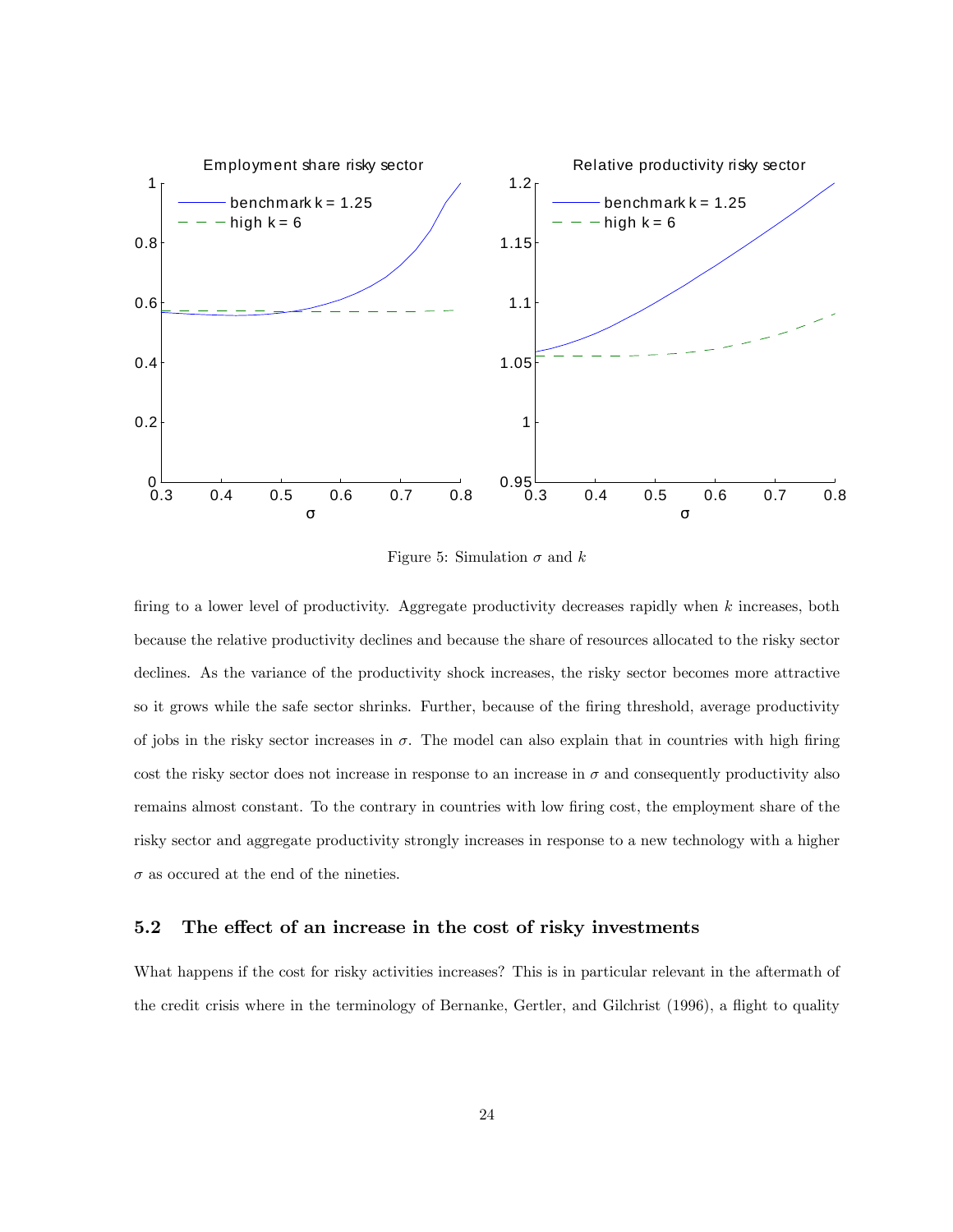Figure 5: Simulation $\sigma$ and $k$

firing to a lower level of productivity. Aggregate productivity decreases rapidly when $k$ increases, both because the relative productivity declines and because the share of resources allocated to the risky sector declines. As the variance of the productivity shock increases, the risky sector becomes more attractive so it grows while the safe sector shrinks. Further, because of the firing threshold, average productivity of jobs in the risky sector increases in $\sigma$. The model can also explain that in countries with high firing cost the risky sector does not increase in response to an increase in $\sigma$ and consequently productivity also remains almost constant. To the contrary in countries with low firing cost, the employment share of the risky sector and aggregate productivity strongly increases in response to a new technology with a higher $\sigma$ as occured at the end of the nineties.

### 5.2 The effect of an increase in the cost of risky investments

What happens if the cost for risky activities increases? This is in particular relevant in the aftermath of the credit crisis where in the terminology of Bernanke, Gertler, and Gilchrist (1996), a flight to quality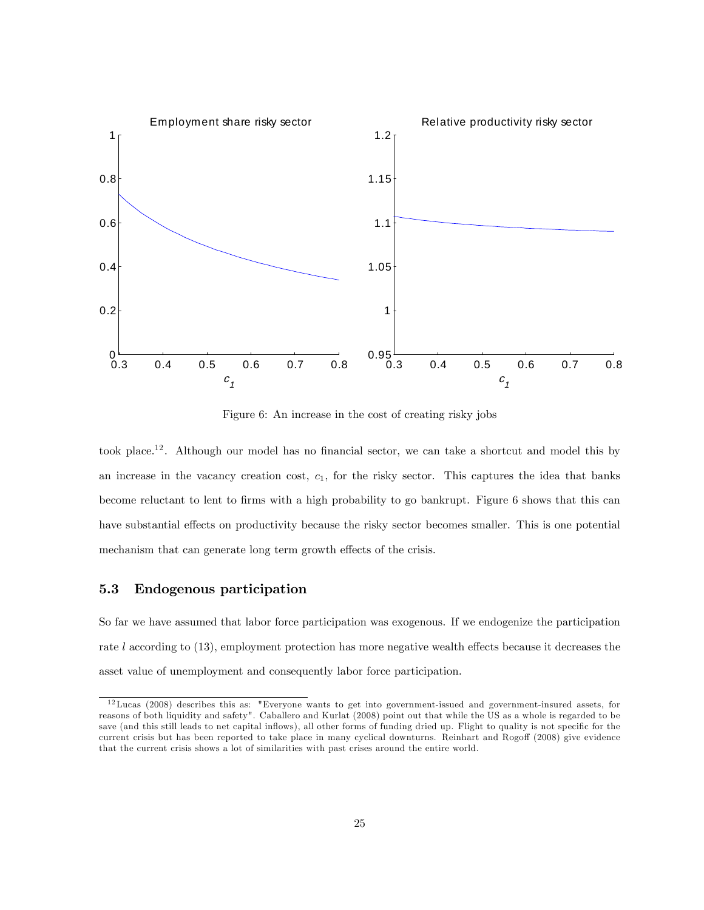Figure 6: An increase in the cost of creating risky jobs

took place.[12]. Although our model has no financial sector, we can take a shortcut and model this by an increase in the vacancy creation cost, $c_1$, for the risky sector. This captures the idea that banks become reluctant to lent to firms with a high probability to go bankrupt. Figure 6 shows that this can have substantial effects on productivity because the risky sector becomes smaller. This is one potential mechanism that can generate long term growth effects of the crisis.

### 5.3 Endogenous participation

So far we have assumed that labor force participation was exogenous. If we endogenize the participation rate $l$ according to (13), employment protection has more negative wealth effects because it decreases the asset value of unemployment and consequently labor force participation.

[12] Lucas (2008) describes this as: "Everyone wants to get into government-issued and government-insured assets, for reasons of both liquidity and safety". Caballero and Kurlat (2008) point out that while the US as a whole is regarded to be save (and this still leads to net capital inflows), all other forms of funding dried up. Flight to quality is not specific for the current crisis but has been reported to take place in many cyclical downturns. Reinhart and Rogoff (2008) give evidence that the current crisis shows a lot of similarities with past crises around the entire world.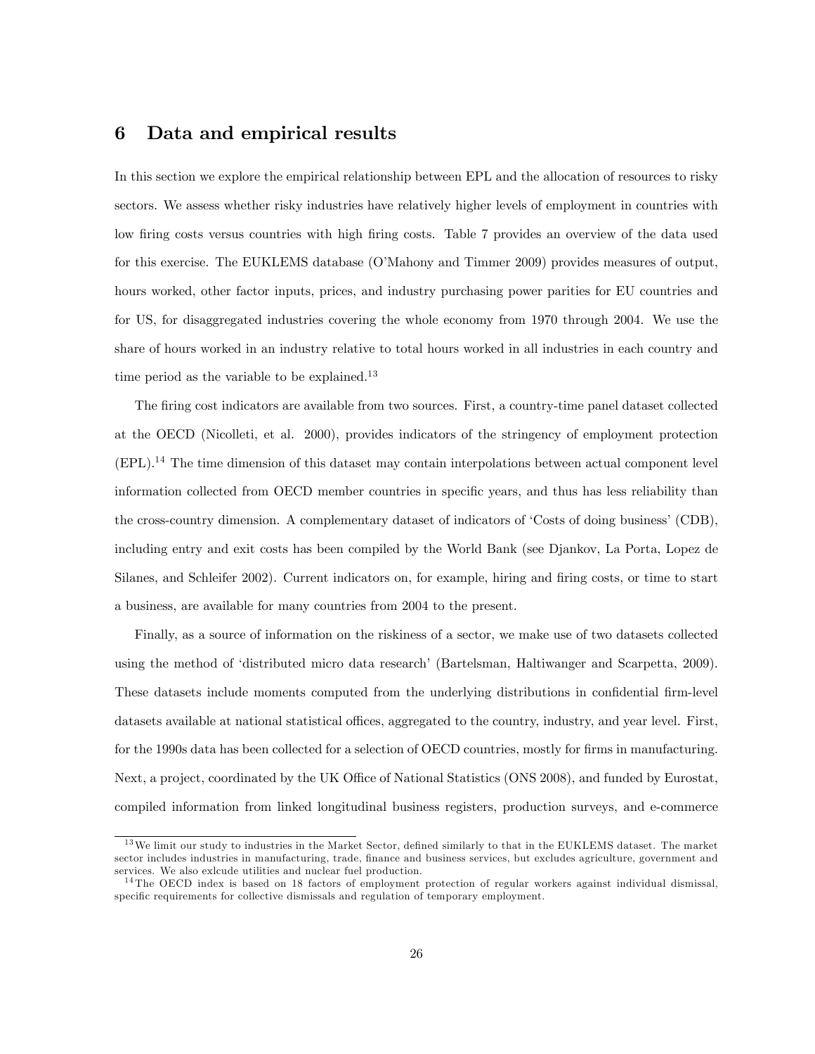## 6 Data and empirical results

In this section we explore the empirical relationship between EPL and the allocation of resources to risky sectors. We assess whether risky industries have relatively higher levels of employment in countries with low firing costs versus countries with high firing costs. Table 7 provides an overview of the data used for this exercise. The EUKLEMS database (O'Mahony and Timmer 2009) provides measures of output, hours worked, other factor inputs, prices, and industry purchasing power parities for EU countries and for US, for disaggregated industries covering the whole economy from 1970 through 2004. We use the share of hours worked in an industry relative to total hours worked in all industries in each country and time period as the variable to be explained.[13]

The firing cost indicators are available from two sources. First, a country-time panel dataset collected at the OECD (Nicolleti, et al. 2000), provides indicators of the stringency of employment protection (EPL).[14] The time dimension of this dataset may contain interpolations between actual component level information collected from OECD member countries in specific years, and thus has less reliability than the cross-country dimension. A complementary dataset of indicators of 'Costs of doing business' (CDB), including entry and exit costs has been compiled by the World Bank (see Djankov, La Porta, Lopez de Silanes, and Schleifer 2002). Current indicators on, for example, hiring and firing costs, or time to start a business, are available for many countries from 2004 to the present.

Finally, as a source of information on the riskiness of a sector, we make use of two datasets collected using the method of 'distributed micro data research' (Bartelsman, Haltiwanger and Scarpetta, 2009). These datasets include moments computed from the underlying distributions in confidential firm-level datasets available at national statistical offices, aggregated to the country, industry, and year level. First, for the 1990s data has been collected for a selection of OECD countries, mostly for firms in manufacturing. Next, a project, coordinated by the UK Office of National Statistics (ONS 2008), and funded by Eurostat, compiled information from linked longitudinal business registers, production surveys, and e-commerce

[13] We limit our study to industries in the Market Sector, defined similarly to that in the EUKLEMS dataset. The market sector includes industries in manufacturing, trade, finance and business services, but excludes agriculture, government and services. We also exlcude utilities and nuclear fuel production.

[14] The OECD index is based on 18 factors of employment protection of regular workers against individual dismissal, specific requirements for collective dismissals and regulation of temporary employment.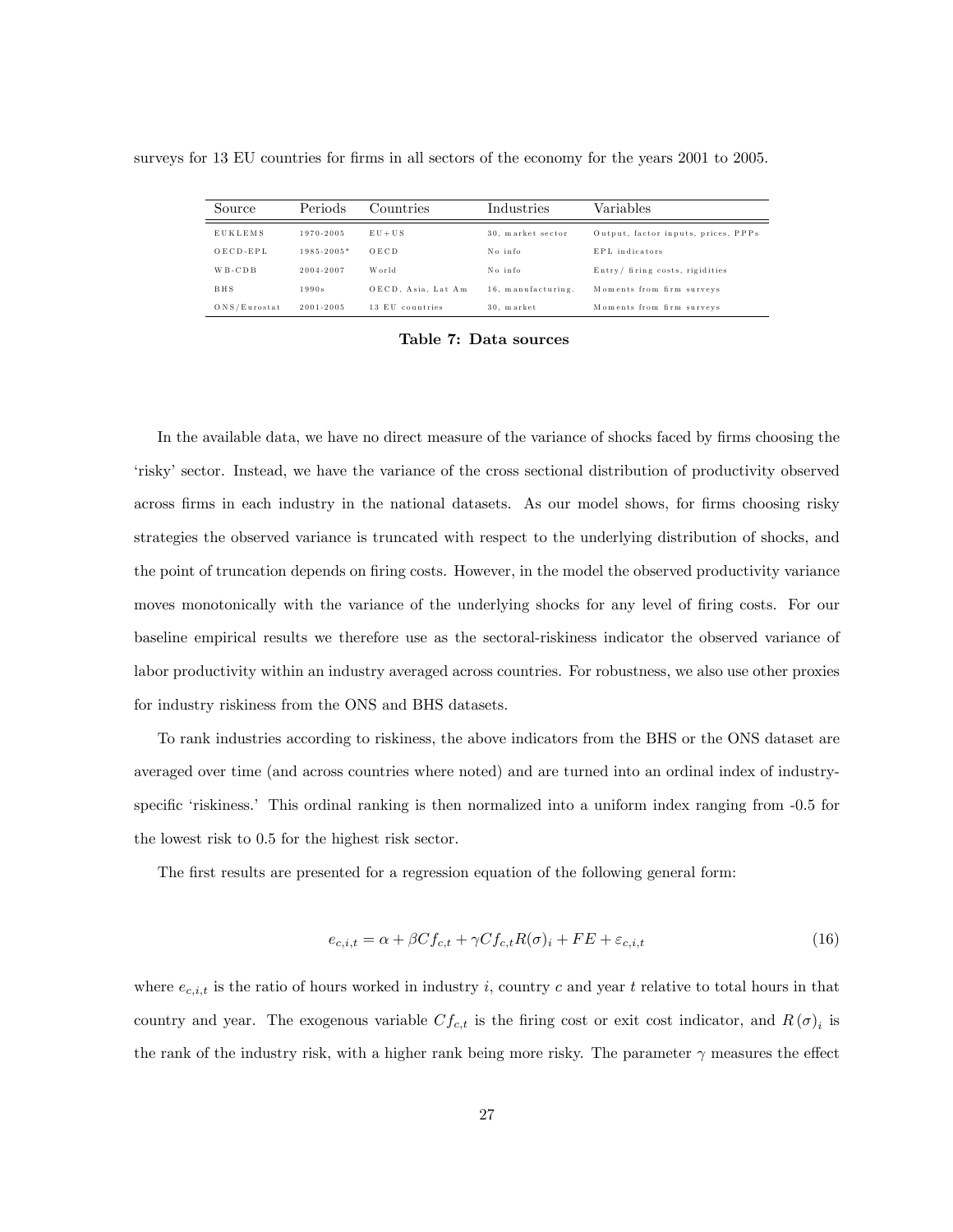surveys for 13 EU countries for firms in all sectors of the economy for the years 2001 to 2005.

| Source | Periods | Countries | Industries | Variables |
|---|---|---|---|---|
| EUKLEMS | 1970-2005 | EU+US | 30, market sector | Output, factor inputs, prices, PPPs |
| OECD-EPL | 1985-2005* | OECD | No info | EPL indicators |
| WB-CDB | 2004-2007 | World | No info | Entry/ firing costs, rigidities |
| BHS | 1990s | OECD, Asia, Lat Am | 16, manufacturing. | Moments from firm surveys |
| ONS/Eurostat | 2001-2005 | 13 EU countries | 30, market | Moments from firm surveys |

**Table 7: Data sources**

In the available data, we have no direct measure of the variance of shocks faced by firms choosing the 'risky' sector. Instead, we have the variance of the cross sectional distribution of productivity observed across firms in each industry in the national datasets. As our model shows, for firms choosing risky strategies the observed variance is truncated with respect to the underlying distribution of shocks, and the point of truncation depends on firing costs. However, in the model the observed productivity variance moves monotonically with the variance of the underlying shocks for any level of firing costs. For our baseline empirical results we therefore use as the sectoral-riskiness indicator the observed variance of labor productivity within an industry averaged across countries. For robustness, we also use other proxies for industry riskiness from the ONS and BHS datasets.

To rank industries according to riskiness, the above indicators from the BHS or the ONS dataset are averaged over time (and across countries where noted) and are turned into an ordinal index of industry-specific 'riskiness.' This ordinal ranking is then normalized into a uniform index ranging from -0.5 for the lowest risk to 0.5 for the highest risk sector.

The first results are presented for a regression equation of the following general form:

$$e_{c,i,t} = \alpha + \beta Cf_{c,t} + \gamma Cf_{c,t} R(\sigma)_i + FE + \varepsilon_{c,i,t} \tag{16}$$

where $e_{c,i,t}$ is the ratio of hours worked in industry $i$, country $c$ and year $t$ relative to total hours in that country and year. The exogenous variable $Cf_{c,t}$ is the firing cost or exit cost indicator, and $R(\sigma)_i$ is the rank of the industry risk, with a higher rank being more risky. The parameter $\gamma$ measures the effect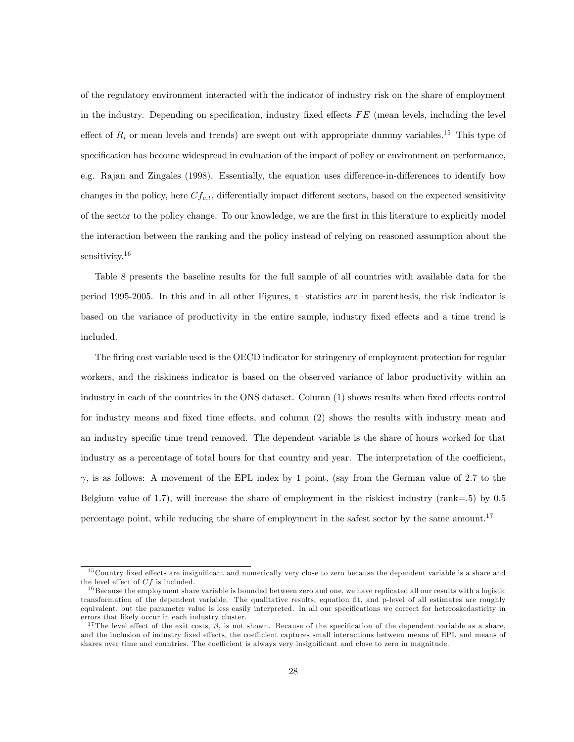of the regulatory environment interacted with the indicator of industry risk on the share of employment in the industry. Depending on specification, industry fixed effects $FE$ (mean levels, including the level effect of $R_i$ or mean levels and trends) are swept out with appropriate dummy variables.[15] This type of specification has become widespread in evaluation of the impact of policy or environment on performance, e.g. Rajan and Zingales (1998). Essentially, the equation uses difference-in-differences to identify how changes in the policy, here $Cf_{c,t}$, differentially impact different sectors, based on the expected sensitivity of the sector to the policy change. To our knowledge, we are the first in this literature to explicitly model the interaction between the ranking and the policy instead of relying on reasoned assumption about the sensitivity.[16]

Table 8 presents the baseline results for the full sample of all countries with available data for the period 1995-2005. In this and in all other Figures, t−statistics are in parenthesis, the risk indicator is based on the variance of productivity in the entire sample, industry fixed effects and a time trend is included.

The firing cost variable used is the OECD indicator for stringency of employment protection for regular workers, and the riskiness indicator is based on the observed variance of labor productivity within an industry in each of the countries in the ONS dataset. Column (1) shows results when fixed effects control for industry means and fixed time effects, and column (2) shows the results with industry mean and an industry specific time trend removed. The dependent variable is the share of hours worked for that industry as a percentage of total hours for that country and year. The interpretation of the coefficient, $\gamma$, is as follows: A movement of the EPL index by 1 point, (say from the German value of 2.7 to the Belgium value of 1.7), will increase the share of employment in the riskiest industry (rank=.5) by 0.5 percentage point, while reducing the share of employment in the safest sector by the same amount.[17]

---

[15] Country fixed effects are insignificant and numerically very close to zero because the dependent variable is a share and the level effect of $Cf$ is included.

[16] Because the employment share variable is bounded between zero and one, we have replicated all our results with a logistic transformation of the dependent variable. The qualitative results, equation fit, and p-level of all estimates are roughly equivalent, but the parameter value is less easily interpreted. In all our specifications we correct for heteroskedasticity in errors that likely occur in each industry cluster.

[17] The level effect of the exit costs, $\beta$, is not shown. Because of the specification of the dependent variable as a share, and the inclusion of industry fixed effects, the coefficient captures small interactions between means of EPL and means of shares over time and countries. The coefficient is always very insignificant and close to zero in magnitude.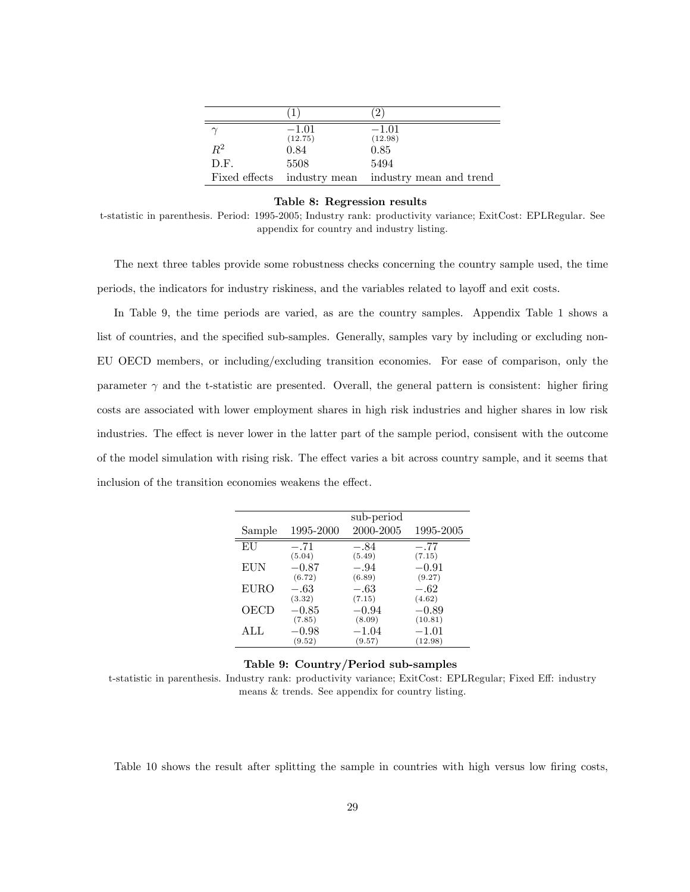| | (1) | (2) |
|---|---|---|
| $\gamma$ | $-1.01$ (12.75) | $-1.01$ (12.98) |
| $R^2$ | 0.84 | 0.85 |
| D.F. | 5508 | 5494 |
| Fixed effects | industry mean | industry mean and trend |

**Table 8: Regression results**

t-statistic in parenthesis. Period: 1995-2005; Industry rank: productivity variance; ExitCost: EPLRegular. See appendix for country and industry listing.

The next three tables provide some robustness checks concerning the country sample used, the time periods, the indicators for industry riskiness, and the variables related to layoff and exit costs.

In Table 9, the time periods are varied, as are the country samples. Appendix Table 1 shows a list of countries, and the specified sub-samples. Generally, samples vary by including or excluding non-EU OECD members, or including/excluding transition economies. For ease of comparison, only the parameter $\gamma$ and the t-statistic are presented. Overall, the general pattern is consistent: higher firing costs are associated with lower employment shares in high risk industries and higher shares in low risk industries. The effect is never lower in the latter part of the sample period, consisent with the outcome of the model simulation with rising risk. The effect varies a bit across country sample, and it seems that inclusion of the transition economies weakens the effect.

| | | sub-period | |
|---|---|---|---|
| Sample | 1995-2000 | 2000-2005 | 1995-2005 |
| EU | $-.71$ (5.04) | $-.84$ (5.49) | $-.77$ (7.15) |
| EUN | $-0.87$ (6.72) | $-.94$ (6.89) | $-0.91$ (9.27) |
| EURO | $-.63$ (3.32) | $-.63$ (7.15) | $-.62$ (4.62) |
| OECD | $-0.85$ (7.85) | $-0.94$ (8.09) | $-0.89$ (10.81) |
| ALL | $-0.98$ (9.52) | $-1.04$ (9.57) | $-1.01$ (12.98) |

**Table 9: Country/Period sub-samples**

t-statistic in parenthesis. Industry rank: productivity variance; ExitCost: EPLRegular; Fixed Eff: industry means & trends. See appendix for country listing.

Table 10 shows the result after splitting the sample in countries with high versus low firing costs,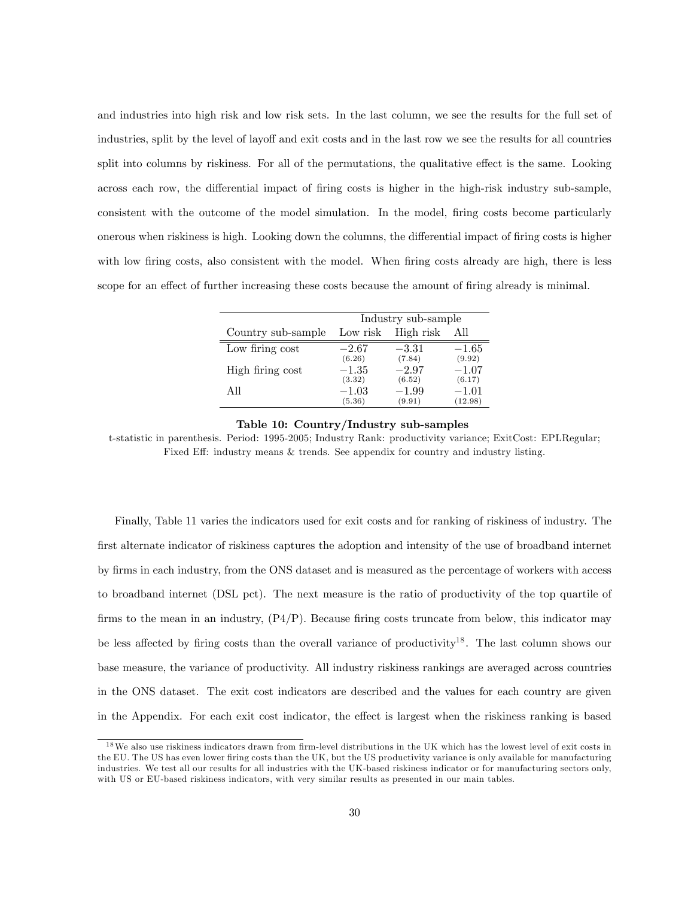and industries into high risk and low risk sets. In the last column, we see the results for the full set of industries, split by the level of layoff and exit costs and in the last row we see the results for all countries split into columns by riskiness. For all of the permutations, the qualitative effect is the same. Looking across each row, the differential impact of firing costs is higher in the high-risk industry sub-sample, consistent with the outcome of the model simulation. In the model, firing costs become particularly onerous when riskiness is high. Looking down the columns, the differential impact of firing costs is higher with low firing costs, also consistent with the model. When firing costs already are high, there is less scope for an effect of further increasing these costs because the amount of firing already is minimal.

| | Industry sub-sample | | |
|---|---|---|---|
| Country sub-sample | Low risk | High risk | All |
| Low firing cost | $-2.67$ (6.26) | $-3.31$ (7.84) | $-1.65$ (9.92) |
| High firing cost | $-1.35$ (3.32) | $-2.97$ (6.52) | $-1.07$ (6.17) |
| All | $-1.03$ (5.36) | $-1.99$ (9.91) | $-1.01$ (12.98) |

**Table 10: Country/Industry sub-samples**

t-statistic in parenthesis. Period: 1995-2005; Industry Rank: productivity variance; ExitCost: EPLRegular; Fixed Eff: industry means & trends. See appendix for country and industry listing.

Finally, Table 11 varies the indicators used for exit costs and for ranking of riskiness of industry. The first alternate indicator of riskiness captures the adoption and intensity of the use of broadband internet by firms in each industry, from the ONS dataset and is measured as the percentage of workers with access to broadband internet (DSL pct). The next measure is the ratio of productivity of the top quartile of firms to the mean in an industry, (P4/P). Because firing costs truncate from below, this indicator may be less affected by firing costs than the overall variance of productivity[18]. The last column shows our base measure, the variance of productivity. All industry riskiness rankings are averaged across countries in the ONS dataset. The exit cost indicators are described and the values for each country are given in the Appendix. For each exit cost indicator, the effect is largest when the riskiness ranking is based

[18] We also use riskiness indicators drawn from firm-level distributions in the UK which has the lowest level of exit costs in the EU. The US has even lower firing costs than the UK, but the US productivity variance is only available for manufacturing industries. We test all our results for all industries with the UK-based riskiness indicator or for manufacturing sectors only, with US or EU-based riskiness indicators, with very similar results as presented in our main tables.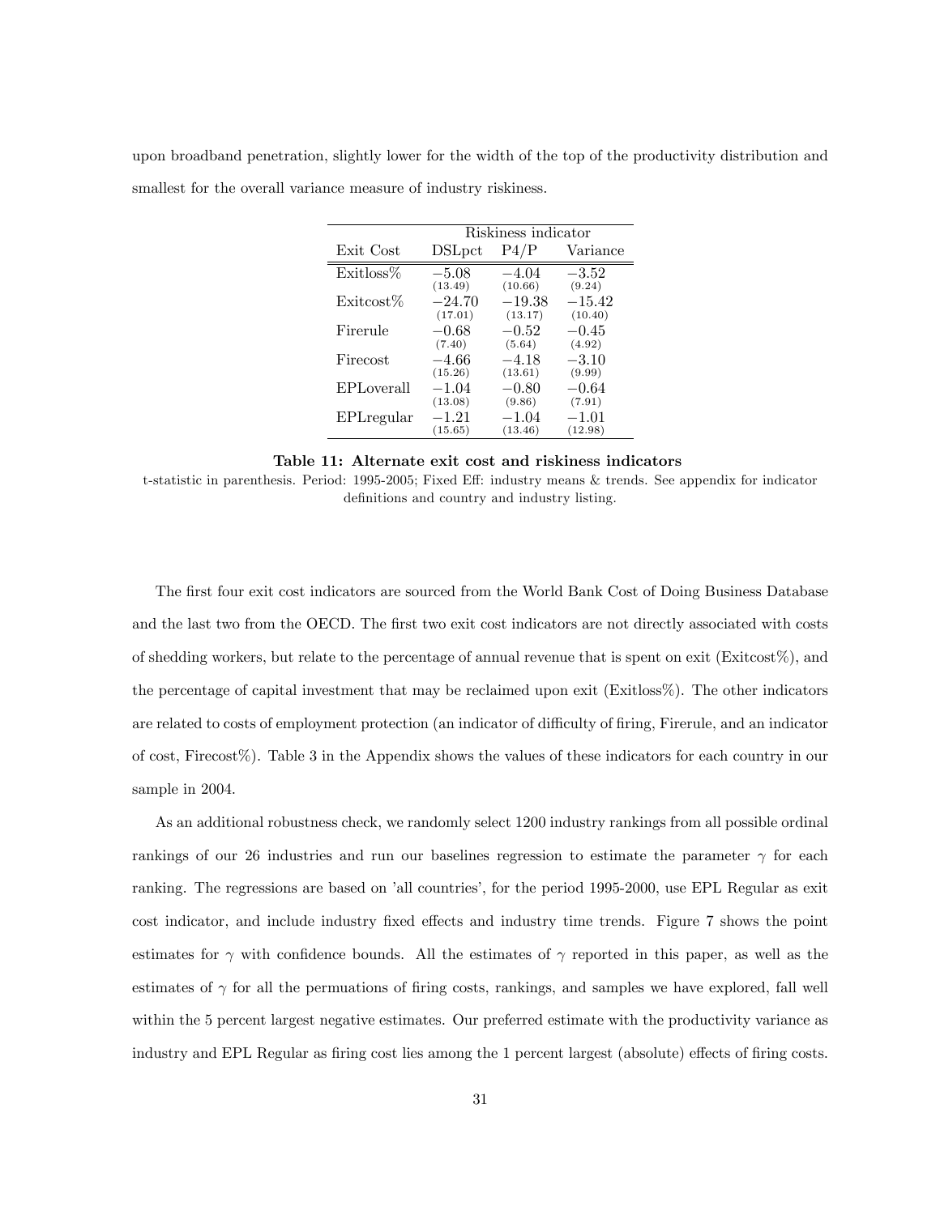upon broadband penetration, slightly lower for the width of the top of the productivity distribution and smallest for the overall variance measure of industry riskiness.

| | Riskiness indicator | | |
|---|---|---|---|
| Exit Cost | DSLpct | P4/P | Variance |
| Exitloss% | $-5.08$ (13.49) | $-4.04$ (10.66) | $-3.52$ (9.24) |
| Exitcost% | $-24.70$ (17.01) | $-19.38$ (13.17) | $-15.42$ (10.40) |
| Firerule | $-0.68$ (7.40) | $-0.52$ (5.64) | $-0.45$ (4.92) |
| Firecost | $-4.66$ (15.26) | $-4.18$ (13.61) | $-3.10$ (9.99) |
| EPLoverall | $-1.04$ (13.08) | $-0.80$ (9.86) | $-0.64$ (7.91) |
| EPLregular | $-1.21$ (15.65) | $-1.04$ (13.46) | $-1.01$ (12.98) |

**Table 11: Alternate exit cost and riskiness indicators**

t-statistic in parenthesis. Period: 1995-2005; Fixed Eff: industry means & trends. See appendix for indicator definitions and country and industry listing.

The first four exit cost indicators are sourced from the World Bank Cost of Doing Business Database and the last two from the OECD. The first two exit cost indicators are not directly associated with costs of shedding workers, but relate to the percentage of annual revenue that is spent on exit (Exitcost%), and the percentage of capital investment that may be reclaimed upon exit (Exitloss%). The other indicators are related to costs of employment protection (an indicator of difficulty of firing, Firerule, and an indicator of cost, Firecost%). Table 3 in the Appendix shows the values of these indicators for each country in our sample in 2004.

As an additional robustness check, we randomly select 1200 industry rankings from all possible ordinal rankings of our 26 industries and run our baselines regression to estimate the parameter $\gamma$ for each ranking. The regressions are based on 'all countries', for the period 1995-2000, use EPL Regular as exit cost indicator, and include industry fixed effects and industry time trends. Figure 7 shows the point estimates for $\gamma$ with confidence bounds. All the estimates of $\gamma$ reported in this paper, as well as the estimates of $\gamma$ for all the permuations of firing costs, rankings, and samples we have explored, fall well within the 5 percent largest negative estimates. Our preferred estimate with the productivity variance as industry and EPL Regular as firing cost lies among the 1 percent largest (absolute) effects of firing costs.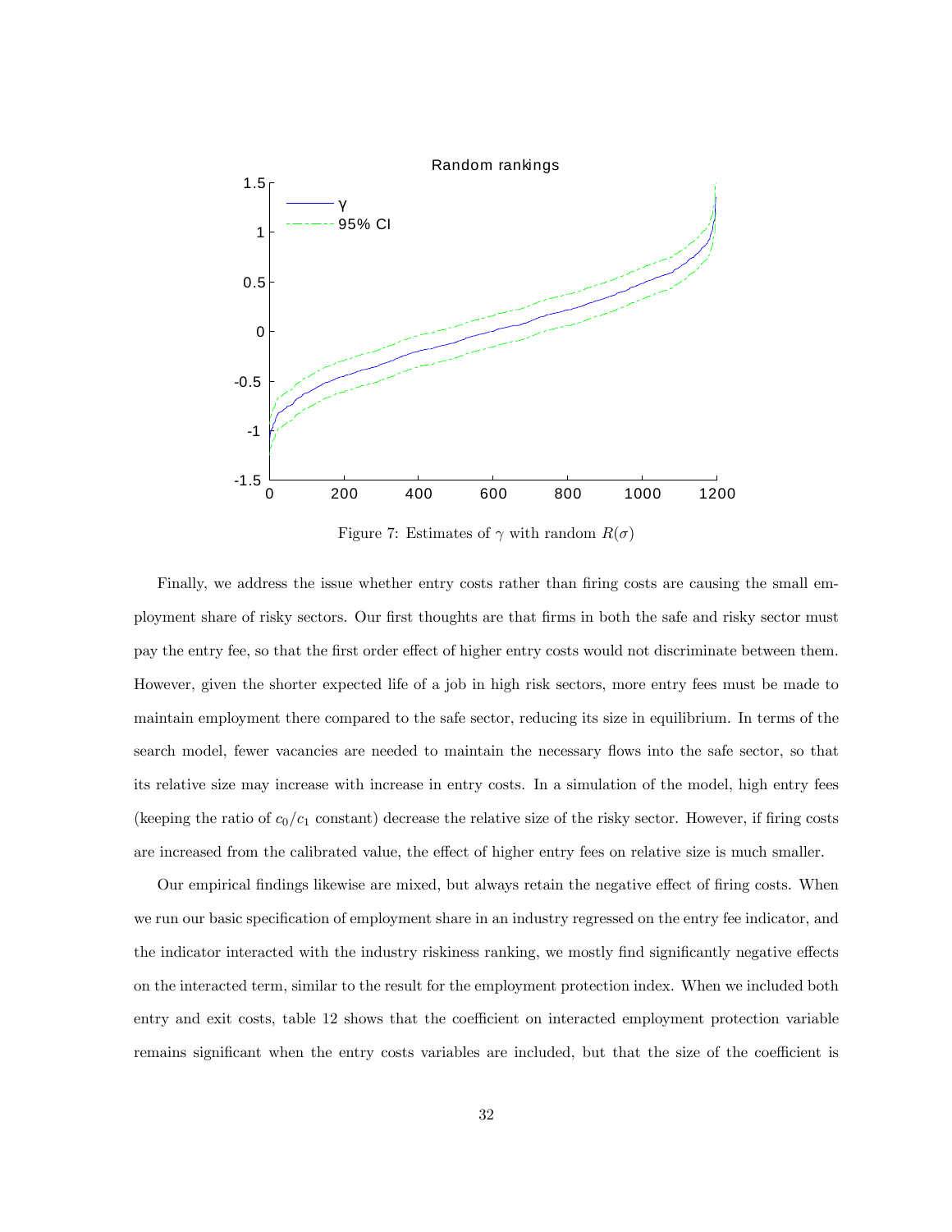Figure 7: Estimates of $\gamma$ with random $R(\sigma)$

Finally, we address the issue whether entry costs rather than firing costs are causing the small employment share of risky sectors. Our first thoughts are that firms in both the safe and risky sector must pay the entry fee, so that the first order effect of higher entry costs would not discriminate between them. However, given the shorter expected life of a job in high risk sectors, more entry fees must be made to maintain employment there compared to the safe sector, reducing its size in equilibrium. In terms of the search model, fewer vacancies are needed to maintain the necessary flows into the safe sector, so that its relative size may increase with increase in entry costs. In a simulation of the model, high entry fees (keeping the ratio of $c_0/c_1$ constant) decrease the relative size of the risky sector. However, if firing costs are increased from the calibrated value, the effect of higher entry fees on relative size is much smaller.

Our empirical findings likewise are mixed, but always retain the negative effect of firing costs. When we run our basic specification of employment share in an industry regressed on the entry fee indicator, and the indicator interacted with the industry riskiness ranking, we mostly find significantly negative effects on the interacted term, similar to the result for the employment protection index. When we included both entry and exit costs, table 12 shows that the coefficient on interacted employment protection variable remains significant when the entry costs variables are included, but that the size of the coefficient is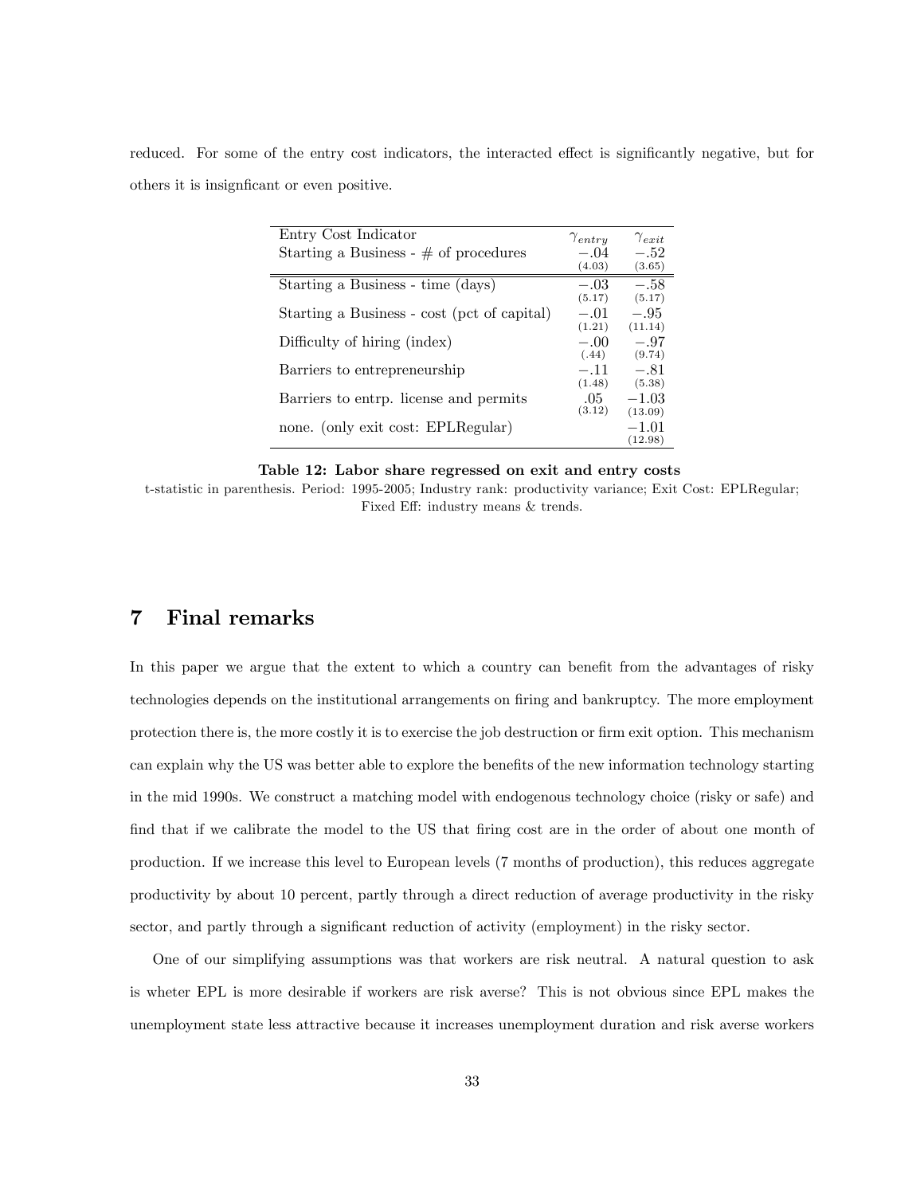reduced. For some of the entry cost indicators, the interacted effect is significantly negative, but for others it is insignficant or even positive.

| Entry Cost Indicator | $\gamma_{entry}$ | $\gamma_{exit}$ |
|---|---|---|
| Starting a Business - # of procedures | $-.04$ (4.03) | $-.52$ (3.65) |
| Starting a Business - time (days) | $-.03$ (5.17) | $-.58$ (5.17) |
| Starting a Business - cost (pct of capital) | $-.01$ (1.21) | $-.95$ (11.14) |
| Difficulty of hiring (index) | $-.00$ (.44) | $-.97$ (9.74) |
| Barriers to entrepreneurship | $-.11$ (1.48) | $-.81$ (5.38) |
| Barriers to entrp. license and permits | $.05$ (3.12) | $-1.03$ (13.09) |
| none. (only exit cost: EPLRegular) | | $-1.01$ (12.98) |

**Table 12: Labor share regressed on exit and entry costs**

t-statistic in parenthesis. Period: 1995-2005; Industry rank: productivity variance; Exit Cost: EPLRegular; Fixed Eff: industry means & trends.

# 7 Final remarks

In this paper we argue that the extent to which a country can benefit from the advantages of risky technologies depends on the institutional arrangements on firing and bankruptcy. The more employment protection there is, the more costly it is to exercise the job destruction or firm exit option. This mechanism can explain why the US was better able to explore the benefits of the new information technology starting in the mid 1990s. We construct a matching model with endogenous technology choice (risky or safe) and find that if we calibrate the model to the US that firing cost are in the order of about one month of production. If we increase this level to European levels (7 months of production), this reduces aggregate productivity by about 10 percent, partly through a direct reduction of average productivity in the risky sector, and partly through a significant reduction of activity (employment) in the risky sector.

One of our simplifying assumptions was that workers are risk neutral. A natural question to ask is wheter EPL is more desirable if workers are risk averse? This is not obvious since EPL makes the unemployment state less attractive because it increases unemployment duration and risk averse workers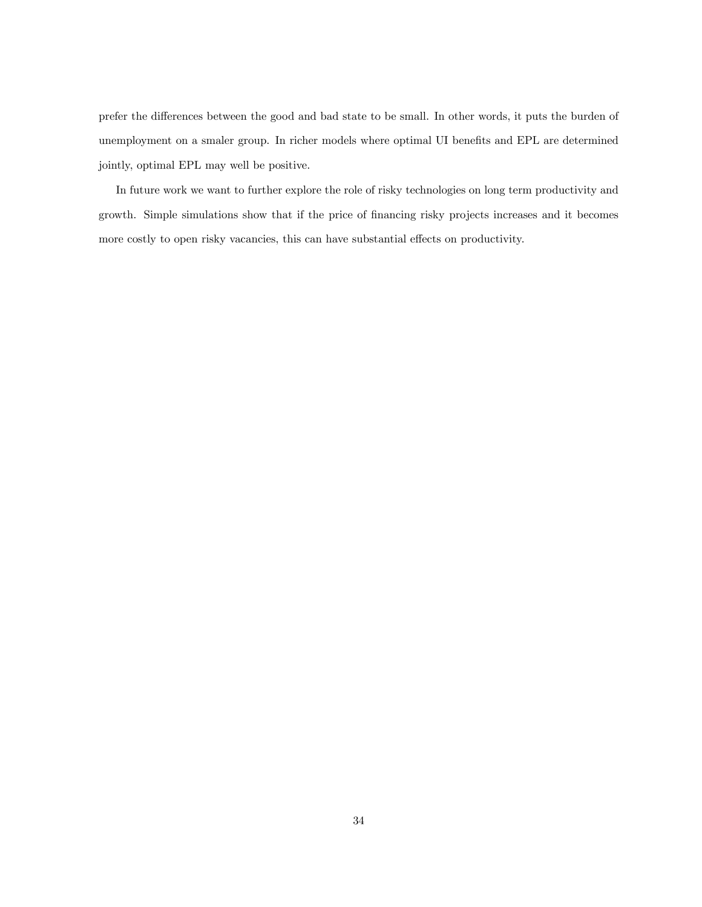prefer the differences between the good and bad state to be small. In other words, it puts the burden of unemployment on a smaler group. In richer models where optimal UI benefits and EPL are determined jointly, optimal EPL may well be positive.

In future work we want to further explore the role of risky technologies on long term productivity and growth. Simple simulations show that if the price of financing risky projects increases and it becomes more costly to open risky vacancies, this can have substantial effects on productivity.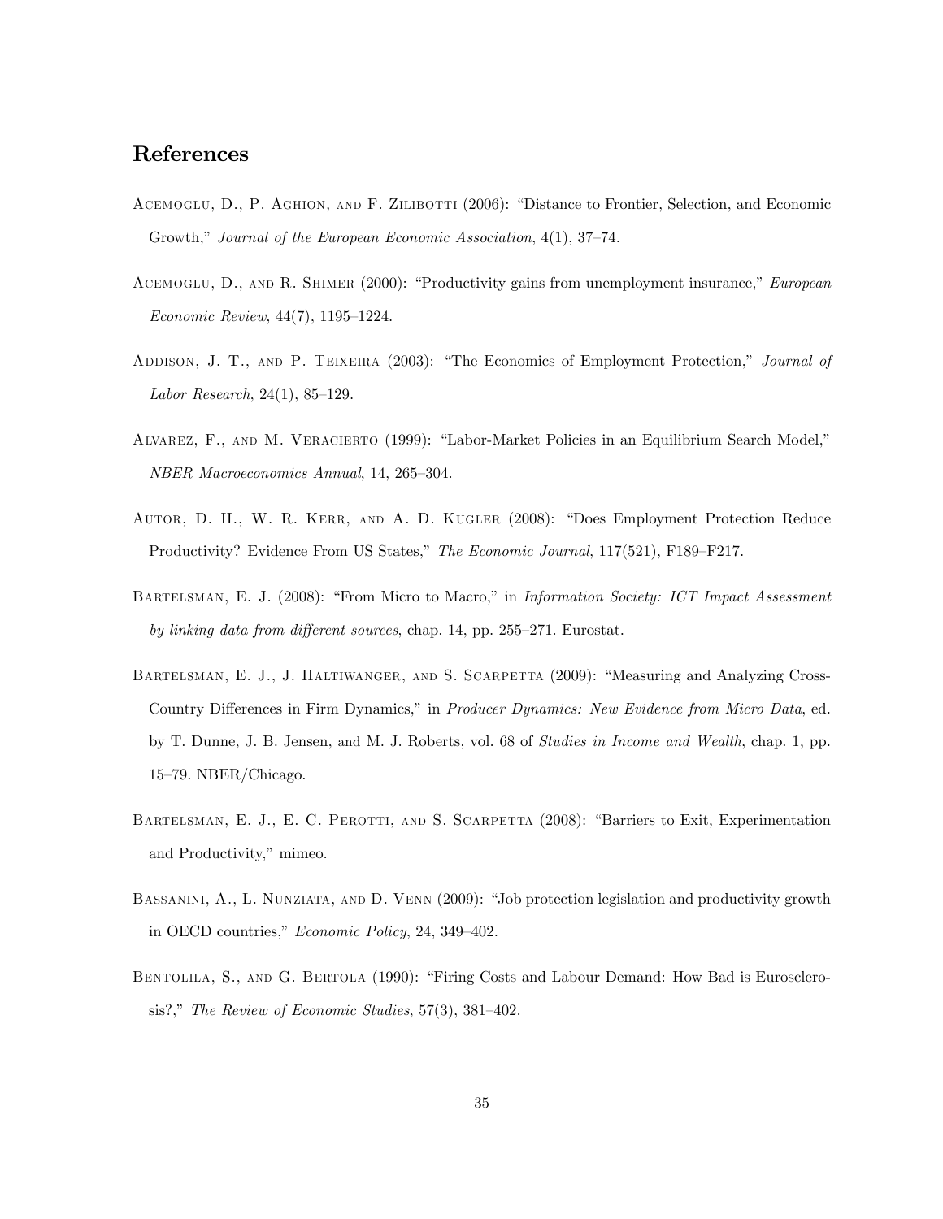## References

Acemoglu, D., P. Aghion, and F. Zilibotti (2006): "Distance to Frontier, Selection, and Economic Growth," *Journal of the European Economic Association*, 4(1), 37–74.

Acemoglu, D., and R. Shimer (2000): "Productivity gains from unemployment insurance," *European Economic Review*, 44(7), 1195–1224.

Addison, J. T., and P. Teixeira (2003): "The Economics of Employment Protection," *Journal of Labor Research*, 24(1), 85–129.

Alvarez, F., and M. Veracierto (1999): "Labor-Market Policies in an Equilibrium Search Model," *NBER Macroeconomics Annual*, 14, 265–304.

Autor, D. H., W. R. Kerr, and A. D. Kugler (2008): "Does Employment Protection Reduce Productivity? Evidence From US States," *The Economic Journal*, 117(521), F189–F217.

Bartelsman, E. J. (2008): "From Micro to Macro," in *Information Society: ICT Impact Assessment by linking data from different sources*, chap. 14, pp. 255–271. Eurostat.

Bartelsman, E. J., J. Haltiwanger, and S. Scarpetta (2009): "Measuring and Analyzing Cross-Country Differences in Firm Dynamics," in *Producer Dynamics: New Evidence from Micro Data*, ed. by T. Dunne, J. B. Jensen, and M. J. Roberts, vol. 68 of *Studies in Income and Wealth*, chap. 1, pp. 15–79. NBER/Chicago.

Bartelsman, E. J., E. C. Perotti, and S. Scarpetta (2008): "Barriers to Exit, Experimentation and Productivity," mimeo.

Bassanini, A., L. Nunziata, and D. Venn (2009): "Job protection legislation and productivity growth in OECD countries," *Economic Policy*, 24, 349–402.

Bentolila, S., and G. Bertola (1990): "Firing Costs and Labour Demand: How Bad is Eurosclerosis?," *The Review of Economic Studies*, 57(3), 381–402.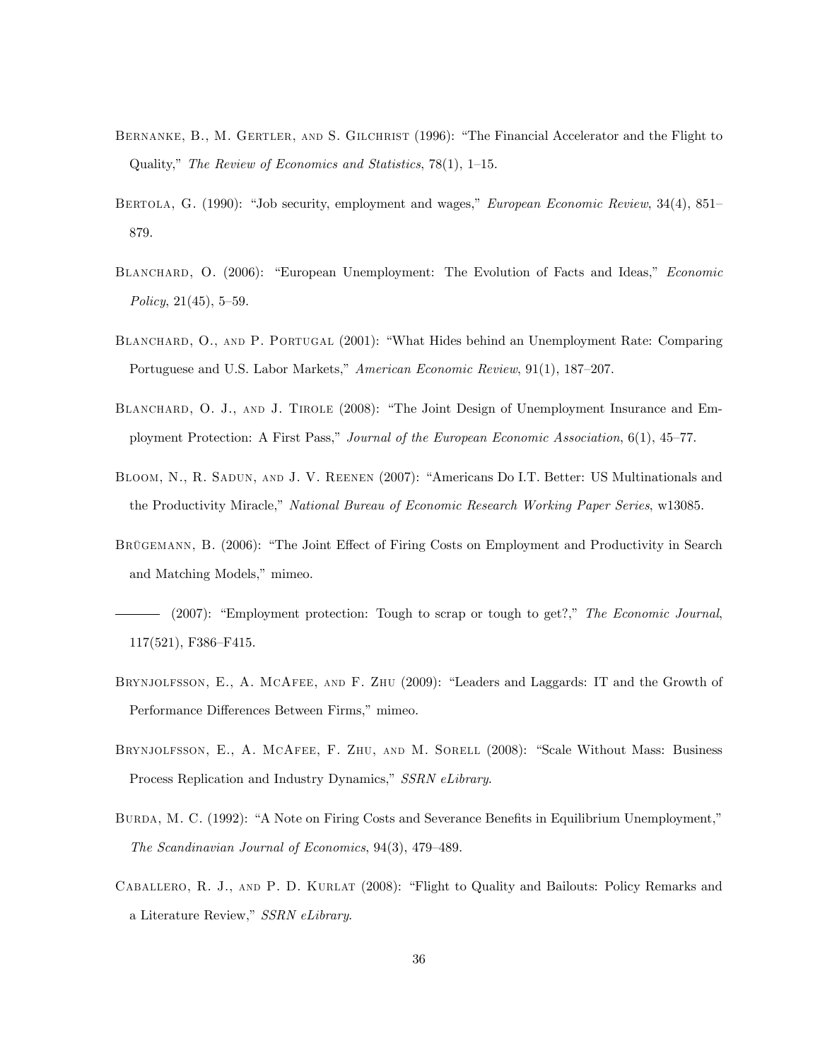Bernanke, B., M. Gertler, and S. Gilchrist (1996): "The Financial Accelerator and the Flight to Quality," *The Review of Economics and Statistics*, 78(1), 1–15.

Bertola, G. (1990): "Job security, employment and wages," *European Economic Review*, 34(4), 851–879.

Blanchard, O. (2006): "European Unemployment: The Evolution of Facts and Ideas," *Economic Policy*, 21(45), 5–59.

Blanchard, O., and P. Portugal (2001): "What Hides behind an Unemployment Rate: Comparing Portuguese and U.S. Labor Markets," *American Economic Review*, 91(1), 187–207.

Blanchard, O. J., and J. Tirole (2008): "The Joint Design of Unemployment Insurance and Employment Protection: A First Pass," *Journal of the European Economic Association*, 6(1), 45–77.

Bloom, N., R. Sadun, and J. V. Reenen (2007): "Americans Do I.T. Better: US Multinationals and the Productivity Miracle," *National Bureau of Economic Research Working Paper Series*, w13085.

Brügemann, B. (2006): "The Joint Effect of Firing Costs on Employment and Productivity in Search and Matching Models," mimeo.

——— (2007): "Employment protection: Tough to scrap or tough to get?," *The Economic Journal*, 117(521), F386–F415.

Brynjolfsson, E., A. McAfee, and F. Zhu (2009): "Leaders and Laggards: IT and the Growth of Performance Differences Between Firms," mimeo.

Brynjolfsson, E., A. McAfee, F. Zhu, and M. Sorell (2008): "Scale Without Mass: Business Process Replication and Industry Dynamics," *SSRN eLibrary*.

Burda, M. C. (1992): "A Note on Firing Costs and Severance Benefits in Equilibrium Unemployment," *The Scandinavian Journal of Economics*, 94(3), 479–489.

Caballero, R. J., and P. D. Kurlat (2008): "Flight to Quality and Bailouts: Policy Remarks and a Literature Review," *SSRN eLibrary*.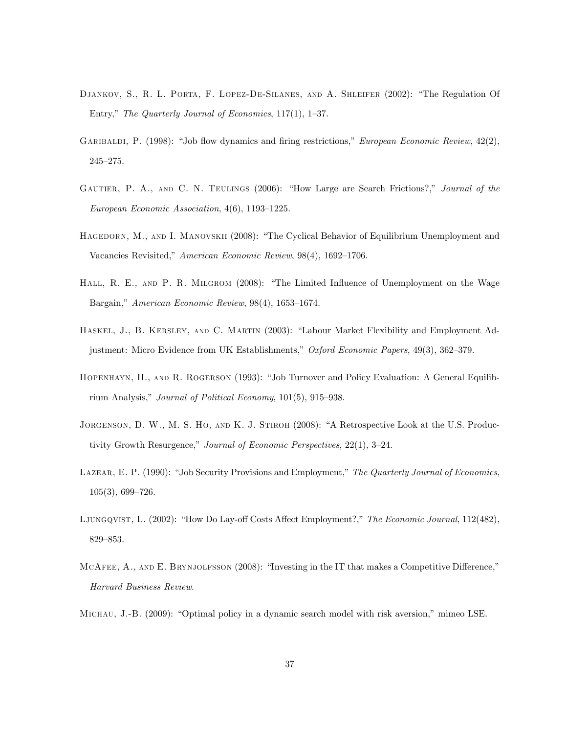Djankov, S., R. L. Porta, F. Lopez-De-Silanes, and A. Shleifer (2002): "The Regulation Of Entry," *The Quarterly Journal of Economics*, 117(1), 1–37.

Garibaldi, P. (1998): "Job flow dynamics and firing restrictions," *European Economic Review*, 42(2), 245–275.

Gautier, P. A., and C. N. Teulings (2006): "How Large are Search Frictions?," *Journal of the European Economic Association*, 4(6), 1193–1225.

Hagedorn, M., and I. Manovskii (2008): "The Cyclical Behavior of Equilibrium Unemployment and Vacancies Revisited," *American Economic Review*, 98(4), 1692–1706.

Hall, R. E., and P. R. Milgrom (2008): "The Limited Influence of Unemployment on the Wage Bargain," *American Economic Review*, 98(4), 1653–1674.

Haskel, J., B. Kersley, and C. Martin (2003): "Labour Market Flexibility and Employment Adjustment: Micro Evidence from UK Establishments," *Oxford Economic Papers*, 49(3), 362–379.

Hopenhayn, H., and R. Rogerson (1993): "Job Turnover and Policy Evaluation: A General Equilibrium Analysis," *Journal of Political Economy*, 101(5), 915–938.

Jorgenson, D. W., M. S. Ho, and K. J. Stiroh (2008): "A Retrospective Look at the U.S. Productivity Growth Resurgence," *Journal of Economic Perspectives*, 22(1), 3–24.

Lazear, E. P. (1990): "Job Security Provisions and Employment," *The Quarterly Journal of Economics*, 105(3), 699–726.

Ljungqvist, L. (2002): "How Do Lay-off Costs Affect Employment?," *The Economic Journal*, 112(482), 829–853.

McAfee, A., and E. Brynjolfsson (2008): "Investing in the IT that makes a Competitive Difference," *Harvard Business Review*.

Michau, J.-B. (2009): "Optimal policy in a dynamic search model with risk aversion," mimeo LSE.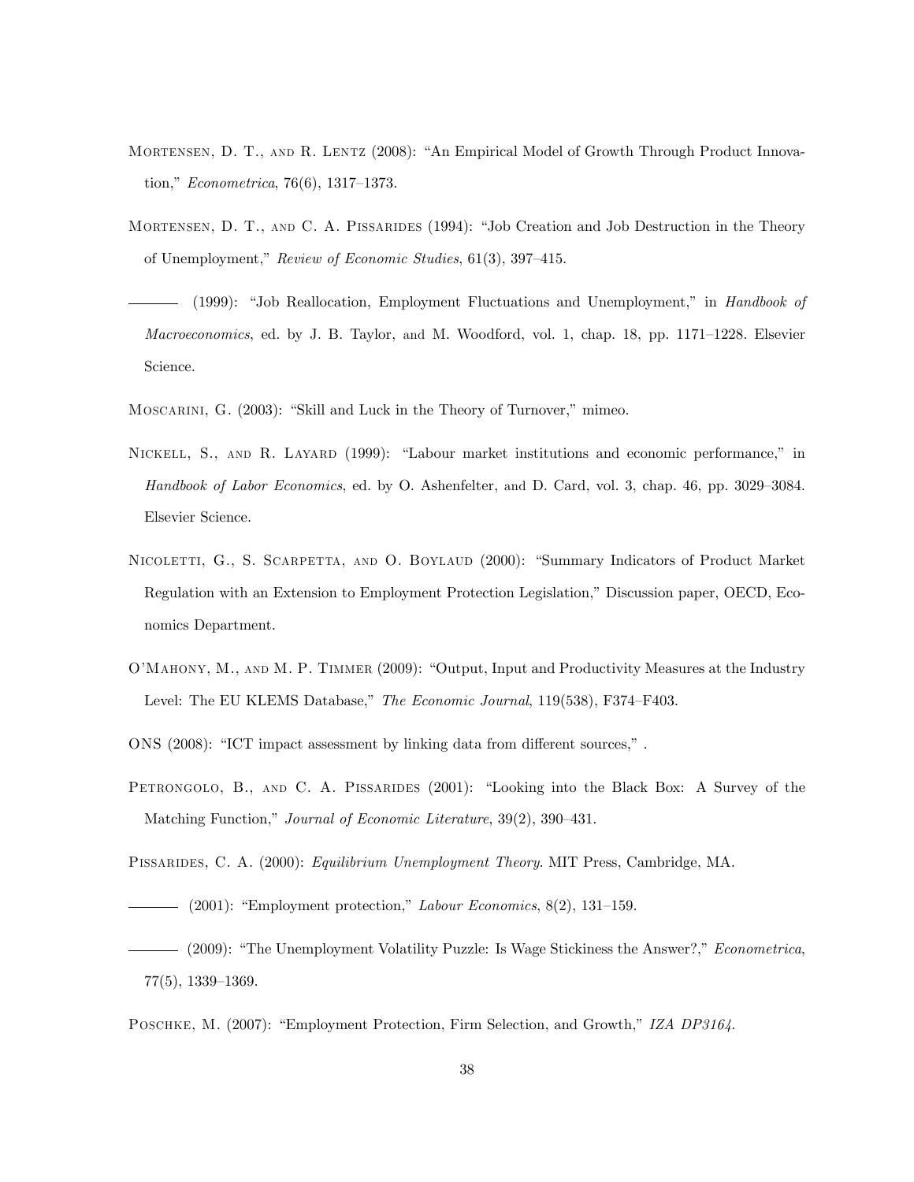Mortensen, D. T., and R. Lentz (2008): "An Empirical Model of Growth Through Product Innovation," *Econometrica*, 76(6), 1317–1373.

Mortensen, D. T., and C. A. Pissarides (1994): "Job Creation and Job Destruction in the Theory of Unemployment," *Review of Economic Studies*, 61(3), 397–415.

——— (1999): "Job Reallocation, Employment Fluctuations and Unemployment," in *Handbook of Macroeconomics*, ed. by J. B. Taylor, and M. Woodford, vol. 1, chap. 18, pp. 1171–1228. Elsevier Science.

Moscarini, G. (2003): "Skill and Luck in the Theory of Turnover," mimeo.

Nickell, S., and R. Layard (1999): "Labour market institutions and economic performance," in *Handbook of Labor Economics*, ed. by O. Ashenfelter, and D. Card, vol. 3, chap. 46, pp. 3029–3084. Elsevier Science.

Nicoletti, G., S. Scarpetta, and O. Boylaud (2000): "Summary Indicators of Product Market Regulation with an Extension to Employment Protection Legislation," Discussion paper, OECD, Economics Department.

O'Mahony, M., and M. P. Timmer (2009): "Output, Input and Productivity Measures at the Industry Level: The EU KLEMS Database," *The Economic Journal*, 119(538), F374–F403.

ONS (2008): "ICT impact assessment by linking data from different sources," .

Petrongolo, B., and C. A. Pissarides (2001): "Looking into the Black Box: A Survey of the Matching Function," *Journal of Economic Literature*, 39(2), 390–431.

Pissarides, C. A. (2000): *Equilibrium Unemployment Theory*. MIT Press, Cambridge, MA.

——— (2001): "Employment protection," *Labour Economics*, 8(2), 131–159.

——— (2009): "The Unemployment Volatility Puzzle: Is Wage Stickiness the Answer?," *Econometrica*, 77(5), 1339–1369.

Poschke, M. (2007): "Employment Protection, Firm Selection, and Growth," *IZA DP3164*.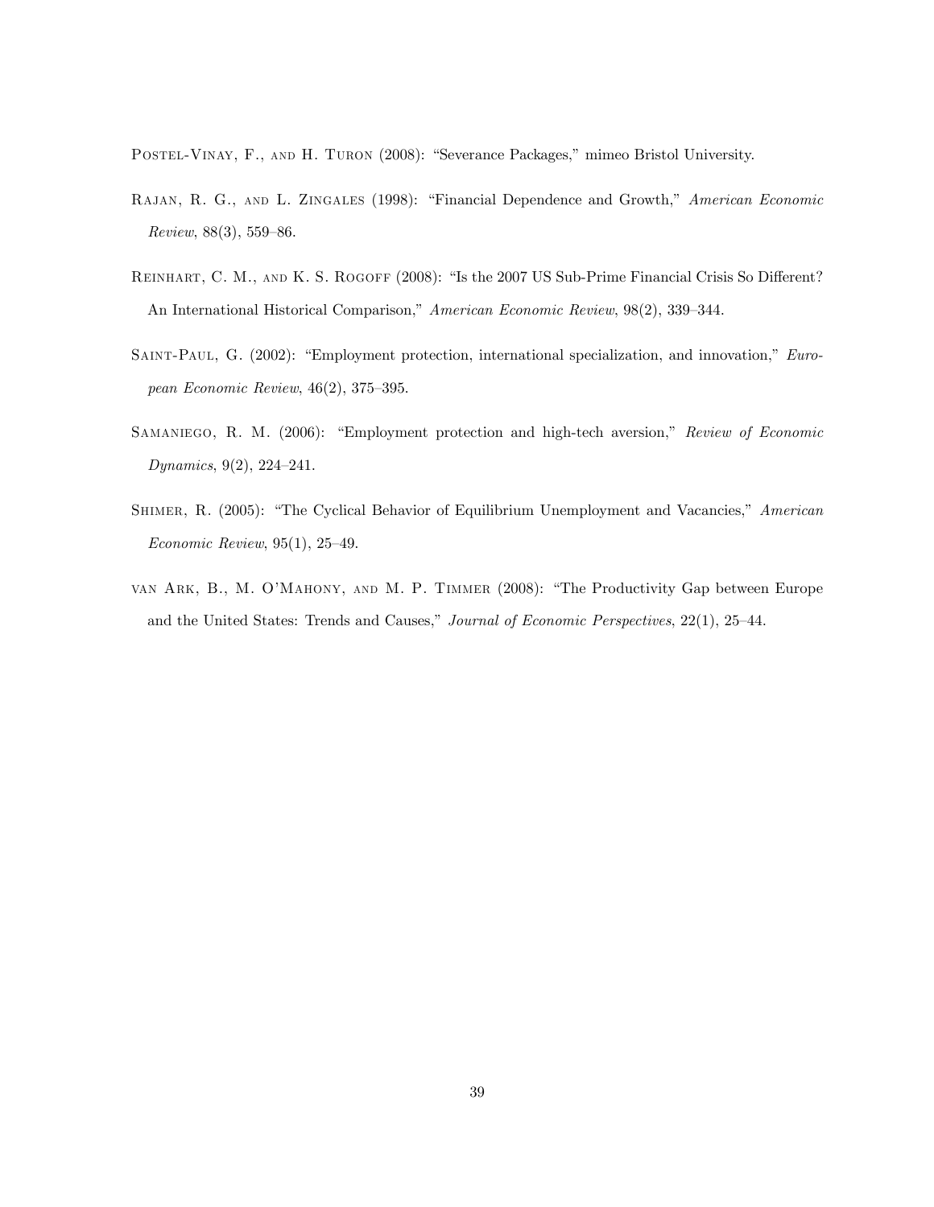Postel-Vinay, F., and H. Turon (2008): "Severance Packages," mimeo Bristol University.

Rajan, R. G., and L. Zingales (1998): "Financial Dependence and Growth," *American Economic Review*, 88(3), 559–86.

Reinhart, C. M., and K. S. Rogoff (2008): "Is the 2007 US Sub-Prime Financial Crisis So Different? An International Historical Comparison," *American Economic Review*, 98(2), 339–344.

Saint-Paul, G. (2002): "Employment protection, international specialization, and innovation," *European Economic Review*, 46(2), 375–395.

Samaniego, R. M. (2006): "Employment protection and high-tech aversion," *Review of Economic Dynamics*, 9(2), 224–241.

Shimer, R. (2005): "The Cyclical Behavior of Equilibrium Unemployment and Vacancies," *American Economic Review*, 95(1), 25–49.

van Ark, B., M. O'Mahony, and M. P. Timmer (2008): "The Productivity Gap between Europe and the United States: Trends and Causes," *Journal of Economic Perspectives*, 22(1), 25–44.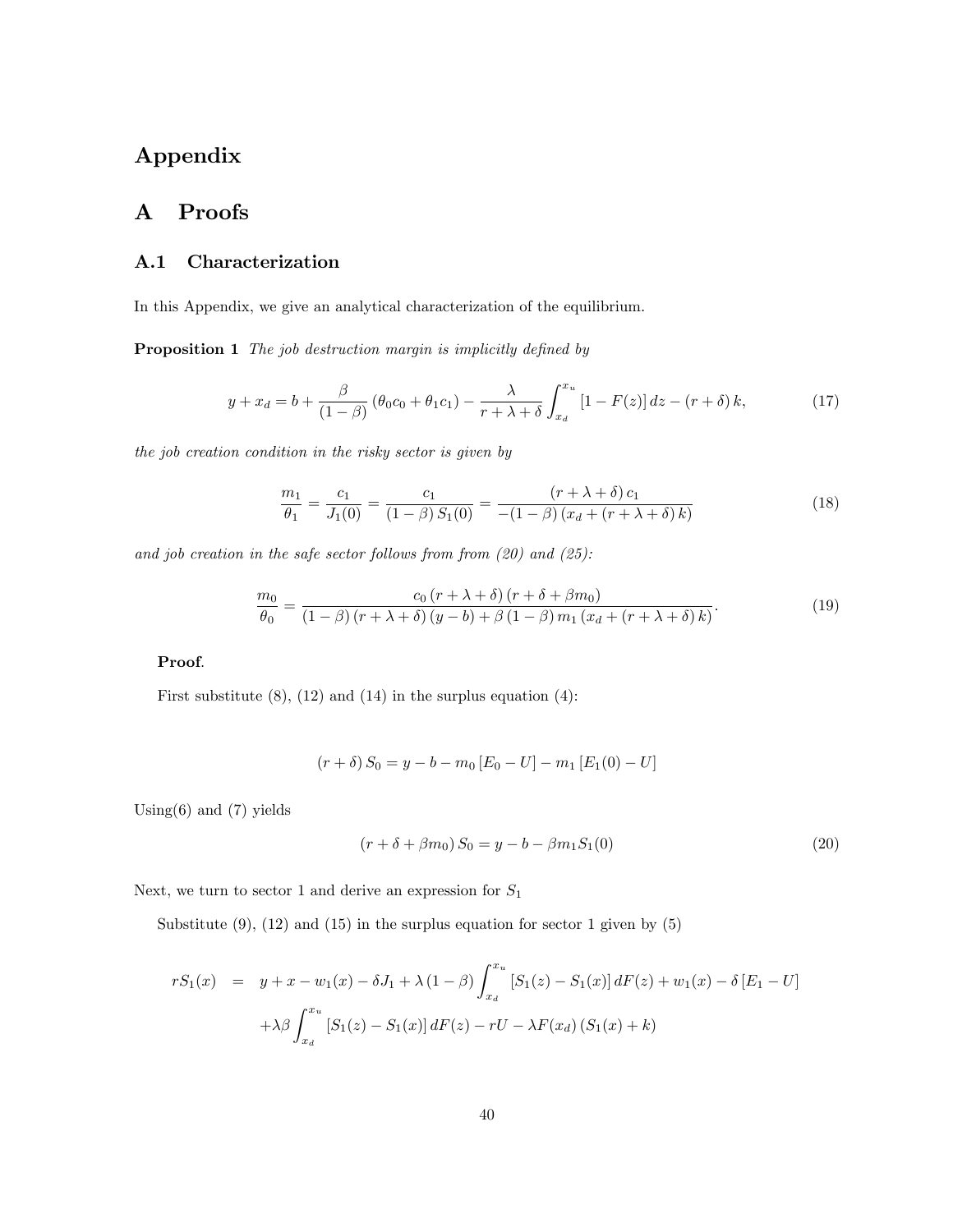# Appendix

# A Proofs

## A.1 Characterization

In this Appendix, we give an analytical characterization of the equilibrium.

**Proposition 1** *The job destruction margin is implicitly defined by*

$$y + x_d = b + \frac{\beta}{(1-\beta)}\left(\theta_0 c_0 + \theta_1 c_1\right) - \frac{\lambda}{r+\lambda+\delta}\int_{x_d}^{x_u}\left[1 - F(z)\right]dz - \left(r+\delta\right)k, \tag{17}$$

*the job creation condition in the risky sector is given by*

$$\frac{m_1}{\theta_1} = \frac{c_1}{J_1(0)} = \frac{c_1}{(1-\beta)\,S_1(0)} = \frac{\left(r+\lambda+\delta\right)c_1}{-(1-\beta)\left(x_d + \left(r+\lambda+\delta\right)k\right)} \tag{18}$$

*and job creation in the safe sector follows from from (20) and (25):*

$$\frac{m_0}{\theta_0} = \frac{c_0\left(r+\lambda+\delta\right)\left(r+\delta+\beta m_0\right)}{(1-\beta)\left(r+\lambda+\delta\right)\left(y-b\right) + \beta\left(1-\beta\right)m_1\left(x_d + \left(r+\lambda+\delta\right)k\right)}. \tag{19}$$

**Proof**.

First substitute (8), (12) and (14) in the surplus equation (4):

$$\left(r+\delta\right)S_0 = y - b - m_0\left[E_0 - U\right] - m_1\left[E_1(0) - U\right]$$

Using(6) and (7) yields

$$\left(r+\delta+\beta m_0\right)S_0 = y - b - \beta m_1 S_1(0) \tag{20}$$

Next, we turn to sector 1 and derive an expression for $S_1$

Substitute (9), (12) and (15) in the surplus equation for sector 1 given by (5)

$$\begin{aligned} rS_1(x) \quad = \quad & y + x - w_1(x) - \delta J_1 + \lambda\left(1-\beta\right)\int_{x_d}^{x_u}\left[S_1(z) - S_1(x)\right]dF(z) + w_1(x) - \delta\left[E_1 - U\right] \\ & + \lambda\beta\int_{x_d}^{x_u}\left[S_1(z) - S_1(x)\right]dF(z) - rU - \lambda F(x_d)\left(S_1(x) + k\right) \end{aligned}$$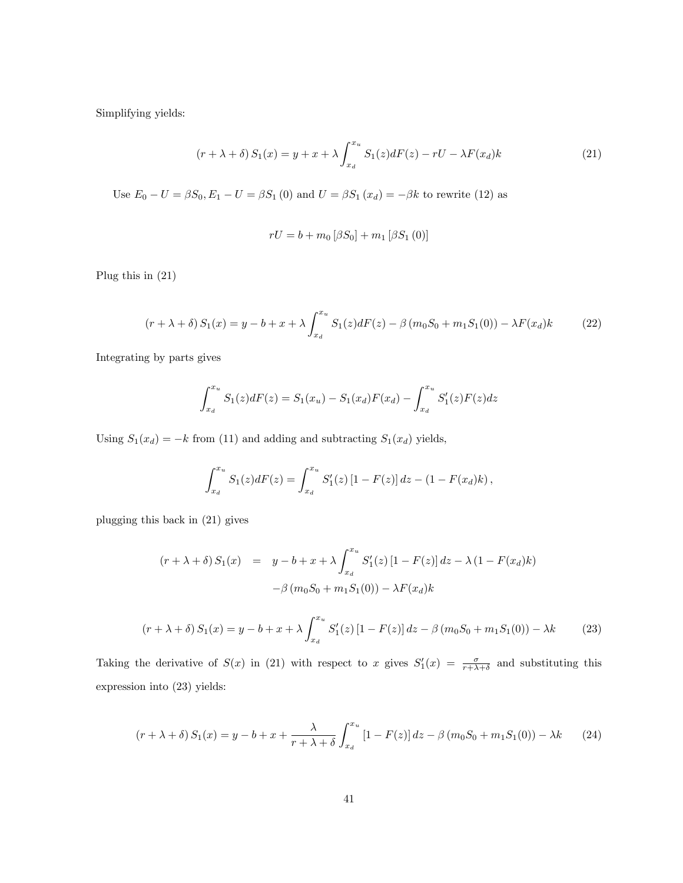Simplifying yields:

$$(r+\lambda+\delta)\, S_1(x) = y + x + \lambda \int_{x_d}^{x_u} S_1(z) dF(z) - rU - \lambda F(x_d) k \tag{21}$$

Use $E_0 - U = \beta S_0, E_1 - U = \beta S_1(0)$ and $U = \beta S_1(x_d) = -\beta k$ to rewrite (12) as

$$rU = b + m_0 [\beta S_0] + m_1 [\beta S_1(0)]$$

Plug this in (21)

$$(r+\lambda+\delta)\, S_1(x) = y - b + x + \lambda \int_{x_d}^{x_u} S_1(z) dF(z) - \beta (m_0 S_0 + m_1 S_1(0)) - \lambda F(x_d) k \tag{22}$$

Integrating by parts gives

$$\int_{x_d}^{x_u} S_1(z) dF(z) = S_1(x_u) - S_1(x_d) F(x_d) - \int_{x_d}^{x_u} S_1'(z) F(z) dz$$

Using $S_1(x_d) = -k$ from (11) and adding and subtracting $S_1(x_d)$ yields,

$$\int_{x_d}^{x_u} S_1(z) dF(z) = \int_{x_d}^{x_u} S_1'(z) [1 - F(z)] dz - (1 - F(x_d) k),$$

plugging this back in (21) gives

$$\begin{aligned}(r+\lambda+\delta)\, S_1(x) &= y - b + x + \lambda \int_{x_d}^{x_u} S_1'(z) [1 - F(z)] dz - \lambda (1 - F(x_d) k) \\ &\quad - \beta (m_0 S_0 + m_1 S_1(0)) - \lambda F(x_d) k\end{aligned}$$

$$(r+\lambda+\delta)\, S_1(x) = y - b + x + \lambda \int_{x_d}^{x_u} S_1'(z) [1 - F(z)] dz - \beta (m_0 S_0 + m_1 S_1(0)) - \lambda k \tag{23}$$

Taking the derivative of $S(x)$ in (21) with respect to $x$ gives $S_1'(x) = \frac{\sigma}{r+\lambda+\delta}$ and substituting this expression into (23) yields:

$$(r+\lambda+\delta)\, S_1(x) = y - b + x + \frac{\lambda}{r+\lambda+\delta} \int_{x_d}^{x_u} [1 - F(z)] dz - \beta (m_0 S_0 + m_1 S_1(0)) - \lambda k \tag{24}$$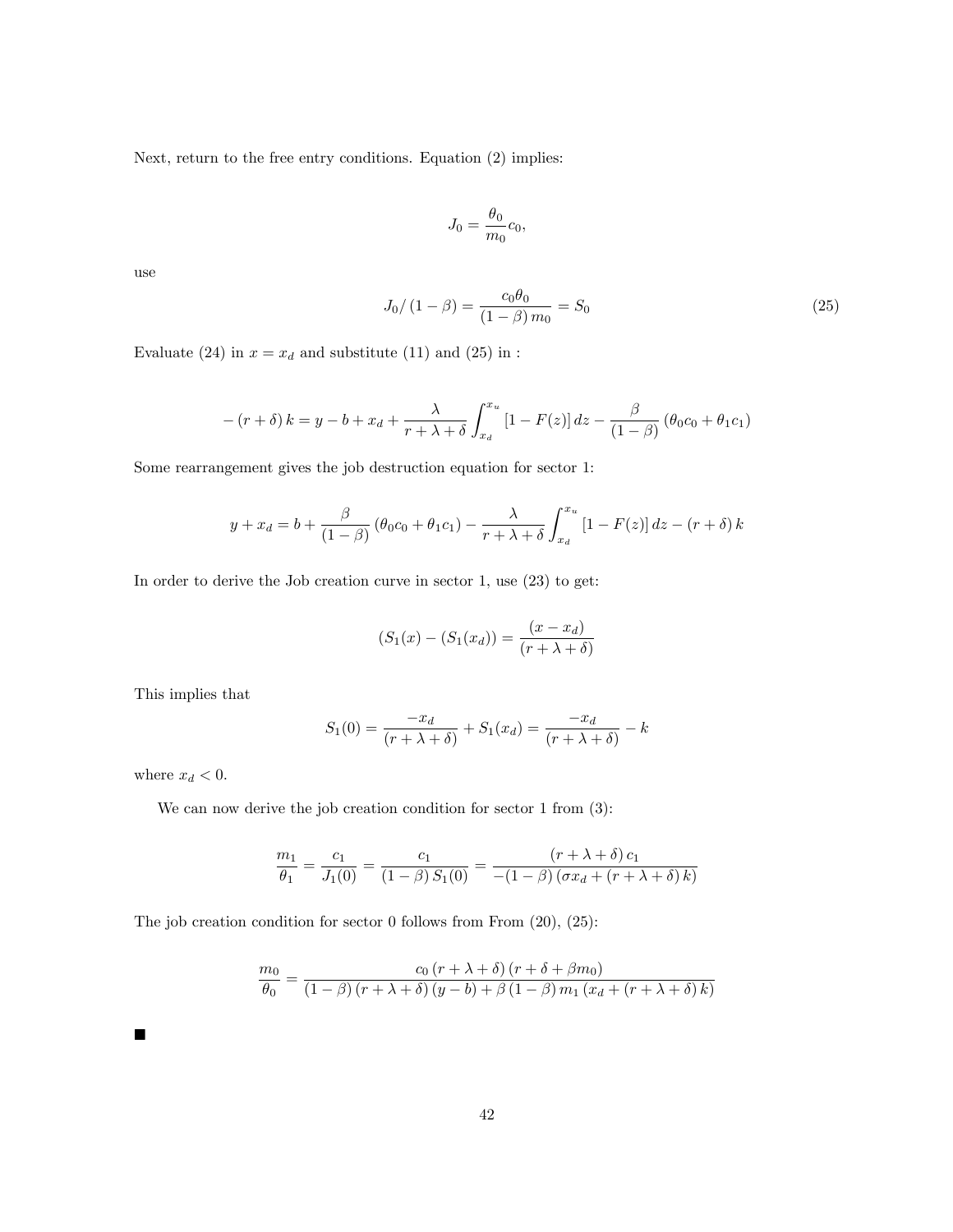Next, return to the free entry conditions. Equation (2) implies:

$$J_0 = \frac{\theta_0}{m_0} c_0,$$

use

$$J_0 / (1 - \beta) = \frac{c_0 \theta_0}{(1 - \beta) m_0} = S_0 \tag{25}$$

Evaluate (24) in $x = x_d$ and substitute (11) and (25) in :

$$-(r + \delta) k = y - b + x_d + \frac{\lambda}{r + \lambda + \delta} \int_{x_d}^{x_u} [1 - F(z)] \, dz - \frac{\beta}{(1 - \beta)} (\theta_0 c_0 + \theta_1 c_1)$$

Some rearrangement gives the job destruction equation for sector 1:

$$y + x_d = b + \frac{\beta}{(1 - \beta)} (\theta_0 c_0 + \theta_1 c_1) - \frac{\lambda}{r + \lambda + \delta} \int_{x_d}^{x_u} [1 - F(z)] \, dz - (r + \delta) k$$

In order to derive the Job creation curve in sector 1, use (23) to get:

$$(S_1(x) - (S_1(x_d)) = \frac{(x - x_d)}{(r + \lambda + \delta)}$$

This implies that

$$S_1(0) = \frac{-x_d}{(r + \lambda + \delta)} + S_1(x_d) = \frac{-x_d}{(r + \lambda + \delta)} - k$$

where $x_d < 0$.

We can now derive the job creation condition for sector 1 from (3):

$$\frac{m_1}{\theta_1} = \frac{c_1}{J_1(0)} = \frac{c_1}{(1 - \beta) S_1(0)} = \frac{(r + \lambda + \delta) c_1}{-(1 - \beta) (\sigma x_d + (r + \lambda + \delta) k)}$$

The job creation condition for sector 0 follows from From (20), (25):

$$\frac{m_0}{\theta_0} = \frac{c_0 (r + \lambda + \delta) (r + \delta + \beta m_0)}{(1 - \beta) (r + \lambda + \delta) (y - b) + \beta (1 - \beta) m_1 (x_d + (r + \lambda + \delta) k)}$$

■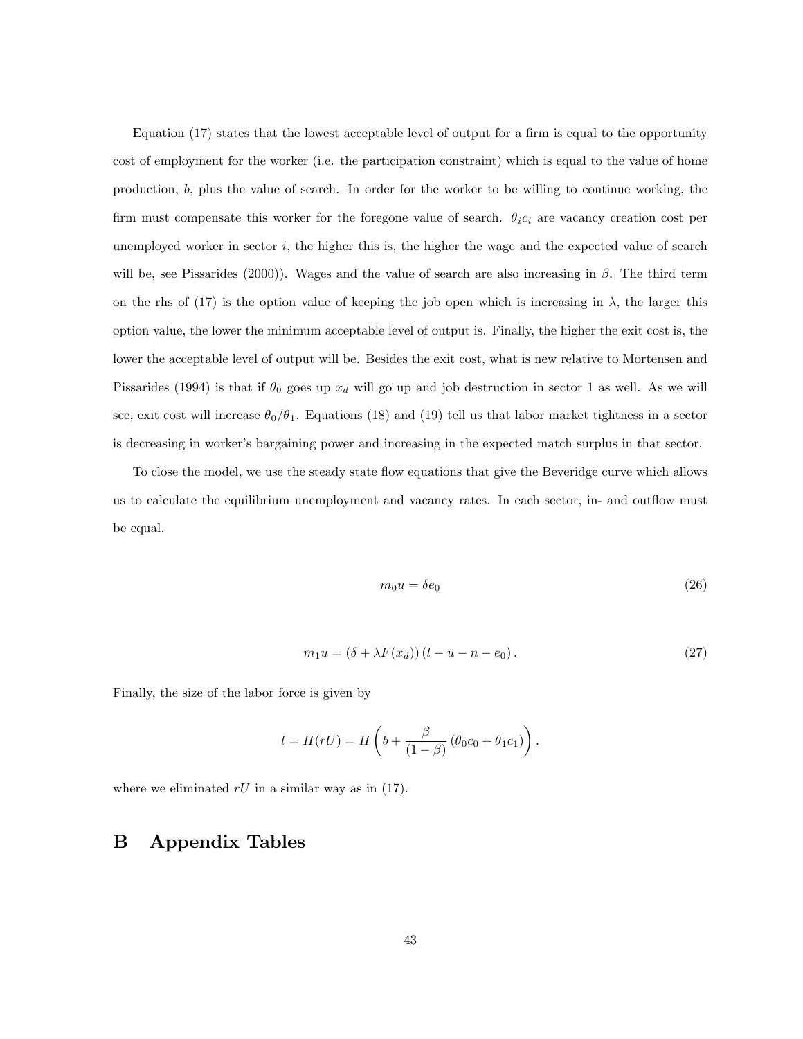Equation (17) states that the lowest acceptable level of output for a firm is equal to the opportunity cost of employment for the worker (i.e. the participation constraint) which is equal to the value of home production, $b$, plus the value of search. In order for the worker to be willing to continue working, the firm must compensate this worker for the foregone value of search. $\theta_i c_i$ are vacancy creation cost per unemployed worker in sector $i$, the higher this is, the higher the wage and the expected value of search will be, see Pissarides (2000)). Wages and the value of search are also increasing in $\beta$. The third term on the rhs of (17) is the option value of keeping the job open which is increasing in $\lambda$, the larger this option value, the lower the minimum acceptable level of output is. Finally, the higher the exit cost is, the lower the acceptable level of output will be. Besides the exit cost, what is new relative to Mortensen and Pissarides (1994) is that if $\theta_0$ goes up $x_d$ will go up and job destruction in sector 1 as well. As we will see, exit cost will increase $\theta_0/\theta_1$. Equations (18) and (19) tell us that labor market tightness in a sector is decreasing in worker's bargaining power and increasing in the expected match surplus in that sector.

To close the model, we use the steady state flow equations that give the Beveridge curve which allows us to calculate the equilibrium unemployment and vacancy rates. In each sector, in- and outflow must be equal.

$$m_0 u = \delta e_0 \tag{26}$$

$$m_1 u = (\delta + \lambda F(x_d))(l - u - n - e_0). \tag{27}$$

Finally, the size of the labor force is given by

$$l = H(rU) = H\left(b + \frac{\beta}{(1-\beta)}(\theta_0 c_0 + \theta_1 c_1)\right).$$

where we eliminated $rU$ in a similar way as in (17).

# B Appendix Tables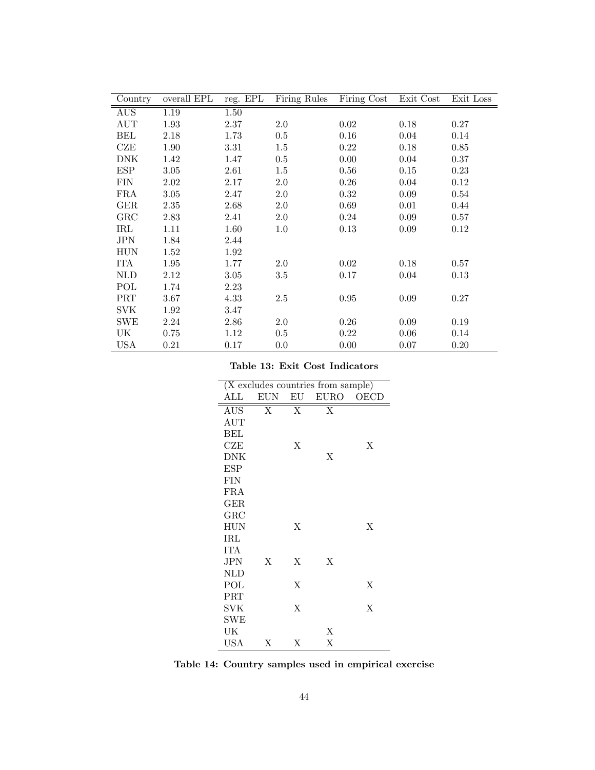| Country | overall EPL | reg. EPL | Firing Rules | Firing Cost | Exit Cost | Exit Loss |
|---|---|---|---|---|---|---|
| AUS | 1.19 | 1.50 | | | | |
| AUT | 1.93 | 2.37 | 2.0 | 0.02 | 0.18 | 0.27 |
| BEL | 2.18 | 1.73 | 0.5 | 0.16 | 0.04 | 0.14 |
| CZE | 1.90 | 3.31 | 1.5 | 0.22 | 0.18 | 0.85 |
| DNK | 1.42 | 1.47 | 0.5 | 0.00 | 0.04 | 0.37 |
| ESP | 3.05 | 2.61 | 1.5 | 0.56 | 0.15 | 0.23 |
| FIN | 2.02 | 2.17 | 2.0 | 0.26 | 0.04 | 0.12 |
| FRA | 3.05 | 2.47 | 2.0 | 0.32 | 0.09 | 0.54 |
| GER | 2.35 | 2.68 | 2.0 | 0.69 | 0.01 | 0.44 |
| GRC | 2.83 | 2.41 | 2.0 | 0.24 | 0.09 | 0.57 |
| IRL | 1.11 | 1.60 | 1.0 | 0.13 | 0.09 | 0.12 |
| JPN | 1.84 | 2.44 | | | | |
| HUN | 1.52 | 1.92 | | | | |
| ITA | 1.95 | 1.77 | 2.0 | 0.02 | 0.18 | 0.57 |
| NLD | 2.12 | 3.05 | 3.5 | 0.17 | 0.04 | 0.13 |
| POL | 1.74 | 2.23 | | | | |
| PRT | 3.67 | 4.33 | 2.5 | 0.95 | 0.09 | 0.27 |
| SVK | 1.92 | 3.47 | | | | |
| SWE | 2.24 | 2.86 | 2.0 | 0.26 | 0.09 | 0.19 |
| UK | 0.75 | 1.12 | 0.5 | 0.22 | 0.06 | 0.14 |
| USA | 0.21 | 0.17 | 0.0 | 0.00 | 0.07 | 0.20 |

**Table 13: Exit Cost Indicators**

| (X excludes countries from sample) | | | | |
|---|---|---|---|---|
| ALL | EUN | EU | EURO | OECD |
| AUS | X | X | X | |
| AUT | | | | |
| BEL | | | | |
| CZE | | X | | X |
| DNK | | | X | |
| ESP | | | | |
| FIN | | | | |
| FRA | | | | |
| GER | | | | |
| GRC | | | | |
| HUN | | X | | X |
| IRL | | | | |
| ITA | | | | |
| JPN | X | X | X | |
| NLD | | | | |
| POL | | X | | X |
| PRT | | | | |
| SVK | | X | | X |
| SWE | | | | |
| UK | | | X | |
| USA | X | X | X | |

**Table 14: Country samples used in empirical exercise**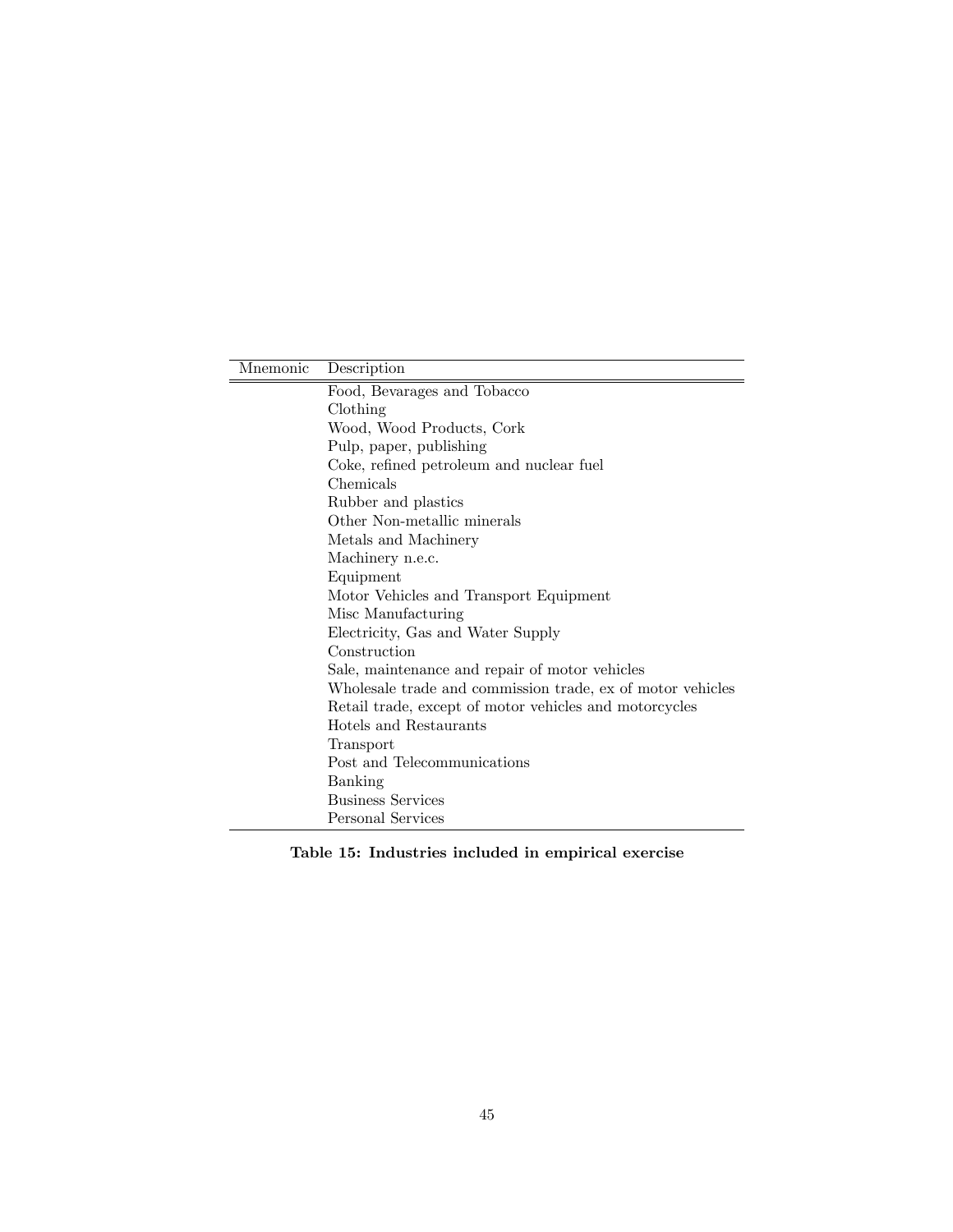| Mnemonic | Description |
|---|---|
| | Food, Bevarages and Tobacco |
| | Clothing |
| | Wood, Wood Products, Cork |
| | Pulp, paper, publishing |
| | Coke, refined petroleum and nuclear fuel |
| | Chemicals |
| | Rubber and plastics |
| | Other Non-metallic minerals |
| | Metals and Machinery |
| | Machinery n.e.c. |
| | Equipment |
| | Motor Vehicles and Transport Equipment |
| | Misc Manufacturing |
| | Electricity, Gas and Water Supply |
| | Construction |
| | Sale, maintenance and repair of motor vehicles |
| | Wholesale trade and commission trade, ex of motor vehicles |
| | Retail trade, except of motor vehicles and motorcycles |
| | Hotels and Restaurants |
| | Transport |
| | Post and Telecommunications |
| | Banking |
| | Business Services |
| | Personal Services |

**Table 15: Industries included in empirical exercise**